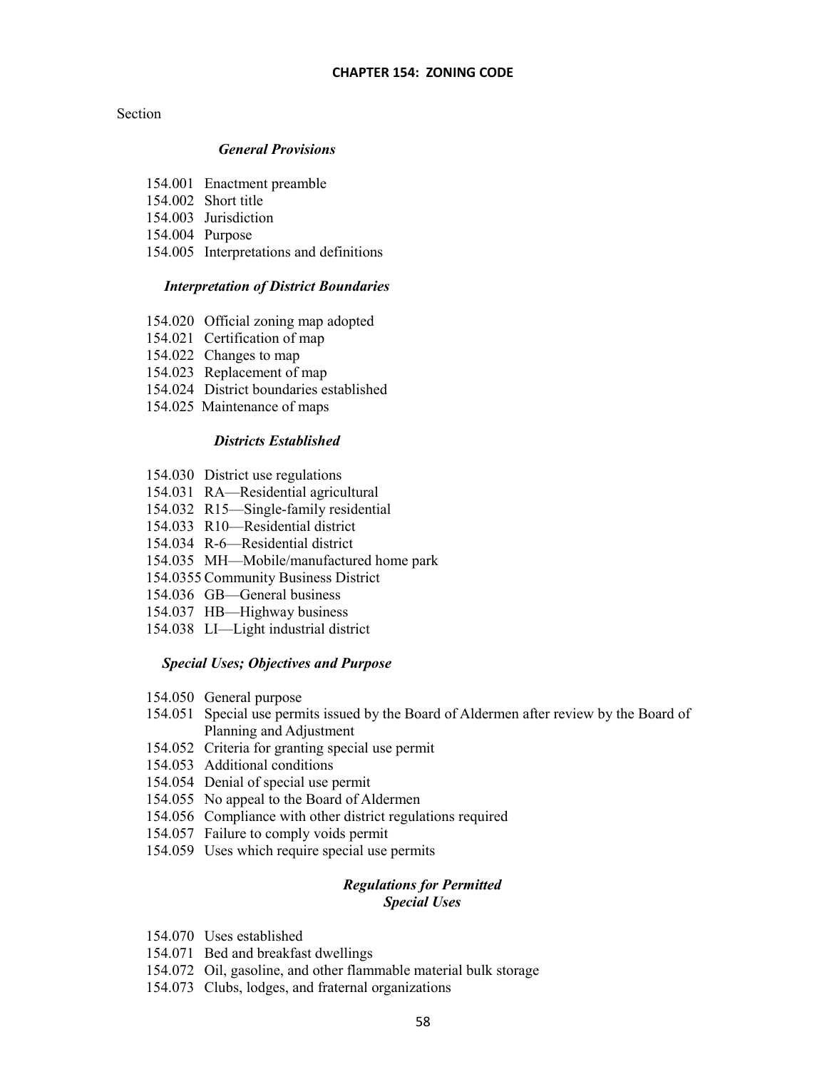# CHAPTER 154: ZONING CODE

Section

***General Provisions***

154.001 Enactment preamble
154.002 Short title
154.003 Jurisdiction
154.004 Purpose
154.005 Interpretations and definitions

***Interpretation of District Boundaries***

154.020 Official zoning map adopted
154.021 Certification of map
154.022 Changes to map
154.023 Replacement of map
154.024 District boundaries established
154.025 Maintenance of maps

***Districts Established***

154.030 District use regulations
154.031 RA—Residential agricultural
154.032 R15—Single-family residential
154.033 R10—Residential district
154.034 R-6—Residential district
154.035 MH—Mobile/manufactured home park
154.0355 Community Business District
154.036 GB—General business
154.037 HB—Highway business
154.038 LI—Light industrial district

***Special Uses; Objectives and Purpose***

154.050 General purpose
154.051 Special use permits issued by the Board of Aldermen after review by the Board of Planning and Adjustment
154.052 Criteria for granting special use permit
154.053 Additional conditions
154.054 Denial of special use permit
154.055 No appeal to the Board of Aldermen
154.056 Compliance with other district regulations required
154.057 Failure to comply voids permit
154.059 Uses which require special use permits

***Regulations for Permitted Special Uses***

154.070 Uses established
154.071 Bed and breakfast dwellings
154.072 Oil, gasoline, and other flammable material bulk storage
154.073 Clubs, lodges, and fraternal organizations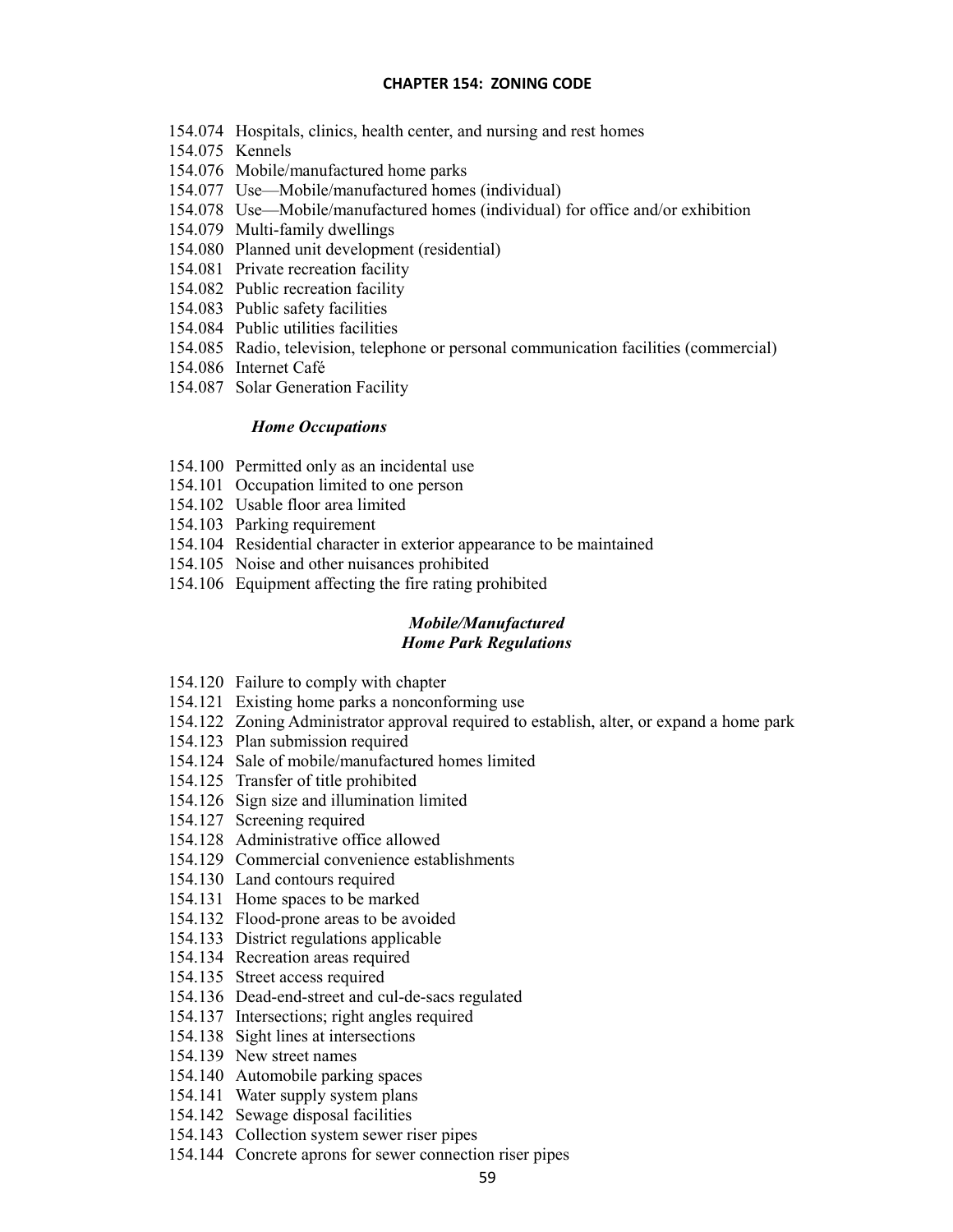154.074 Hospitals, clinics, health center, and nursing and rest homes
154.075 Kennels
154.076 Mobile/manufactured home parks
154.077 Use—Mobile/manufactured homes (individual)
154.078 Use—Mobile/manufactured homes (individual) for office and/or exhibition
154.079 Multi-family dwellings
154.080 Planned unit development (residential)
154.081 Private recreation facility
154.082 Public recreation facility
154.083 Public safety facilities
154.084 Public utilities facilities
154.085 Radio, television, telephone or personal communication facilities (commercial)
154.086 Internet Café
154.087 Solar Generation Facility

### *Home Occupations*

154.100 Permitted only as an incidental use
154.101 Occupation limited to one person
154.102 Usable floor area limited
154.103 Parking requirement
154.104 Residential character in exterior appearance to be maintained
154.105 Noise and other nuisances prohibited
154.106 Equipment affecting the fire rating prohibited

### *Mobile/Manufactured Home Park Regulations*

154.120 Failure to comply with chapter
154.121 Existing home parks a nonconforming use
154.122 Zoning Administrator approval required to establish, alter, or expand a home park
154.123 Plan submission required
154.124 Sale of mobile/manufactured homes limited
154.125 Transfer of title prohibited
154.126 Sign size and illumination limited
154.127 Screening required
154.128 Administrative office allowed
154.129 Commercial convenience establishments
154.130 Land contours required
154.131 Home spaces to be marked
154.132 Flood-prone areas to be avoided
154.133 District regulations applicable
154.134 Recreation areas required
154.135 Street access required
154.136 Dead-end-street and cul-de-sacs regulated
154.137 Intersections; right angles required
154.138 Sight lines at intersections
154.139 New street names
154.140 Automobile parking spaces
154.141 Water supply system plans
154.142 Sewage disposal facilities
154.143 Collection system sewer riser pipes
154.144 Concrete aprons for sewer connection riser pipes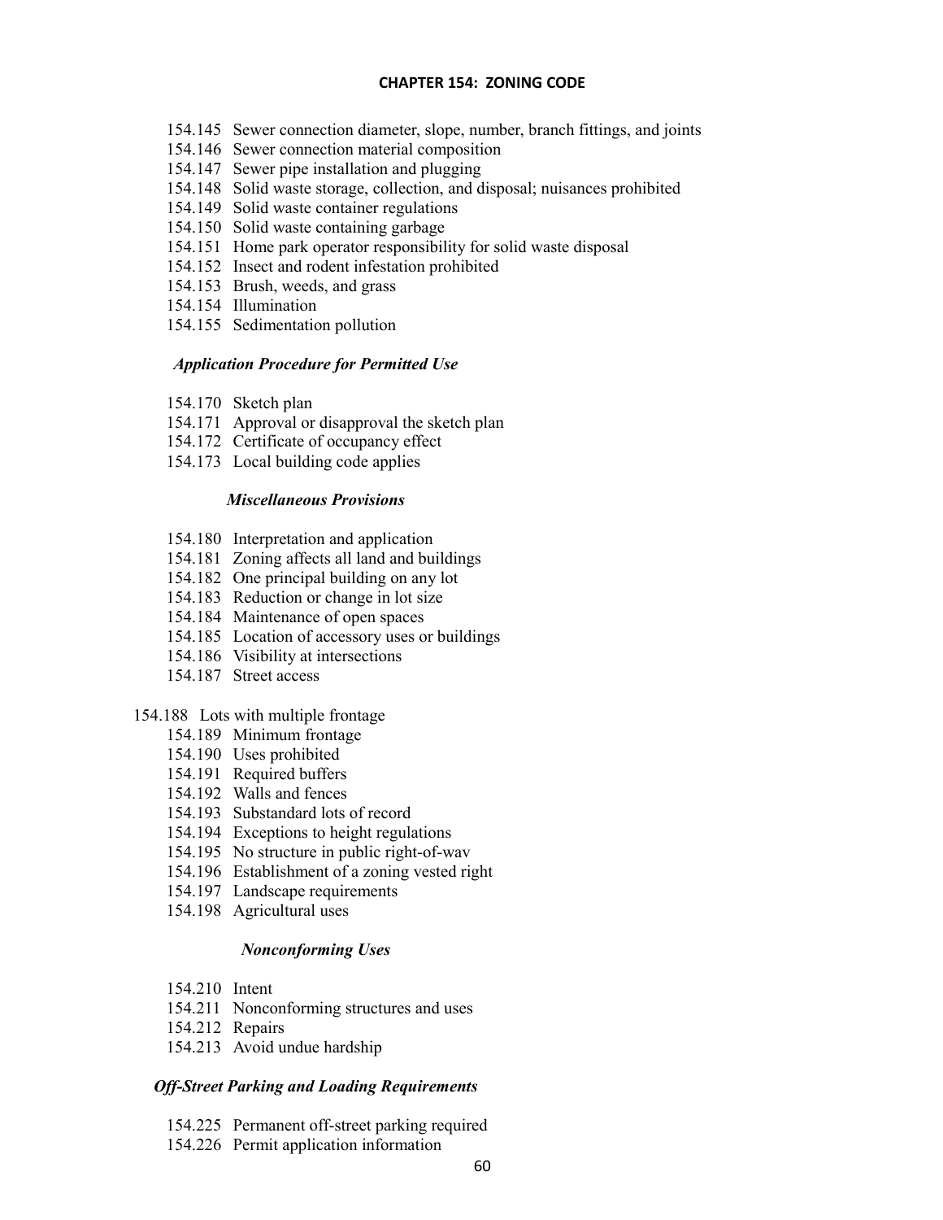154.145 Sewer connection diameter, slope, number, branch fittings, and joints
154.146 Sewer connection material composition
154.147 Sewer pipe installation and plugging
154.148 Solid waste storage, collection, and disposal; nuisances prohibited
154.149 Solid waste container regulations
154.150 Solid waste containing garbage
154.151 Home park operator responsibility for solid waste disposal
154.152 Insect and rodent infestation prohibited
154.153 Brush, weeds, and grass
154.154 Illumination
154.155 Sedimentation pollution

***Application Procedure for Permitted Use***

154.170 Sketch plan
154.171 Approval or disapproval the sketch plan
154.172 Certificate of occupancy effect
154.173 Local building code applies

***Miscellaneous Provisions***

154.180 Interpretation and application
154.181 Zoning affects all land and buildings
154.182 One principal building on any lot
154.183 Reduction or change in lot size
154.184 Maintenance of open spaces
154.185 Location of accessory uses or buildings
154.186 Visibility at intersections
154.187 Street access
154.188 Lots with multiple frontage
154.189 Minimum frontage
154.190 Uses prohibited
154.191 Required buffers
154.192 Walls and fences
154.193 Substandard lots of record
154.194 Exceptions to height regulations
154.195 No structure in public right-of-wav
154.196 Establishment of a zoning vested right
154.197 Landscape requirements
154.198 Agricultural uses

***Nonconforming Uses***

154.210 Intent
154.211 Nonconforming structures and uses
154.212 Repairs
154.213 Avoid undue hardship

***Off-Street Parking and Loading Requirements***

154.225 Permanent off-street parking required
154.226 Permit application information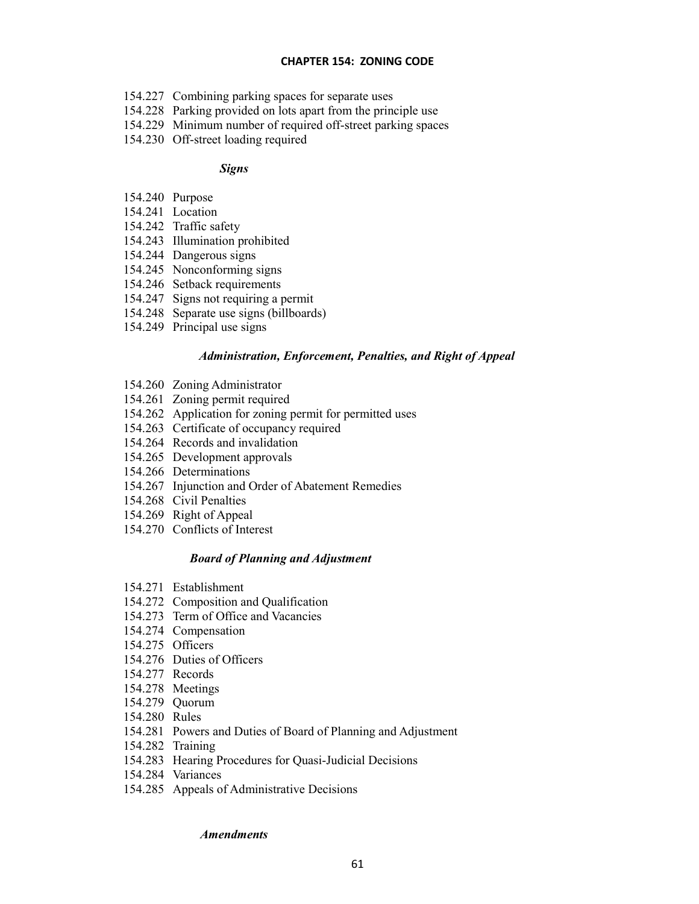154.227 Combining parking spaces for separate uses
154.228 Parking provided on lots apart from the principle use
154.229 Minimum number of required off-street parking spaces
154.230 Off-street loading required

### *Signs*

154.240 Purpose
154.241 Location
154.242 Traffic safety
154.243 Illumination prohibited
154.244 Dangerous signs
154.245 Nonconforming signs
154.246 Setback requirements
154.247 Signs not requiring a permit
154.248 Separate use signs (billboards)
154.249 Principal use signs

### *Administration, Enforcement, Penalties, and Right of Appeal*

154.260 Zoning Administrator
154.261 Zoning permit required
154.262 Application for zoning permit for permitted uses
154.263 Certificate of occupancy required
154.264 Records and invalidation
154.265 Development approvals
154.266 Determinations
154.267 Injunction and Order of Abatement Remedies
154.268 Civil Penalties
154.269 Right of Appeal
154.270 Conflicts of Interest

### *Board of Planning and Adjustment*

154.271 Establishment
154.272 Composition and Qualification
154.273 Term of Office and Vacancies
154.274 Compensation
154.275 Officers
154.276 Duties of Officers
154.277 Records
154.278 Meetings
154.279 Quorum
154.280 Rules
154.281 Powers and Duties of Board of Planning and Adjustment
154.282 Training
154.283 Hearing Procedures for Quasi-Judicial Decisions
154.284 Variances
154.285 Appeals of Administrative Decisions

### *Amendments*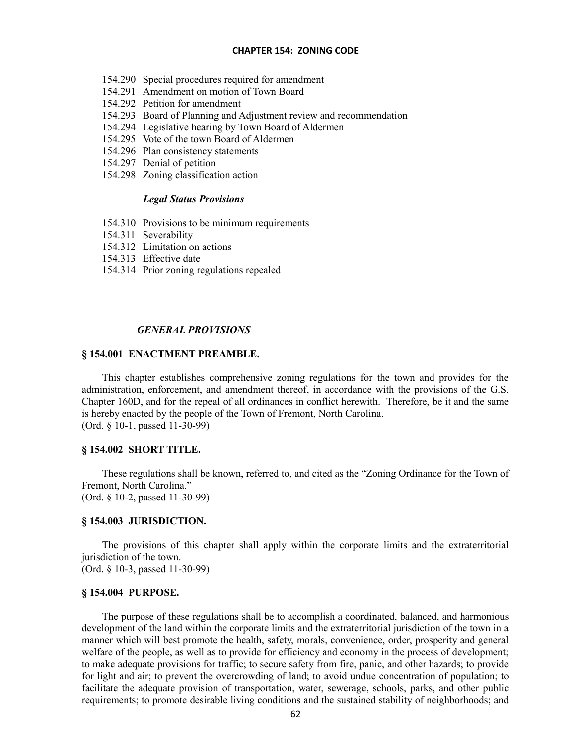154.290 Special procedures required for amendment
154.291 Amendment on motion of Town Board
154.292 Petition for amendment
154.293 Board of Planning and Adjustment review and recommendation
154.294 Legislative hearing by Town Board of Aldermen
154.295 Vote of the town Board of Aldermen
154.296 Plan consistency statements
154.297 Denial of petition
154.298 Zoning classification action

*Legal Status Provisions*

154.310 Provisions to be minimum requirements
154.311 Severability
154.312 Limitation on actions
154.313 Effective date
154.314 Prior zoning regulations repealed

## *GENERAL PROVISIONS*

### § 154.001 ENACTMENT PREAMBLE.

This chapter establishes comprehensive zoning regulations for the town and provides for the administration, enforcement, and amendment thereof, in accordance with the provisions of the G.S. Chapter 160D, and for the repeal of all ordinances in conflict herewith. Therefore, be it and the same is hereby enacted by the people of the Town of Fremont, North Carolina.
(Ord. § 10-1, passed 11-30-99)

### § 154.002 SHORT TITLE.

These regulations shall be known, referred to, and cited as the "Zoning Ordinance for the Town of Fremont, North Carolina."
(Ord. § 10-2, passed 11-30-99)

### § 154.003 JURISDICTION.

The provisions of this chapter shall apply within the corporate limits and the extraterritorial jurisdiction of the town.
(Ord. § 10-3, passed 11-30-99)

### § 154.004 PURPOSE.

The purpose of these regulations shall be to accomplish a coordinated, balanced, and harmonious development of the land within the corporate limits and the extraterritorial jurisdiction of the town in a manner which will best promote the health, safety, morals, convenience, order, prosperity and general welfare of the people, as well as to provide for efficiency and economy in the process of development; to make adequate provisions for traffic; to secure safety from fire, panic, and other hazards; to provide for light and air; to prevent the overcrowding of land; to avoid undue concentration of population; to facilitate the adequate provision of transportation, water, sewerage, schools, parks, and other public requirements; to promote desirable living conditions and the sustained stability of neighborhoods; and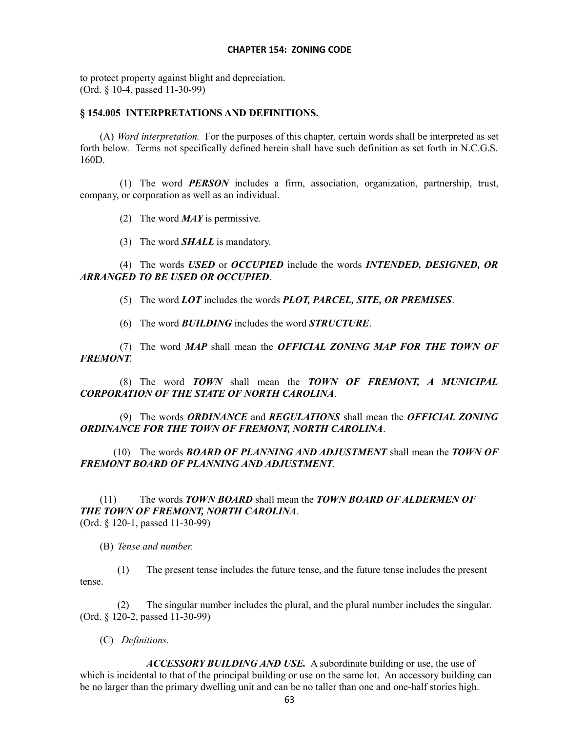to protect property against blight and depreciation.
(Ord. § 10-4, passed 11-30-99)

## § 154.005 INTERPRETATIONS AND DEFINITIONS.

(A) *Word interpretation.* For the purposes of this chapter, certain words shall be interpreted as set forth below. Terms not specifically defined herein shall have such definition as set forth in N.C.G.S. 160D.

(1) The word ***PERSON*** includes a firm, association, organization, partnership, trust, company, or corporation as well as an individual.

(2) The word ***MAY*** is permissive.

(3) The word ***SHALL*** is mandatory.

(4) The words ***USED*** or ***OCCUPIED*** include the words ***INTENDED, DESIGNED, OR ARRANGED TO BE USED OR OCCUPIED***.

(5) The word ***LOT*** includes the words ***PLOT, PARCEL, SITE, OR PREMISES***.

(6) The word ***BUILDING*** includes the word ***STRUCTURE***.

(7) The word ***MAP*** shall mean the ***OFFICIAL ZONING MAP FOR THE TOWN OF FREMONT***.

(8) The word ***TOWN*** shall mean the ***TOWN OF FREMONT, A MUNICIPAL CORPORATION OF THE STATE OF NORTH CAROLINA***.

(9) The words ***ORDINANCE*** and ***REGULATIONS*** shall mean the ***OFFICIAL ZONING ORDINANCE FOR THE TOWN OF FREMONT, NORTH CAROLINA***.

(10) The words ***BOARD OF PLANNING AND ADJUSTMENT*** shall mean the ***TOWN OF FREMONT BOARD OF PLANNING AND ADJUSTMENT***.

(11) The words ***TOWN BOARD*** shall mean the ***TOWN BOARD OF ALDERMEN OF THE TOWN OF FREMONT, NORTH CAROLINA***.
(Ord. § 120-1, passed 11-30-99)

(B) *Tense and number.*

(1) The present tense includes the future tense, and the future tense includes the present tense.

(2) The singular number includes the plural, and the plural number includes the singular.
(Ord. § 120-2, passed 11-30-99)

(C) *Definitions.*

***ACCESSORY BUILDING AND USE.*** A subordinate building or use, the use of which is incidental to that of the principal building or use on the same lot. An accessory building can be no larger than the primary dwelling unit and can be no taller than one and one-half stories high.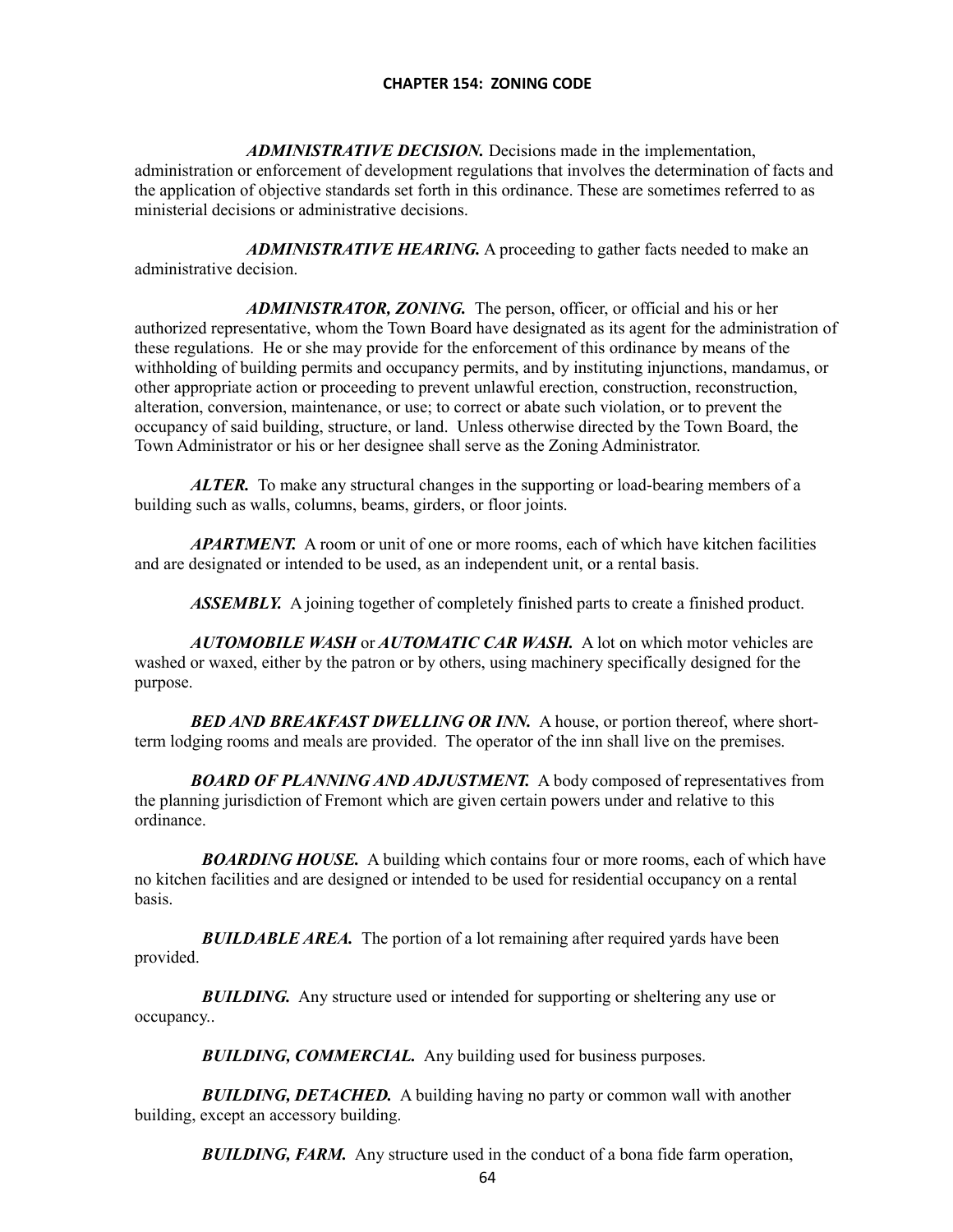**CHAPTER 154: ZONING CODE**

***ADMINISTRATIVE DECISION.*** Decisions made in the implementation, administration or enforcement of development regulations that involves the determination of facts and the application of objective standards set forth in this ordinance. These are sometimes referred to as ministerial decisions or administrative decisions.

***ADMINISTRATIVE HEARING.*** A proceeding to gather facts needed to make an administrative decision.

***ADMINISTRATOR, ZONING.*** The person, officer, or official and his or her authorized representative, whom the Town Board have designated as its agent for the administration of these regulations. He or she may provide for the enforcement of this ordinance by means of the withholding of building permits and occupancy permits, and by instituting injunctions, mandamus, or other appropriate action or proceeding to prevent unlawful erection, construction, reconstruction, alteration, conversion, maintenance, or use; to correct or abate such violation, or to prevent the occupancy of said building, structure, or land. Unless otherwise directed by the Town Board, the Town Administrator or his or her designee shall serve as the Zoning Administrator.

***ALTER.*** To make any structural changes in the supporting or load-bearing members of a building such as walls, columns, beams, girders, or floor joints.

***APARTMENT.*** A room or unit of one or more rooms, each of which have kitchen facilities and are designated or intended to be used, as an independent unit, or a rental basis.

***ASSEMBLY.*** A joining together of completely finished parts to create a finished product.

***AUTOMOBILE WASH*** or ***AUTOMATIC CAR WASH.*** A lot on which motor vehicles are washed or waxed, either by the patron or by others, using machinery specifically designed for the purpose.

***BED AND BREAKFAST DWELLING OR INN.*** A house, or portion thereof, where short-term lodging rooms and meals are provided. The operator of the inn shall live on the premises.

***BOARD OF PLANNING AND ADJUSTMENT.*** A body composed of representatives from the planning jurisdiction of Fremont which are given certain powers under and relative to this ordinance.

***BOARDING HOUSE.*** A building which contains four or more rooms, each of which have no kitchen facilities and are designed or intended to be used for residential occupancy on a rental basis.

***BUILDABLE AREA.*** The portion of a lot remaining after required yards have been provided.

***BUILDING.*** Any structure used or intended for supporting or sheltering any use or occupancy..

***BUILDING, COMMERCIAL.*** Any building used for business purposes.

***BUILDING, DETACHED.*** A building having no party or common wall with another building, except an accessory building.

***BUILDING, FARM.*** Any structure used in the conduct of a bona fide farm operation,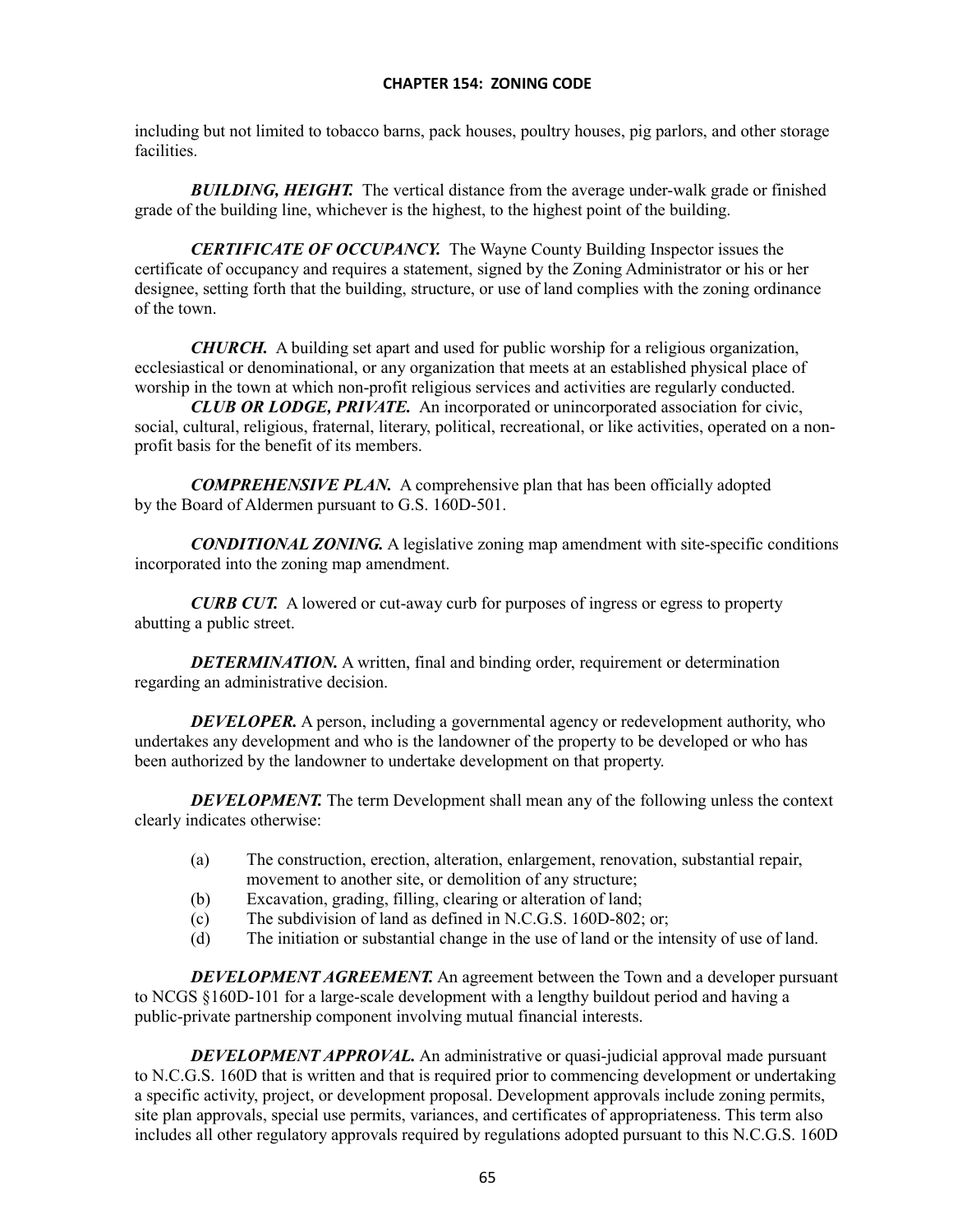including but not limited to tobacco barns, pack houses, poultry houses, pig parlors, and other storage facilities.

***BUILDING, HEIGHT.*** The vertical distance from the average under-walk grade or finished grade of the building line, whichever is the highest, to the highest point of the building.

***CERTIFICATE OF OCCUPANCY.*** The Wayne County Building Inspector issues the certificate of occupancy and requires a statement, signed by the Zoning Administrator or his or her designee, setting forth that the building, structure, or use of land complies with the zoning ordinance of the town.

***CHURCH.*** A building set apart and used for public worship for a religious organization, ecclesiastical or denominational, or any organization that meets at an established physical place of worship in the town at which non-profit religious services and activities are regularly conducted.

***CLUB OR LODGE, PRIVATE.*** An incorporated or unincorporated association for civic, social, cultural, religious, fraternal, literary, political, recreational, or like activities, operated on a non-profit basis for the benefit of its members.

***COMPREHENSIVE PLAN.*** A comprehensive plan that has been officially adopted by the Board of Aldermen pursuant to G.S. 160D-501.

***CONDITIONAL ZONING.*** A legislative zoning map amendment with site-specific conditions incorporated into the zoning map amendment.

***CURB CUT.*** A lowered or cut-away curb for purposes of ingress or egress to property abutting a public street.

***DETERMINATION.*** A written, final and binding order, requirement or determination regarding an administrative decision.

***DEVELOPER.*** A person, including a governmental agency or redevelopment authority, who undertakes any development and who is the landowner of the property to be developed or who has been authorized by the landowner to undertake development on that property.

***DEVELOPMENT.*** The term Development shall mean any of the following unless the context clearly indicates otherwise:

(a) The construction, erection, alteration, enlargement, renovation, substantial repair, movement to another site, or demolition of any structure;
(b) Excavation, grading, filling, clearing or alteration of land;
(c) The subdivision of land as defined in N.C.G.S. 160D-802; or;
(d) The initiation or substantial change in the use of land or the intensity of use of land.

***DEVELOPMENT AGREEMENT.*** An agreement between the Town and a developer pursuant to NCGS §160D-101 for a large-scale development with a lengthy buildout period and having a public-private partnership component involving mutual financial interests.

***DEVELOPMENT APPROVAL.*** An administrative or quasi-judicial approval made pursuant to N.C.G.S. 160D that is written and that is required prior to commencing development or undertaking a specific activity, project, or development proposal. Development approvals include zoning permits, site plan approvals, special use permits, variances, and certificates of appropriateness. This term also includes all other regulatory approvals required by regulations adopted pursuant to this N.C.G.S. 160D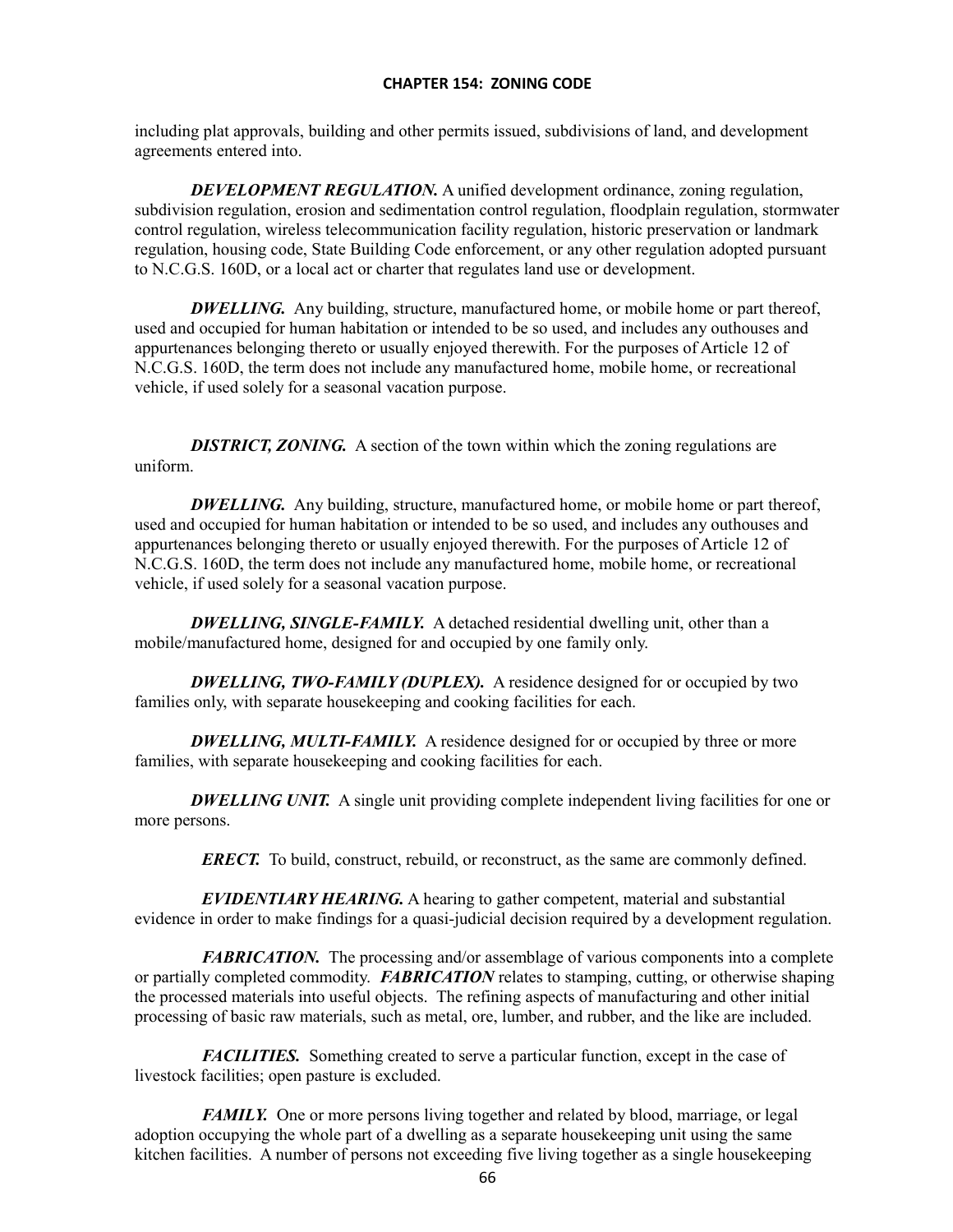including plat approvals, building and other permits issued, subdivisions of land, and development agreements entered into.

***DEVELOPMENT REGULATION.*** A unified development ordinance, zoning regulation, subdivision regulation, erosion and sedimentation control regulation, floodplain regulation, stormwater control regulation, wireless telecommunication facility regulation, historic preservation or landmark regulation, housing code, State Building Code enforcement, or any other regulation adopted pursuant to N.C.G.S. 160D, or a local act or charter that regulates land use or development.

***DWELLING.*** Any building, structure, manufactured home, or mobile home or part thereof, used and occupied for human habitation or intended to be so used, and includes any outhouses and appurtenances belonging thereto or usually enjoyed therewith. For the purposes of Article 12 of N.C.G.S. 160D, the term does not include any manufactured home, mobile home, or recreational vehicle, if used solely for a seasonal vacation purpose.

***DISTRICT, ZONING.*** A section of the town within which the zoning regulations are uniform.

***DWELLING.*** Any building, structure, manufactured home, or mobile home or part thereof, used and occupied for human habitation or intended to be so used, and includes any outhouses and appurtenances belonging thereto or usually enjoyed therewith. For the purposes of Article 12 of N.C.G.S. 160D, the term does not include any manufactured home, mobile home, or recreational vehicle, if used solely for a seasonal vacation purpose.

***DWELLING, SINGLE-FAMILY.*** A detached residential dwelling unit, other than a mobile/manufactured home, designed for and occupied by one family only.

***DWELLING, TWO-FAMILY (DUPLEX).*** A residence designed for or occupied by two families only, with separate housekeeping and cooking facilities for each.

***DWELLING, MULTI-FAMILY.*** A residence designed for or occupied by three or more families, with separate housekeeping and cooking facilities for each.

***DWELLING UNIT.*** A single unit providing complete independent living facilities for one or more persons.

***ERECT.*** To build, construct, rebuild, or reconstruct, as the same are commonly defined.

***EVIDENTIARY HEARING.*** A hearing to gather competent, material and substantial evidence in order to make findings for a quasi-judicial decision required by a development regulation.

***FABRICATION.*** The processing and/or assemblage of various components into a complete or partially completed commodity. ***FABRICATION*** relates to stamping, cutting, or otherwise shaping the processed materials into useful objects. The refining aspects of manufacturing and other initial processing of basic raw materials, such as metal, ore, lumber, and rubber, and the like are included.

***FACILITIES.*** Something created to serve a particular function, except in the case of livestock facilities; open pasture is excluded.

***FAMILY.*** One or more persons living together and related by blood, marriage, or legal adoption occupying the whole part of a dwelling as a separate housekeeping unit using the same kitchen facilities. A number of persons not exceeding five living together as a single housekeeping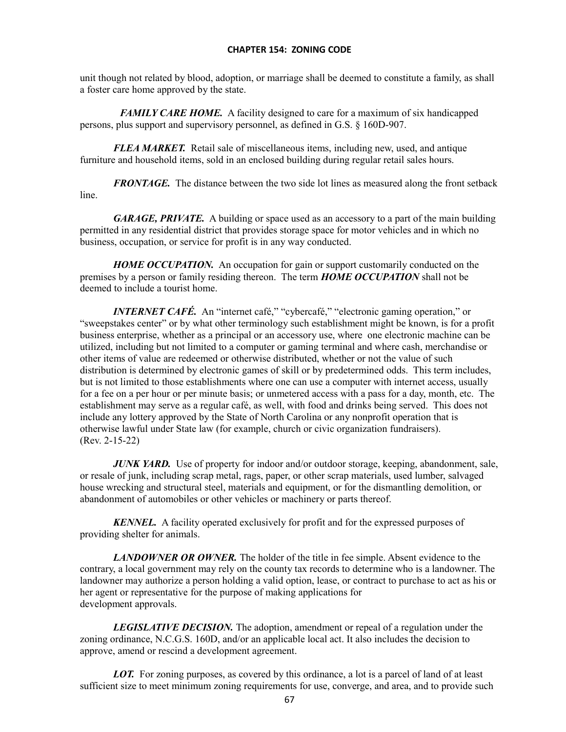unit though not related by blood, adoption, or marriage shall be deemed to constitute a family, as shall a foster care home approved by the state.

***FAMILY CARE HOME.*** A facility designed to care for a maximum of six handicapped persons, plus support and supervisory personnel, as defined in G.S. § 160D-907.

***FLEA MARKET.*** Retail sale of miscellaneous items, including new, used, and antique furniture and household items, sold in an enclosed building during regular retail sales hours.

***FRONTAGE.*** The distance between the two side lot lines as measured along the front setback line.

***GARAGE, PRIVATE.*** A building or space used as an accessory to a part of the main building permitted in any residential district that provides storage space for motor vehicles and in which no business, occupation, or service for profit is in any way conducted.

***HOME OCCUPATION.*** An occupation for gain or support customarily conducted on the premises by a person or family residing thereon. The term ***HOME OCCUPATION*** shall not be deemed to include a tourist home.

***INTERNET CAFÉ.*** An "internet café," "cybercafé," "electronic gaming operation," or "sweepstakes center" or by what other terminology such establishment might be known, is for a profit business enterprise, whether as a principal or an accessory use, where one electronic machine can be utilized, including but not limited to a computer or gaming terminal and where cash, merchandise or other items of value are redeemed or otherwise distributed, whether or not the value of such distribution is determined by electronic games of skill or by predetermined odds. This term includes, but is not limited to those establishments where one can use a computer with internet access, usually for a fee on a per hour or per minute basis; or unmetered access with a pass for a day, month, etc. The establishment may serve as a regular café, as well, with food and drinks being served. This does not include any lottery approved by the State of North Carolina or any nonprofit operation that is otherwise lawful under State law (for example, church or civic organization fundraisers). (Rev. 2-15-22)

***JUNK YARD.*** Use of property for indoor and/or outdoor storage, keeping, abandonment, sale, or resale of junk, including scrap metal, rags, paper, or other scrap materials, used lumber, salvaged house wrecking and structural steel, materials and equipment, or for the dismantling demolition, or abandonment of automobiles or other vehicles or machinery or parts thereof.

***KENNEL.*** A facility operated exclusively for profit and for the expressed purposes of providing shelter for animals.

***LANDOWNER OR OWNER.*** The holder of the title in fee simple. Absent evidence to the contrary, a local government may rely on the county tax records to determine who is a landowner. The landowner may authorize a person holding a valid option, lease, or contract to purchase to act as his or her agent or representative for the purpose of making applications for development approvals.

***LEGISLATIVE DECISION.*** The adoption, amendment or repeal of a regulation under the zoning ordinance, N.C.G.S. 160D, and/or an applicable local act. It also includes the decision to approve, amend or rescind a development agreement.

***LOT.*** For zoning purposes, as covered by this ordinance, a lot is a parcel of land of at least sufficient size to meet minimum zoning requirements for use, converge, and area, and to provide such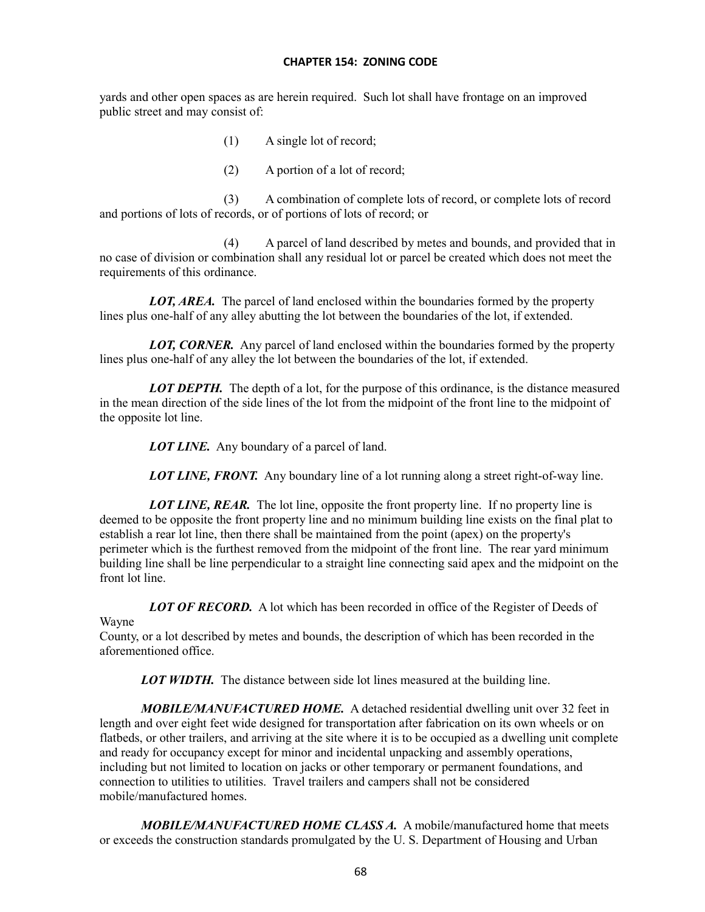yards and other open spaces as are herein required. Such lot shall have frontage on an improved public street and may consist of:

(1) A single lot of record;

(2) A portion of a lot of record;

(3) A combination of complete lots of record, or complete lots of record and portions of lots of records, or of portions of lots of record; or

(4) A parcel of land described by metes and bounds, and provided that in no case of division or combination shall any residual lot or parcel be created which does not meet the requirements of this ordinance.

***LOT, AREA.*** The parcel of land enclosed within the boundaries formed by the property lines plus one-half of any alley abutting the lot between the boundaries of the lot, if extended.

***LOT, CORNER.*** Any parcel of land enclosed within the boundaries formed by the property lines plus one-half of any alley the lot between the boundaries of the lot, if extended.

***LOT DEPTH.*** The depth of a lot, for the purpose of this ordinance, is the distance measured in the mean direction of the side lines of the lot from the midpoint of the front line to the midpoint of the opposite lot line.

***LOT LINE.*** Any boundary of a parcel of land.

***LOT LINE, FRONT.*** Any boundary line of a lot running along a street right-of-way line.

***LOT LINE, REAR.*** The lot line, opposite the front property line. If no property line is deemed to be opposite the front property line and no minimum building line exists on the final plat to establish a rear lot line, then there shall be maintained from the point (apex) on the property's perimeter which is the furthest removed from the midpoint of the front line. The rear yard minimum building line shall be line perpendicular to a straight line connecting said apex and the midpoint on the front lot line.

***LOT OF RECORD.*** A lot which has been recorded in office of the Register of Deeds of Wayne County, or a lot described by metes and bounds, the description of which has been recorded in the aforementioned office.

***LOT WIDTH.*** The distance between side lot lines measured at the building line.

***MOBILE/MANUFACTURED HOME.*** A detached residential dwelling unit over 32 feet in length and over eight feet wide designed for transportation after fabrication on its own wheels or on flatbeds, or other trailers, and arriving at the site where it is to be occupied as a dwelling unit complete and ready for occupancy except for minor and incidental unpacking and assembly operations, including but not limited to location on jacks or other temporary or permanent foundations, and connection to utilities to utilities. Travel trailers and campers shall not be considered mobile/manufactured homes.

***MOBILE/MANUFACTURED HOME CLASS A.*** A mobile/manufactured home that meets or exceeds the construction standards promulgated by the U. S. Department of Housing and Urban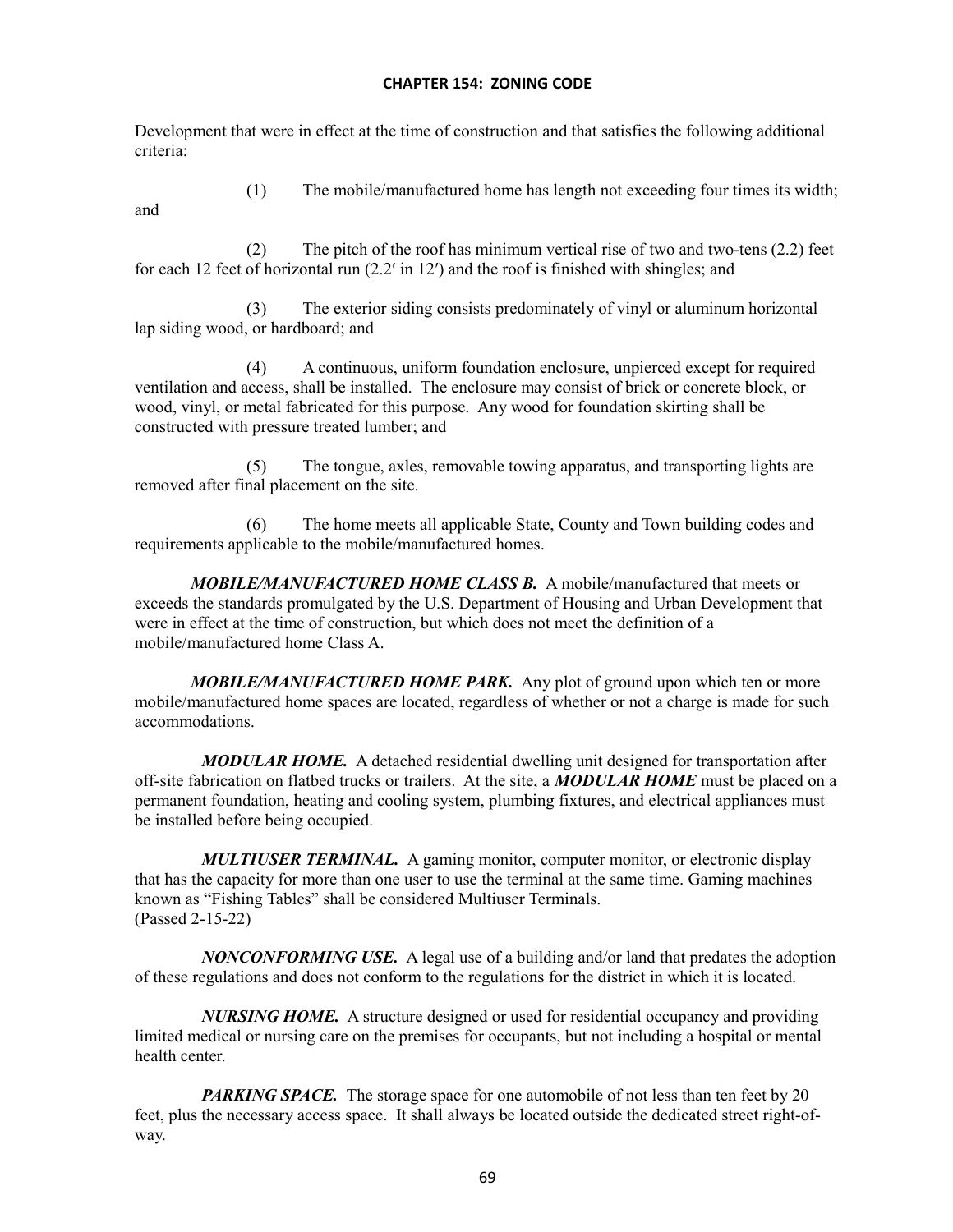Development that were in effect at the time of construction and that satisfies the following additional criteria:

(1) The mobile/manufactured home has length not exceeding four times its width; and

(2) The pitch of the roof has minimum vertical rise of two and two-tens (2.2) feet for each 12 feet of horizontal run (2.2′ in 12′) and the roof is finished with shingles; and

(3) The exterior siding consists predominately of vinyl or aluminum horizontal lap siding wood, or hardboard; and

(4) A continuous, uniform foundation enclosure, unpierced except for required ventilation and access, shall be installed. The enclosure may consist of brick or concrete block, or wood, vinyl, or metal fabricated for this purpose. Any wood for foundation skirting shall be constructed with pressure treated lumber; and

(5) The tongue, axles, removable towing apparatus, and transporting lights are removed after final placement on the site.

(6) The home meets all applicable State, County and Town building codes and requirements applicable to the mobile/manufactured homes.

***MOBILE/MANUFACTURED HOME CLASS B.*** A mobile/manufactured that meets or exceeds the standards promulgated by the U.S. Department of Housing and Urban Development that were in effect at the time of construction, but which does not meet the definition of a mobile/manufactured home Class A.

***MOBILE/MANUFACTURED HOME PARK.*** Any plot of ground upon which ten or more mobile/manufactured home spaces are located, regardless of whether or not a charge is made for such accommodations.

***MODULAR HOME.*** A detached residential dwelling unit designed for transportation after off-site fabrication on flatbed trucks or trailers. At the site, a ***MODULAR HOME*** must be placed on a permanent foundation, heating and cooling system, plumbing fixtures, and electrical appliances must be installed before being occupied.

***MULTIUSER TERMINAL.*** A gaming monitor, computer monitor, or electronic display that has the capacity for more than one user to use the terminal at the same time. Gaming machines known as "Fishing Tables" shall be considered Multiuser Terminals.
(Passed 2-15-22)

***NONCONFORMING USE.*** A legal use of a building and/or land that predates the adoption of these regulations and does not conform to the regulations for the district in which it is located.

***NURSING HOME.*** A structure designed or used for residential occupancy and providing limited medical or nursing care on the premises for occupants, but not including a hospital or mental health center.

***PARKING SPACE.*** The storage space for one automobile of not less than ten feet by 20 feet, plus the necessary access space. It shall always be located outside the dedicated street right-of-way.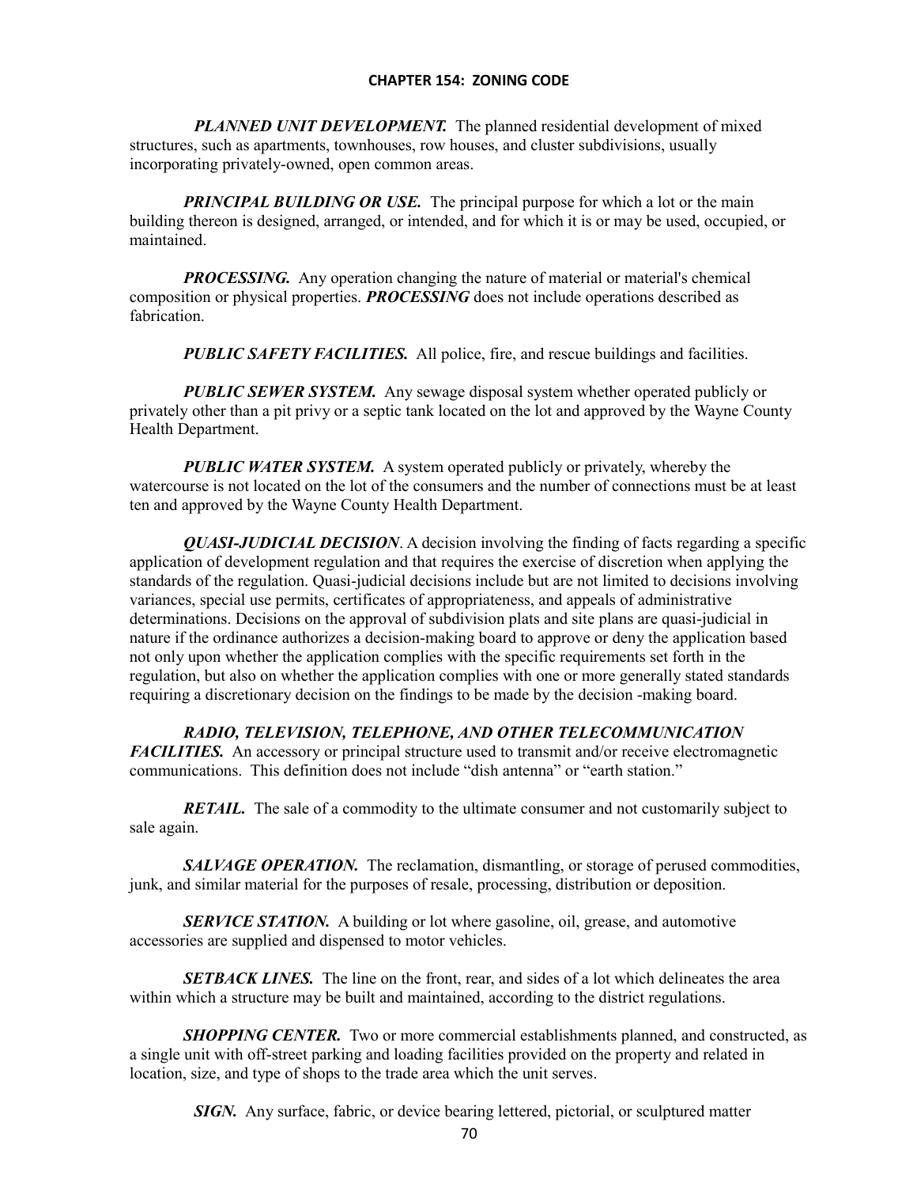***PLANNED UNIT DEVELOPMENT.*** The planned residential development of mixed structures, such as apartments, townhouses, row houses, and cluster subdivisions, usually incorporating privately-owned, open common areas.

***PRINCIPAL BUILDING OR USE.*** The principal purpose for which a lot or the main building thereon is designed, arranged, or intended, and for which it is or may be used, occupied, or maintained.

***PROCESSING.*** Any operation changing the nature of material or material's chemical composition or physical properties. ***PROCESSING*** does not include operations described as fabrication.

***PUBLIC SAFETY FACILITIES.*** All police, fire, and rescue buildings and facilities.

***PUBLIC SEWER SYSTEM.*** Any sewage disposal system whether operated publicly or privately other than a pit privy or a septic tank located on the lot and approved by the Wayne County Health Department.

***PUBLIC WATER SYSTEM.*** A system operated publicly or privately, whereby the watercourse is not located on the lot of the consumers and the number of connections must be at least ten and approved by the Wayne County Health Department.

***QUASI-JUDICIAL DECISION***. A decision involving the finding of facts regarding a specific application of development regulation and that requires the exercise of discretion when applying the standards of the regulation. Quasi-judicial decisions include but are not limited to decisions involving variances, special use permits, certificates of appropriateness, and appeals of administrative determinations. Decisions on the approval of subdivision plats and site plans are quasi-judicial in nature if the ordinance authorizes a decision-making board to approve or deny the application based not only upon whether the application complies with the specific requirements set forth in the regulation, but also on whether the application complies with one or more generally stated standards requiring a discretionary decision on the findings to be made by the decision -making board.

***RADIO, TELEVISION, TELEPHONE, AND OTHER TELECOMMUNICATION FACILITIES.*** An accessory or principal structure used to transmit and/or receive electromagnetic communications. This definition does not include "dish antenna" or "earth station."

***RETAIL.*** The sale of a commodity to the ultimate consumer and not customarily subject to sale again.

***SALVAGE OPERATION.*** The reclamation, dismantling, or storage of perused commodities, junk, and similar material for the purposes of resale, processing, distribution or deposition.

***SERVICE STATION.*** A building or lot where gasoline, oil, grease, and automotive accessories are supplied and dispensed to motor vehicles.

***SETBACK LINES.*** The line on the front, rear, and sides of a lot which delineates the area within which a structure may be built and maintained, according to the district regulations.

***SHOPPING CENTER.*** Two or more commercial establishments planned, and constructed, as a single unit with off-street parking and loading facilities provided on the property and related in location, size, and type of shops to the trade area which the unit serves.

***SIGN.*** Any surface, fabric, or device bearing lettered, pictorial, or sculptured matter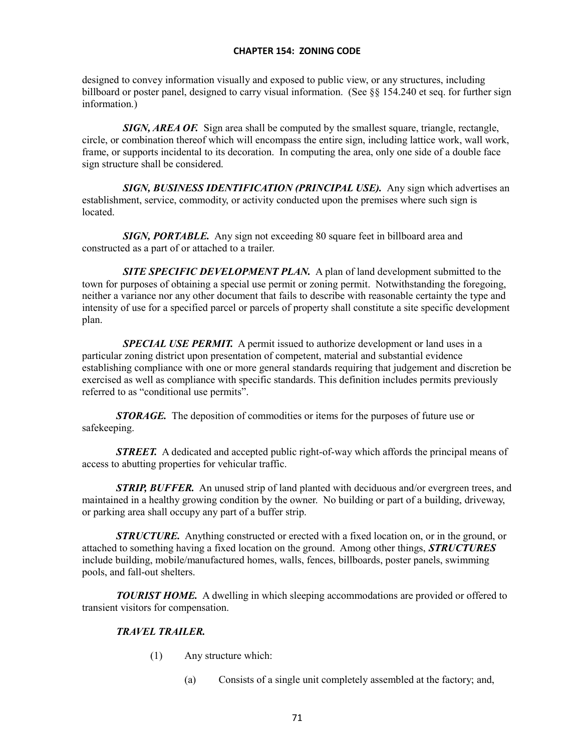designed to convey information visually and exposed to public view, or any structures, including billboard or poster panel, designed to carry visual information. (See §§ 154.240 et seq. for further sign information.)

***SIGN, AREA OF.*** Sign area shall be computed by the smallest square, triangle, rectangle, circle, or combination thereof which will encompass the entire sign, including lattice work, wall work, frame, or supports incidental to its decoration. In computing the area, only one side of a double face sign structure shall be considered.

***SIGN, BUSINESS IDENTIFICATION (PRINCIPAL USE).*** Any sign which advertises an establishment, service, commodity, or activity conducted upon the premises where such sign is located.

***SIGN, PORTABLE.*** Any sign not exceeding 80 square feet in billboard area and constructed as a part of or attached to a trailer.

***SITE SPECIFIC DEVELOPMENT PLAN.*** A plan of land development submitted to the town for purposes of obtaining a special use permit or zoning permit. Notwithstanding the foregoing, neither a variance nor any other document that fails to describe with reasonable certainty the type and intensity of use for a specified parcel or parcels of property shall constitute a site specific development plan.

***SPECIAL USE PERMIT.*** A permit issued to authorize development or land uses in a particular zoning district upon presentation of competent, material and substantial evidence establishing compliance with one or more general standards requiring that judgement and discretion be exercised as well as compliance with specific standards. This definition includes permits previously referred to as "conditional use permits".

***STORAGE.*** The deposition of commodities or items for the purposes of future use or safekeeping.

***STREET.*** A dedicated and accepted public right-of-way which affords the principal means of access to abutting properties for vehicular traffic.

***STRIP, BUFFER.*** An unused strip of land planted with deciduous and/or evergreen trees, and maintained in a healthy growing condition by the owner. No building or part of a building, driveway, or parking area shall occupy any part of a buffer strip.

***STRUCTURE.*** Anything constructed or erected with a fixed location on, or in the ground, or attached to something having a fixed location on the ground. Among other things, ***STRUCTURES*** include building, mobile/manufactured homes, walls, fences, billboards, poster panels, swimming pools, and fall-out shelters.

***TOURIST HOME.*** A dwelling in which sleeping accommodations are provided or offered to transient visitors for compensation.

***TRAVEL TRAILER.***

(1) Any structure which:

(a) Consists of a single unit completely assembled at the factory; and,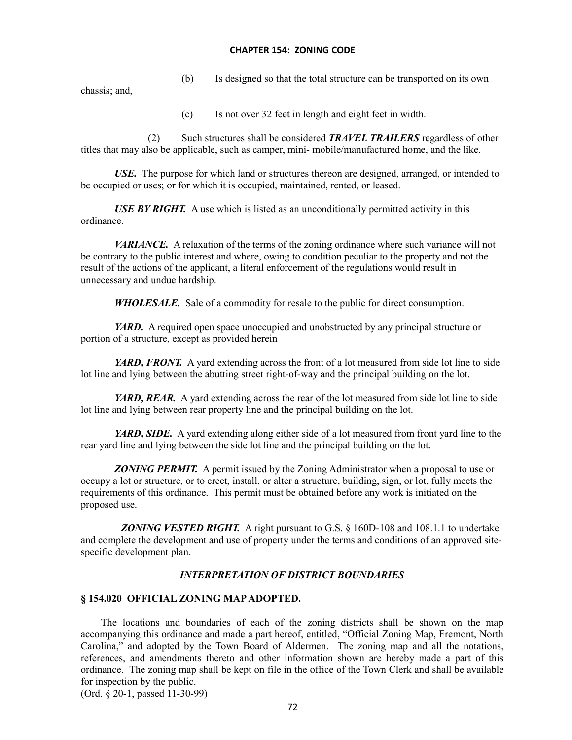(b) Is designed so that the total structure can be transported on its own chassis; and,

(c) Is not over 32 feet in length and eight feet in width.

(2) Such structures shall be considered ***TRAVEL TRAILERS*** regardless of other titles that may also be applicable, such as camper, mini- mobile/manufactured home, and the like.

***USE.*** The purpose for which land or structures thereon are designed, arranged, or intended to be occupied or uses; or for which it is occupied, maintained, rented, or leased.

***USE BY RIGHT.*** A use which is listed as an unconditionally permitted activity in this ordinance.

***VARIANCE.*** A relaxation of the terms of the zoning ordinance where such variance will not be contrary to the public interest and where, owing to condition peculiar to the property and not the result of the actions of the applicant, a literal enforcement of the regulations would result in unnecessary and undue hardship.

***WHOLESALE.*** Sale of a commodity for resale to the public for direct consumption.

***YARD.*** A required open space unoccupied and unobstructed by any principal structure or portion of a structure, except as provided herein

***YARD, FRONT.*** A yard extending across the front of a lot measured from side lot line to side lot line and lying between the abutting street right-of-way and the principal building on the lot.

***YARD, REAR.*** A yard extending across the rear of the lot measured from side lot line to side lot line and lying between rear property line and the principal building on the lot.

***YARD, SIDE.*** A yard extending along either side of a lot measured from front yard line to the rear yard line and lying between the side lot line and the principal building on the lot.

***ZONING PERMIT.*** A permit issued by the Zoning Administrator when a proposal to use or occupy a lot or structure, or to erect, install, or alter a structure, building, sign, or lot, fully meets the requirements of this ordinance. This permit must be obtained before any work is initiated on the proposed use.

***ZONING VESTED RIGHT.*** A right pursuant to G.S. § 160D-108 and 108.1.1 to undertake and complete the development and use of property under the terms and conditions of an approved site-specific development plan.

### *INTERPRETATION OF DISTRICT BOUNDARIES*

### § 154.020 OFFICIAL ZONING MAP ADOPTED.

The locations and boundaries of each of the zoning districts shall be shown on the map accompanying this ordinance and made a part hereof, entitled, "Official Zoning Map, Fremont, North Carolina," and adopted by the Town Board of Aldermen. The zoning map and all the notations, references, and amendments thereto and other information shown are hereby made a part of this ordinance. The zoning map shall be kept on file in the office of the Town Clerk and shall be available for inspection by the public.
(Ord. § 20-1, passed 11-30-99)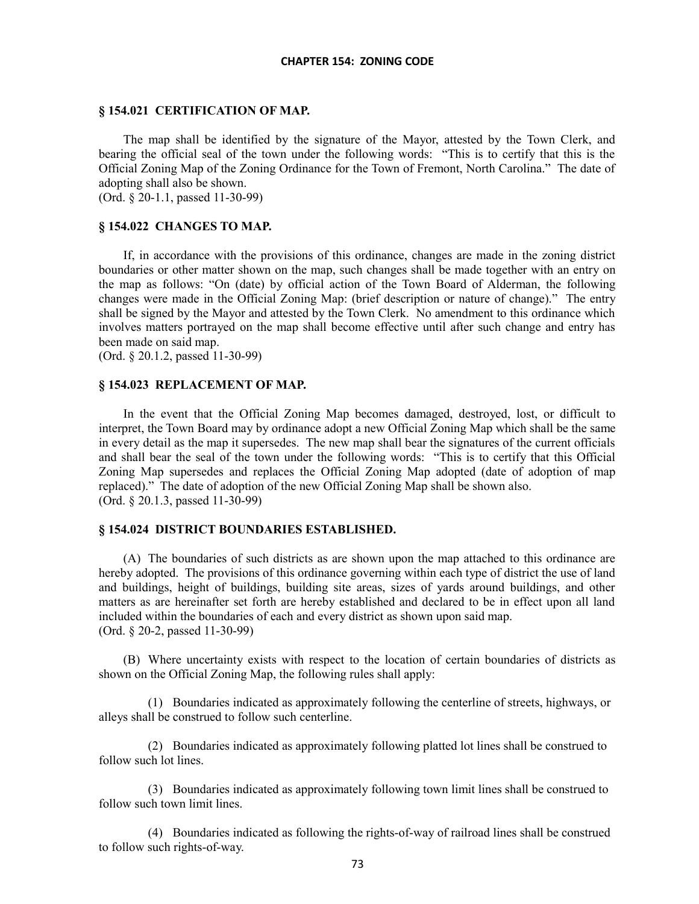## § 154.021 CERTIFICATION OF MAP.

The map shall be identified by the signature of the Mayor, attested by the Town Clerk, and bearing the official seal of the town under the following words: "This is to certify that this is the Official Zoning Map of the Zoning Ordinance for the Town of Fremont, North Carolina." The date of adopting shall also be shown.
(Ord. § 20-1.1, passed 11-30-99)

## § 154.022 CHANGES TO MAP.

If, in accordance with the provisions of this ordinance, changes are made in the zoning district boundaries or other matter shown on the map, such changes shall be made together with an entry on the map as follows: "On (date) by official action of the Town Board of Alderman, the following changes were made in the Official Zoning Map: (brief description or nature of change)." The entry shall be signed by the Mayor and attested by the Town Clerk. No amendment to this ordinance which involves matters portrayed on the map shall become effective until after such change and entry has been made on said map.
(Ord. § 20.1.2, passed 11-30-99)

## § 154.023 REPLACEMENT OF MAP.

In the event that the Official Zoning Map becomes damaged, destroyed, lost, or difficult to interpret, the Town Board may by ordinance adopt a new Official Zoning Map which shall be the same in every detail as the map it supersedes. The new map shall bear the signatures of the current officials and shall bear the seal of the town under the following words: "This is to certify that this Official Zoning Map supersedes and replaces the Official Zoning Map adopted (date of adoption of map replaced)." The date of adoption of the new Official Zoning Map shall be shown also.
(Ord. § 20.1.3, passed 11-30-99)

## § 154.024 DISTRICT BOUNDARIES ESTABLISHED.

(A) The boundaries of such districts as are shown upon the map attached to this ordinance are hereby adopted. The provisions of this ordinance governing within each type of district the use of land and buildings, height of buildings, building site areas, sizes of yards around buildings, and other matters as are hereinafter set forth are hereby established and declared to be in effect upon all land included within the boundaries of each and every district as shown upon said map.
(Ord. § 20-2, passed 11-30-99)

(B) Where uncertainty exists with respect to the location of certain boundaries of districts as shown on the Official Zoning Map, the following rules shall apply:

(1) Boundaries indicated as approximately following the centerline of streets, highways, or alleys shall be construed to follow such centerline.

(2) Boundaries indicated as approximately following platted lot lines shall be construed to follow such lot lines.

(3) Boundaries indicated as approximately following town limit lines shall be construed to follow such town limit lines.

(4) Boundaries indicated as following the rights-of-way of railroad lines shall be construed to follow such rights-of-way.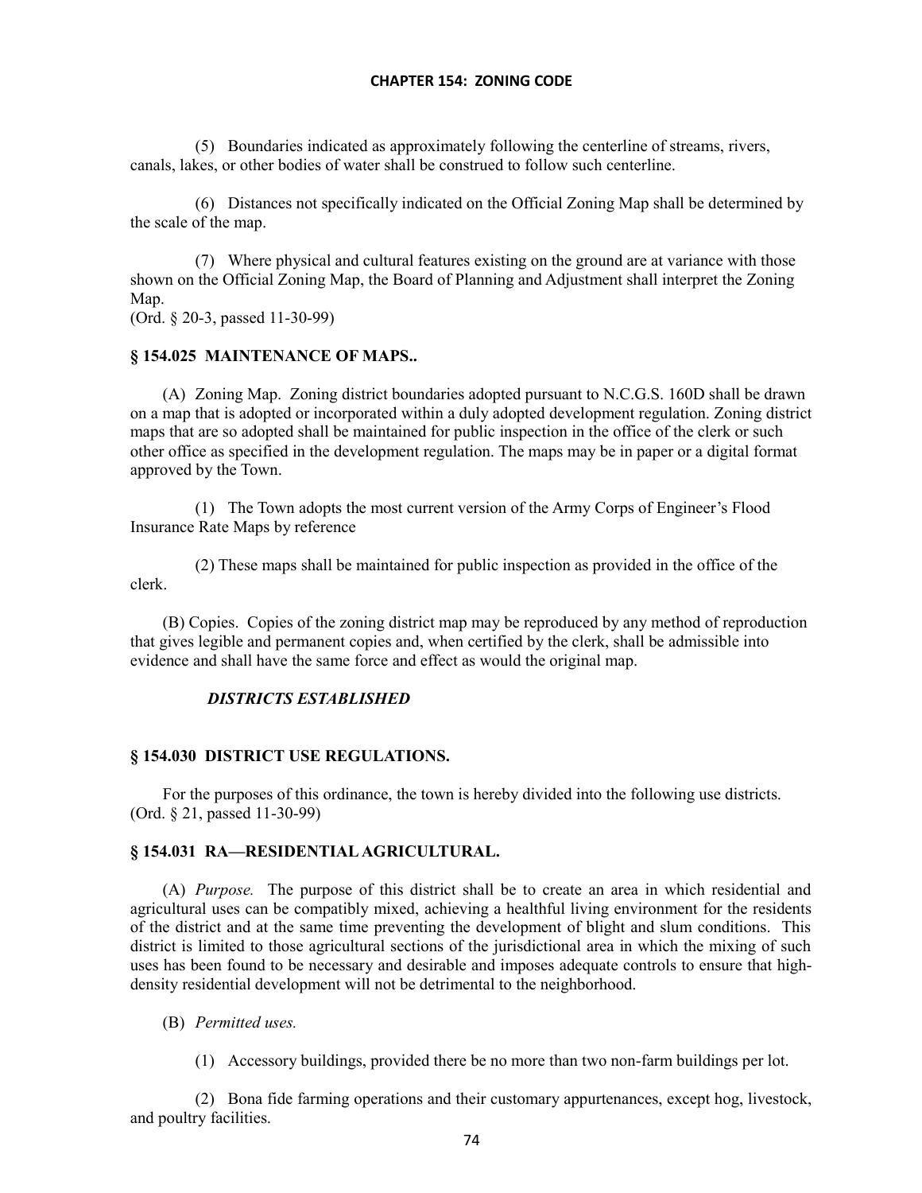(5) Boundaries indicated as approximately following the centerline of streams, rivers, canals, lakes, or other bodies of water shall be construed to follow such centerline.

(6) Distances not specifically indicated on the Official Zoning Map shall be determined by the scale of the map.

(7) Where physical and cultural features existing on the ground are at variance with those shown on the Official Zoning Map, the Board of Planning and Adjustment shall interpret the Zoning Map.
(Ord. § 20-3, passed 11-30-99)

### § 154.025 MAINTENANCE OF MAPS..

(A) Zoning Map. Zoning district boundaries adopted pursuant to N.C.G.S. 160D shall be drawn on a map that is adopted or incorporated within a duly adopted development regulation. Zoning district maps that are so adopted shall be maintained for public inspection in the office of the clerk or such other office as specified in the development regulation. The maps may be in paper or a digital format approved by the Town.

(1) The Town adopts the most current version of the Army Corps of Engineer's Flood Insurance Rate Maps by reference

(2) These maps shall be maintained for public inspection as provided in the office of the clerk.

(B) Copies. Copies of the zoning district map may be reproduced by any method of reproduction that gives legible and permanent copies and, when certified by the clerk, shall be admissible into evidence and shall have the same force and effect as would the original map.

## *DISTRICTS ESTABLISHED*

### § 154.030 DISTRICT USE REGULATIONS.

For the purposes of this ordinance, the town is hereby divided into the following use districts.
(Ord. § 21, passed 11-30-99)

### § 154.031 RA—RESIDENTIAL AGRICULTURAL.

(A) *Purpose.* The purpose of this district shall be to create an area in which residential and agricultural uses can be compatibly mixed, achieving a healthful living environment for the residents of the district and at the same time preventing the development of blight and slum conditions. This district is limited to those agricultural sections of the jurisdictional area in which the mixing of such uses has been found to be necessary and desirable and imposes adequate controls to ensure that high-density residential development will not be detrimental to the neighborhood.

(B) *Permitted uses.*

(1) Accessory buildings, provided there be no more than two non-farm buildings per lot.

(2) Bona fide farming operations and their customary appurtenances, except hog, livestock, and poultry facilities.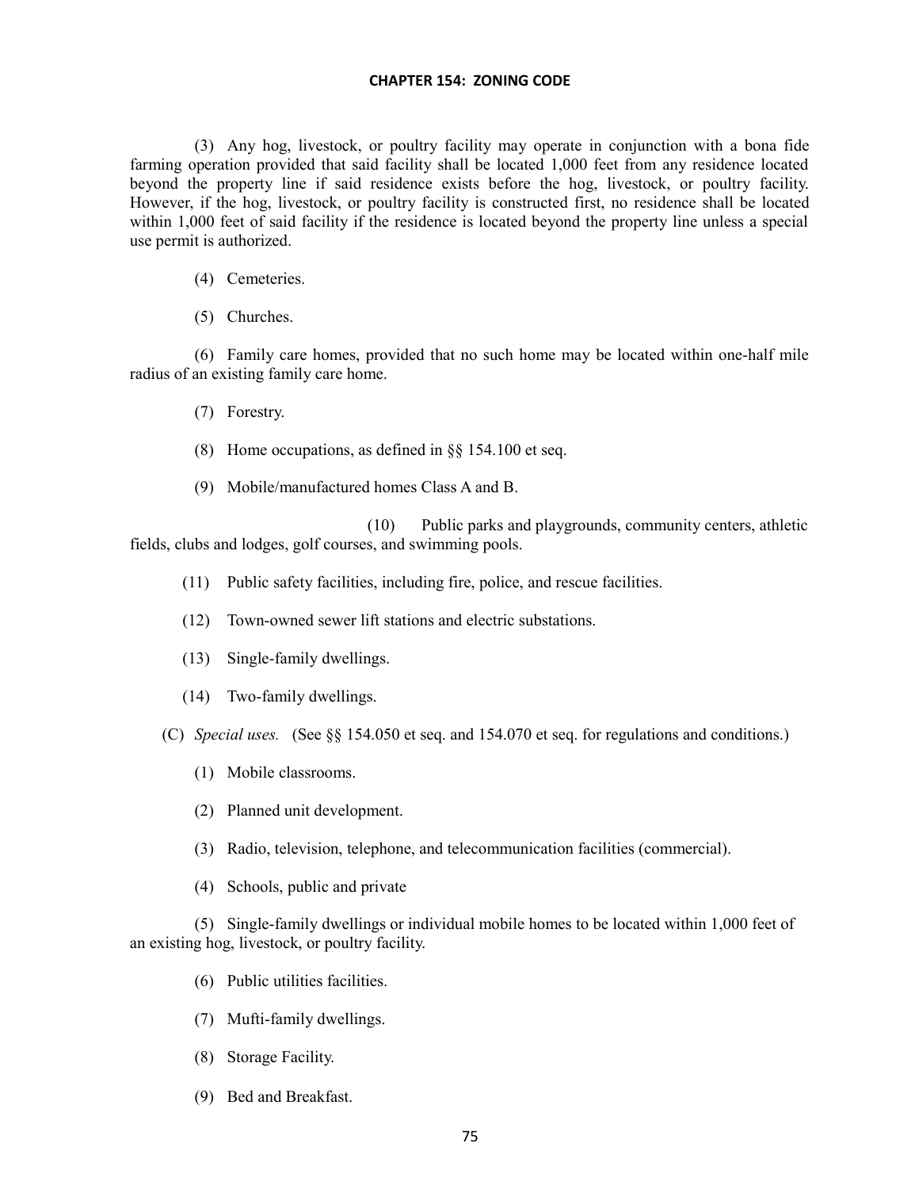(3) Any hog, livestock, or poultry facility may operate in conjunction with a bona fide farming operation provided that said facility shall be located 1,000 feet from any residence located beyond the property line if said residence exists before the hog, livestock, or poultry facility. However, if the hog, livestock, or poultry facility is constructed first, no residence shall be located within 1,000 feet of said facility if the residence is located beyond the property line unless a special use permit is authorized.

(4) Cemeteries.

(5) Churches.

(6) Family care homes, provided that no such home may be located within one-half mile radius of an existing family care home.

(7) Forestry.

(8) Home occupations, as defined in §§ 154.100 et seq.

(9) Mobile/manufactured homes Class A and B.

(10) Public parks and playgrounds, community centers, athletic fields, clubs and lodges, golf courses, and swimming pools.

(11) Public safety facilities, including fire, police, and rescue facilities.

(12) Town-owned sewer lift stations and electric substations.

(13) Single-family dwellings.

(14) Two-family dwellings.

(C) *Special uses.* (See §§ 154.050 et seq. and 154.070 et seq. for regulations and conditions.)

(1) Mobile classrooms.

(2) Planned unit development.

(3) Radio, television, telephone, and telecommunication facilities (commercial).

(4) Schools, public and private

(5) Single-family dwellings or individual mobile homes to be located within 1,000 feet of an existing hog, livestock, or poultry facility.

(6) Public utilities facilities.

(7) Mufti-family dwellings.

(8) Storage Facility.

(9) Bed and Breakfast.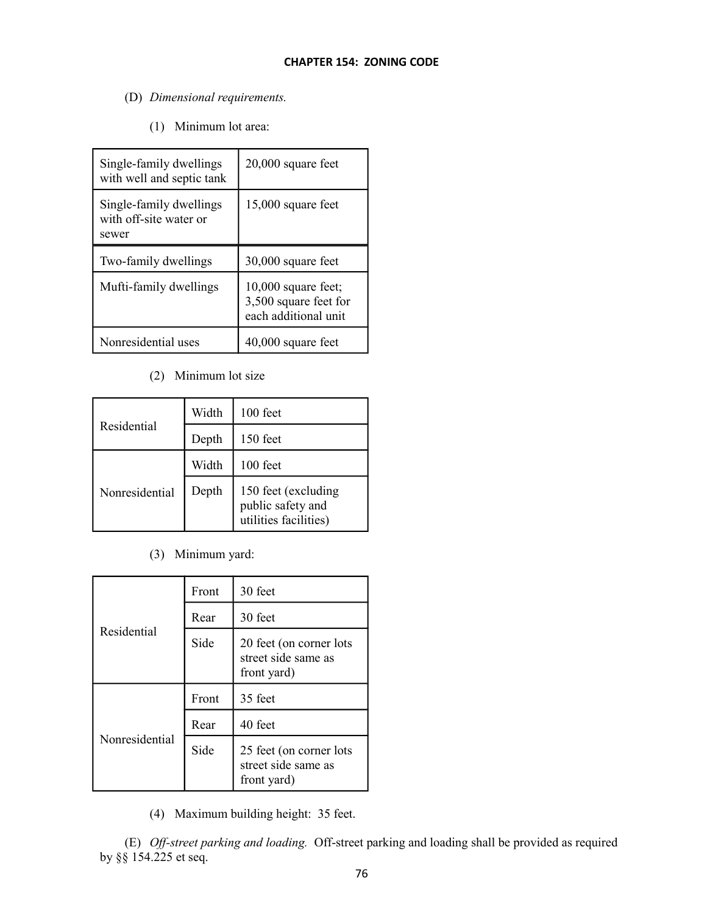(D) *Dimensional requirements.*

(1) Minimum lot area:

| | |
|---|---|
| Single-family dwellings with well and septic tank | 20,000 square feet |
| Single-family dwellings with off-site water or sewer | 15,000 square feet |
| Two-family dwellings | 30,000 square feet |
| Mufti-family dwellings | 10,000 square feet; 3,500 square feet for each additional unit |
| Nonresidential uses | 40,000 square feet |

(2) Minimum lot size

| | | |
|---|---|---|
| Residential | Width | 100 feet |
| | Depth | 150 feet |
| Nonresidential | Width | 100 feet |
| | Depth | 150 feet (excluding public safety and utilities facilities) |

(3) Minimum yard:

| | | |
|---|---|---|
| Residential | Front | 30 feet |
| | Rear | 30 feet |
| | Side | 20 feet (on corner lots street side same as front yard) |
| Nonresidential | Front | 35 feet |
| | Rear | 40 feet |
| | Side | 25 feet (on corner lots street side same as front yard) |

(4) Maximum building height: 35 feet.

(E) *Off-street parking and loading.* Off-street parking and loading shall be provided as required by §§ 154.225 et seq.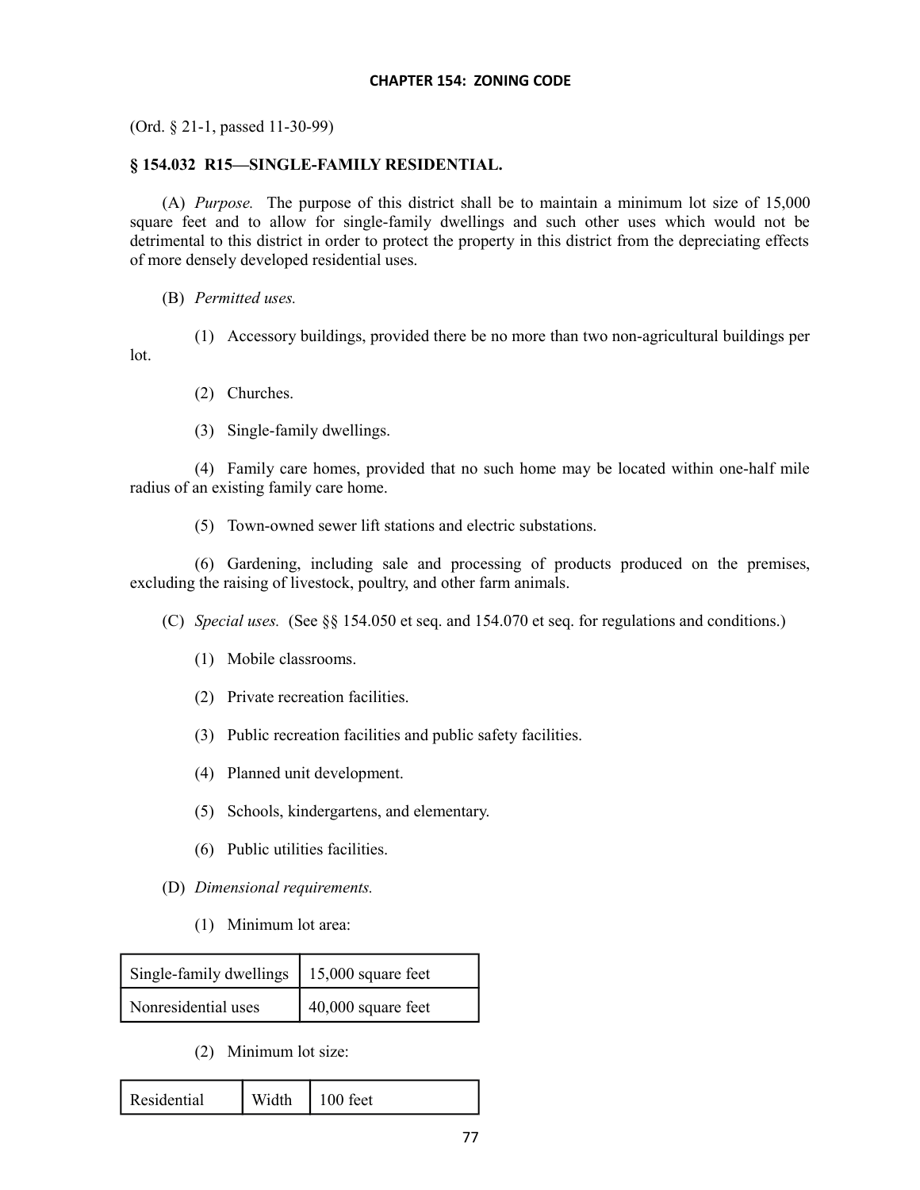(Ord. § 21-1, passed 11-30-99)

### § 154.032 R15—SINGLE-FAMILY RESIDENTIAL.

(A) *Purpose.* The purpose of this district shall be to maintain a minimum lot size of 15,000 square feet and to allow for single-family dwellings and such other uses which would not be detrimental to this district in order to protect the property in this district from the depreciating effects of more densely developed residential uses.

(B) *Permitted uses.*

(1) Accessory buildings, provided there be no more than two non-agricultural buildings per lot.

(2) Churches.

(3) Single-family dwellings.

(4) Family care homes, provided that no such home may be located within one-half mile radius of an existing family care home.

(5) Town-owned sewer lift stations and electric substations.

(6) Gardening, including sale and processing of products produced on the premises, excluding the raising of livestock, poultry, and other farm animals.

(C) *Special uses.* (See §§ 154.050 et seq. and 154.070 et seq. for regulations and conditions.)

(1) Mobile classrooms.

(2) Private recreation facilities.

(3) Public recreation facilities and public safety facilities.

(4) Planned unit development.

(5) Schools, kindergartens, and elementary.

(6) Public utilities facilities.

(D) *Dimensional requirements.*

(1) Minimum lot area:

| Single-family dwellings | 15,000 square feet |
|---|---|
| Nonresidential uses | 40,000 square feet |

(2) Minimum lot size:

| Residential | Width | 100 feet |
|---|---|---|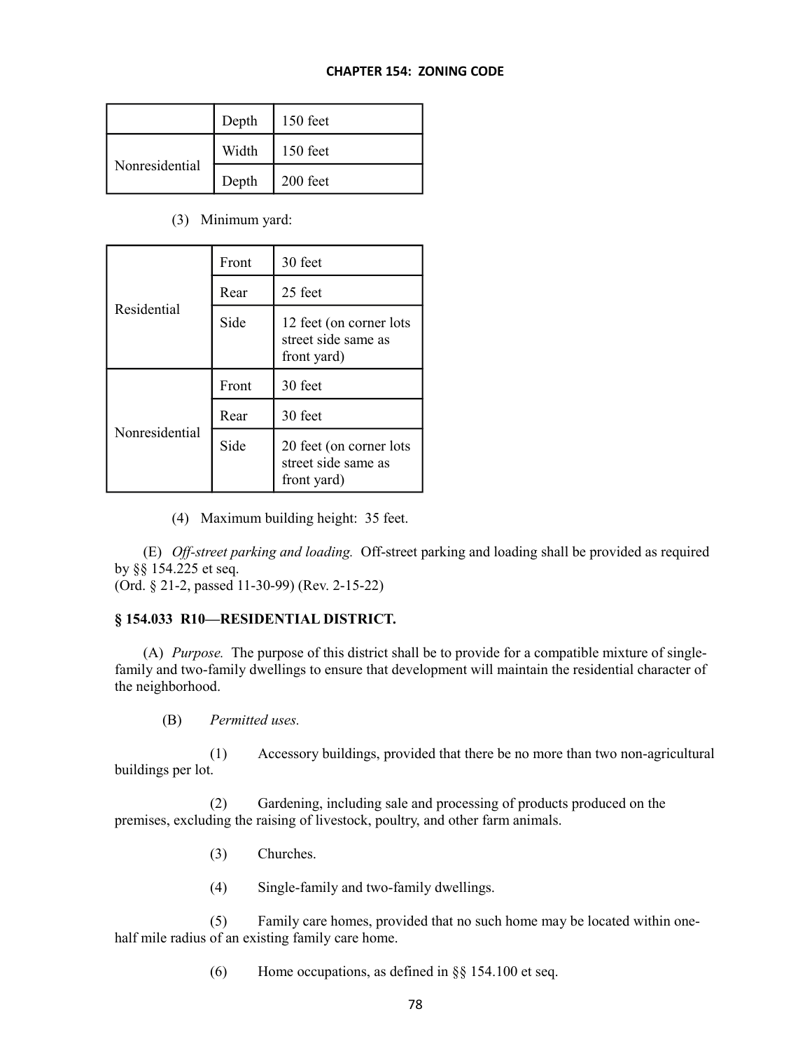| | Depth | 150 feet |
|---|---|---|
| Nonresidential | Width | 150 feet |
| | Depth | 200 feet |

(3) Minimum yard:

| | | |
|---|---|---|
| Residential | Front | 30 feet |
| | Rear | 25 feet |
| | Side | 12 feet (on corner lots street side same as front yard) |
| Nonresidential | Front | 30 feet |
| | Rear | 30 feet |
| | Side | 20 feet (on corner lots street side same as front yard) |

(4) Maximum building height: 35 feet.

(E) *Off-street parking and loading.* Off-street parking and loading shall be provided as required by §§ 154.225 et seq.
(Ord. § 21-2, passed 11-30-99) (Rev. 2-15-22)

### § 154.033 R10—RESIDENTIAL DISTRICT.

(A) *Purpose.* The purpose of this district shall be to provide for a compatible mixture of single-family and two-family dwellings to ensure that development will maintain the residential character of the neighborhood.

(B) *Permitted uses.*

(1) Accessory buildings, provided that there be no more than two non-agricultural buildings per lot.

(2) Gardening, including sale and processing of products produced on the premises, excluding the raising of livestock, poultry, and other farm animals.

(3) Churches.

(4) Single-family and two-family dwellings.

(5) Family care homes, provided that no such home may be located within one-half mile radius of an existing family care home.

(6) Home occupations, as defined in §§ 154.100 et seq.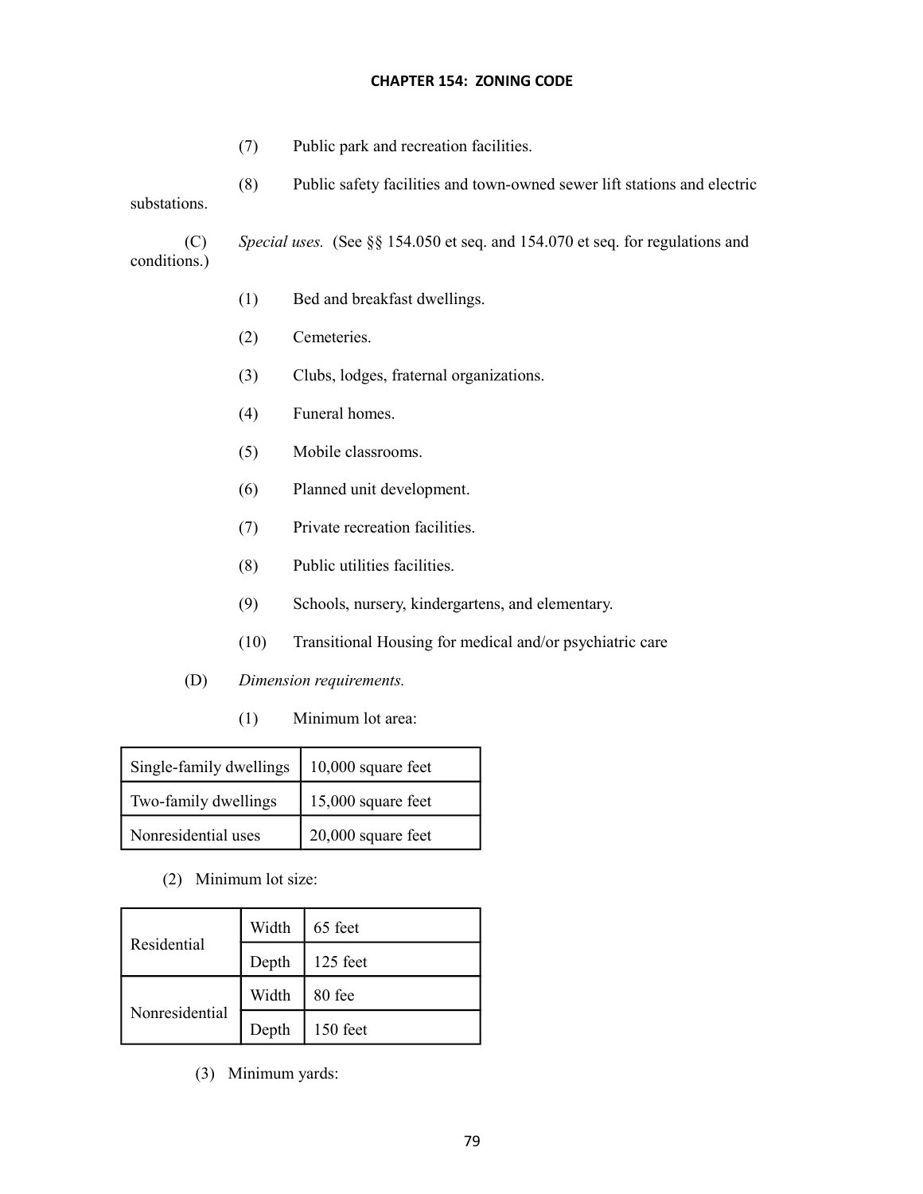(7) Public park and recreation facilities.

(8) Public safety facilities and town-owned sewer lift stations and electric substations.

(C) *Special uses.* (See §§ 154.050 et seq. and 154.070 et seq. for regulations and conditions.)

(1) Bed and breakfast dwellings.

(2) Cemeteries.

(3) Clubs, lodges, fraternal organizations.

(4) Funeral homes.

(5) Mobile classrooms.

(6) Planned unit development.

(7) Private recreation facilities.

(8) Public utilities facilities.

(9) Schools, nursery, kindergartens, and elementary.

(10) Transitional Housing for medical and/or psychiatric care

(D) *Dimension requirements.*

(1) Minimum lot area:

| | |
|---|---|
| Single-family dwellings | 10,000 square feet |
| Two-family dwellings | 15,000 square feet |
| Nonresidential uses | 20,000 square feet |

(2) Minimum lot size:

| | | |
|---|---|---|
| Residential | Width | 65 feet |
| | Depth | 125 feet |
| Nonresidential | Width | 80 fee |
| | Depth | 150 feet |

(3) Minimum yards: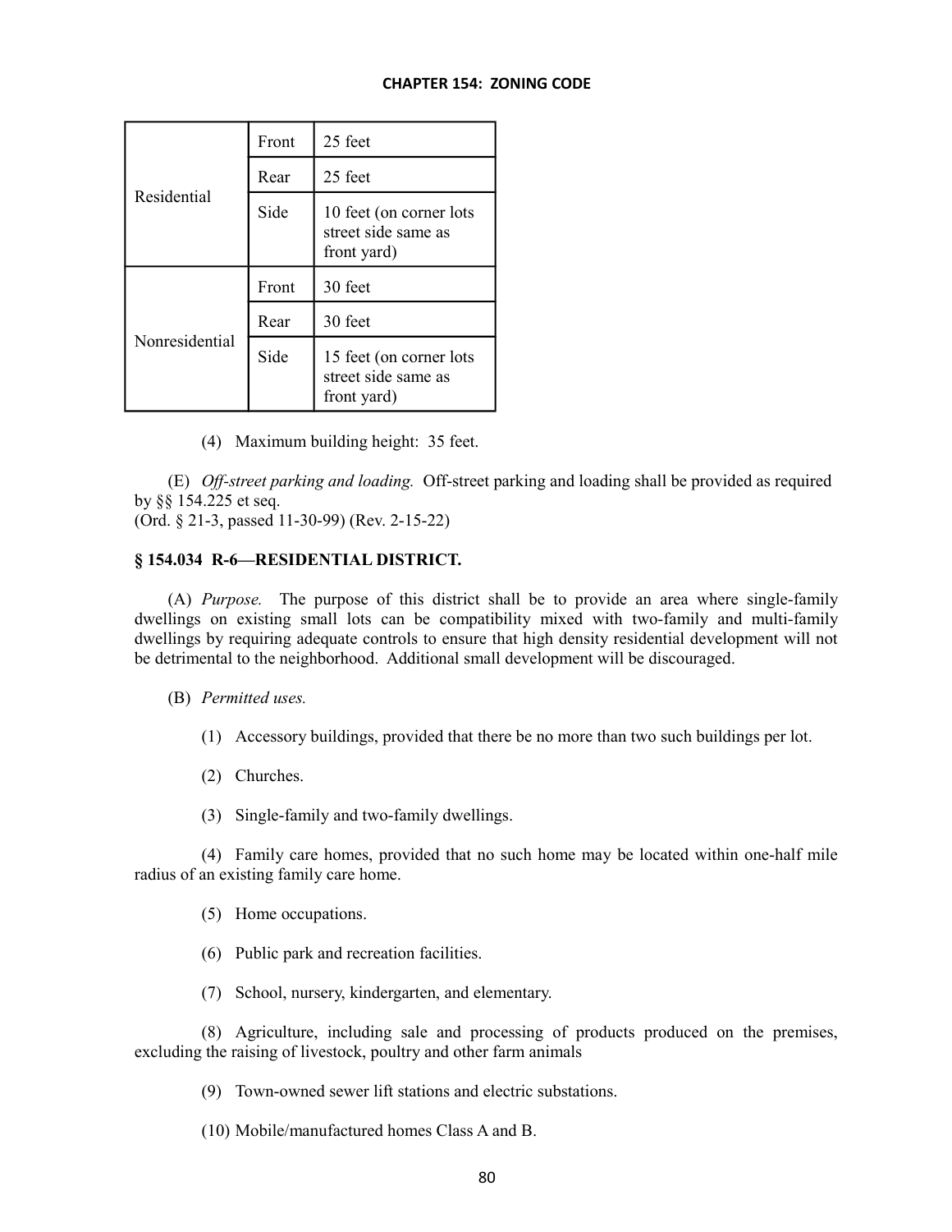| | | |
|---|---|---|
| Residential | Front | 25 feet |
| | Rear | 25 feet |
| | Side | 10 feet (on corner lots street side same as front yard) |
| Nonresidential | Front | 30 feet |
| | Rear | 30 feet |
| | Side | 15 feet (on corner lots street side same as front yard) |

(4) Maximum building height: 35 feet.

(E) *Off-street parking and loading.* Off-street parking and loading shall be provided as required by §§ 154.225 et seq.
(Ord. § 21-3, passed 11-30-99) (Rev. 2-15-22)

### § 154.034 R-6—RESIDENTIAL DISTRICT.

(A) *Purpose.* The purpose of this district shall be to provide an area where single-family dwellings on existing small lots can be compatibility mixed with two-family and multi-family dwellings by requiring adequate controls to ensure that high density residential development will not be detrimental to the neighborhood. Additional small development will be discouraged.

(B) *Permitted uses.*

(1) Accessory buildings, provided that there be no more than two such buildings per lot.

(2) Churches.

(3) Single-family and two-family dwellings.

(4) Family care homes, provided that no such home may be located within one-half mile radius of an existing family care home.

(5) Home occupations.

(6) Public park and recreation facilities.

(7) School, nursery, kindergarten, and elementary.

(8) Agriculture, including sale and processing of products produced on the premises, excluding the raising of livestock, poultry and other farm animals

(9) Town-owned sewer lift stations and electric substations.

(10) Mobile/manufactured homes Class A and B.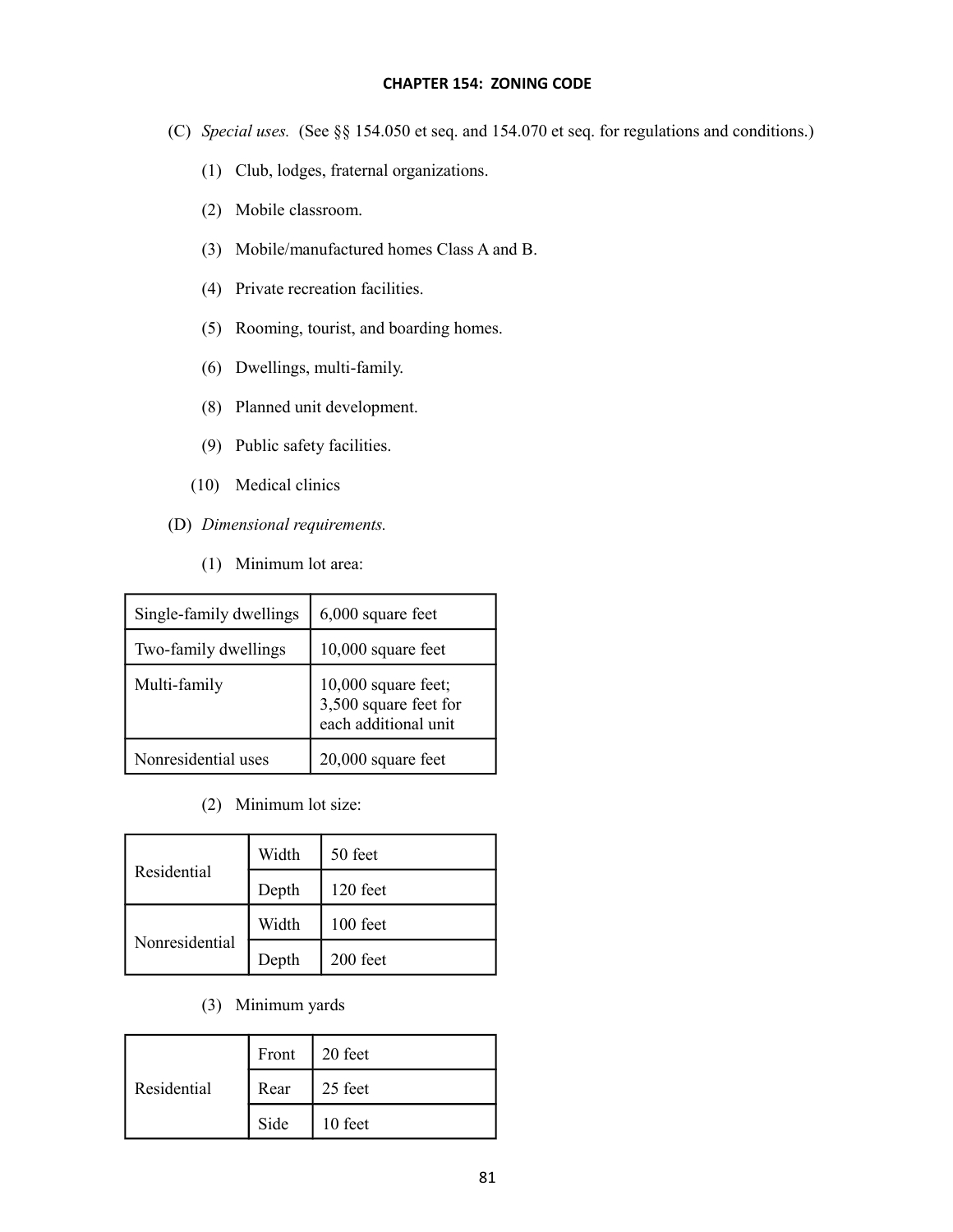(C) *Special uses.* (See §§ 154.050 et seq. and 154.070 et seq. for regulations and conditions.)

(1) Club, lodges, fraternal organizations.

(2) Mobile classroom.

(3) Mobile/manufactured homes Class A and B.

(4) Private recreation facilities.

(5) Rooming, tourist, and boarding homes.

(6) Dwellings, multi-family.

(8) Planned unit development.

(9) Public safety facilities.

(10) Medical clinics

(D) *Dimensional requirements.*

(1) Minimum lot area:

| | |
|---|---|
| Single-family dwellings | 6,000 square feet |
| Two-family dwellings | 10,000 square feet |
| Multi-family | 10,000 square feet; 3,500 square feet for each additional unit |
| Nonresidential uses | 20,000 square feet |

(2) Minimum lot size:

| | | |
|---|---|---|
| Residential | Width | 50 feet |
| | Depth | 120 feet |
| Nonresidential | Width | 100 feet |
| | Depth | 200 feet |

(3) Minimum yards

| | | |
|---|---|---|
| Residential | Front | 20 feet |
| | Rear | 25 feet |
| | Side | 10 feet |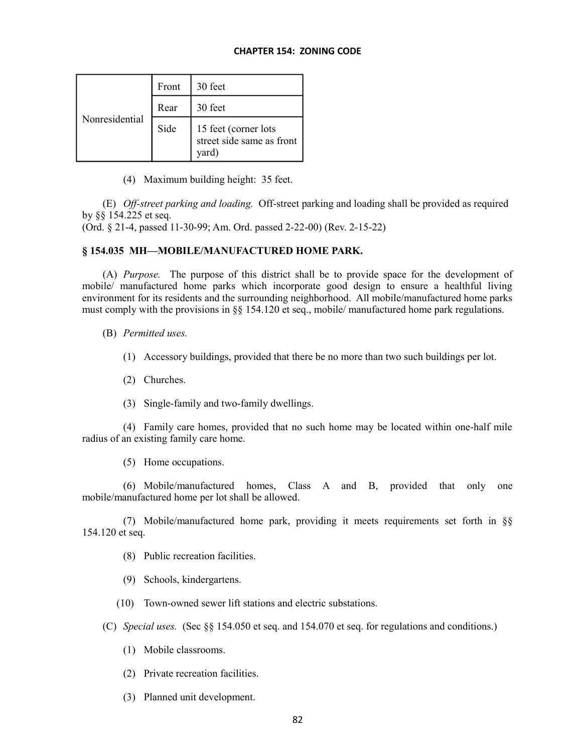| | | |
|---|---|---|
| Nonresidential | Front | 30 feet |
| | Rear | 30 feet |
| | Side | 15 feet (corner lots street side same as front yard) |

(4) Maximum building height: 35 feet.

(E) *Off-street parking and loading.* Off-street parking and loading shall be provided as required by §§ 154.225 et seq.
(Ord. § 21-4, passed 11-30-99; Am. Ord. passed 2-22-00) (Rev. 2-15-22)

### § 154.035 MH—MOBILE/MANUFACTURED HOME PARK.

(A) *Purpose.* The purpose of this district shall be to provide space for the development of mobile/ manufactured home parks which incorporate good design to ensure a healthful living environment for its residents and the surrounding neighborhood. All mobile/manufactured home parks must comply with the provisions in §§ 154.120 et seq., mobile/ manufactured home park regulations.

(B) *Permitted uses.*

(1) Accessory buildings, provided that there be no more than two such buildings per lot.

(2) Churches.

(3) Single-family and two-family dwellings.

(4) Family care homes, provided that no such home may be located within one-half mile radius of an existing family care home.

(5) Home occupations.

(6) Mobile/manufactured homes, Class A and B, provided that only one mobile/manufactured home per lot shall be allowed.

(7) Mobile/manufactured home park, providing it meets requirements set forth in §§ 154.120 et seq.

(8) Public recreation facilities.

(9) Schools, kindergartens.

(10) Town-owned sewer lift stations and electric substations.

(C) *Special uses.* (Sec §§ 154.050 et seq. and 154.070 et seq. for regulations and conditions.)

(1) Mobile classrooms.

(2) Private recreation facilities.

(3) Planned unit development.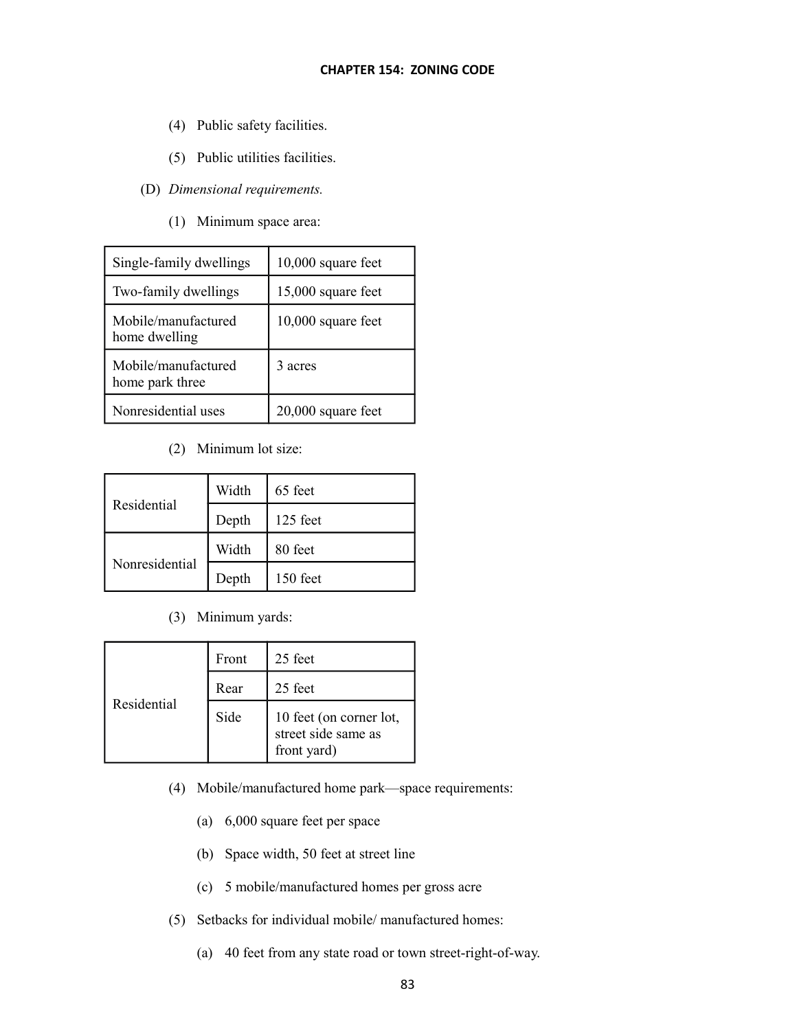(4) Public safety facilities.

(5) Public utilities facilities.

(D) *Dimensional requirements.*

(1) Minimum space area:

| | |
|---|---|
| Single-family dwellings | 10,000 square feet |
| Two-family dwellings | 15,000 square feet |
| Mobile/manufactured home dwelling | 10,000 square feet |
| Mobile/manufactured home park three | 3 acres |
| Nonresidential uses | 20,000 square feet |

(2) Minimum lot size:

| | | |
|---|---|---|
| Residential | Width | 65 feet |
| | Depth | 125 feet |
| Nonresidential | Width | 80 feet |
| | Depth | 150 feet |

(3) Minimum yards:

| | | |
|---|---|---|
| Residential | Front | 25 feet |
| | Rear | 25 feet |
| | Side | 10 feet (on corner lot, street side same as front yard) |

(4) Mobile/manufactured home park—space requirements:

(a) 6,000 square feet per space

(b) Space width, 50 feet at street line

(c) 5 mobile/manufactured homes per gross acre

(5) Setbacks for individual mobile/ manufactured homes:

(a) 40 feet from any state road or town street-right-of-way.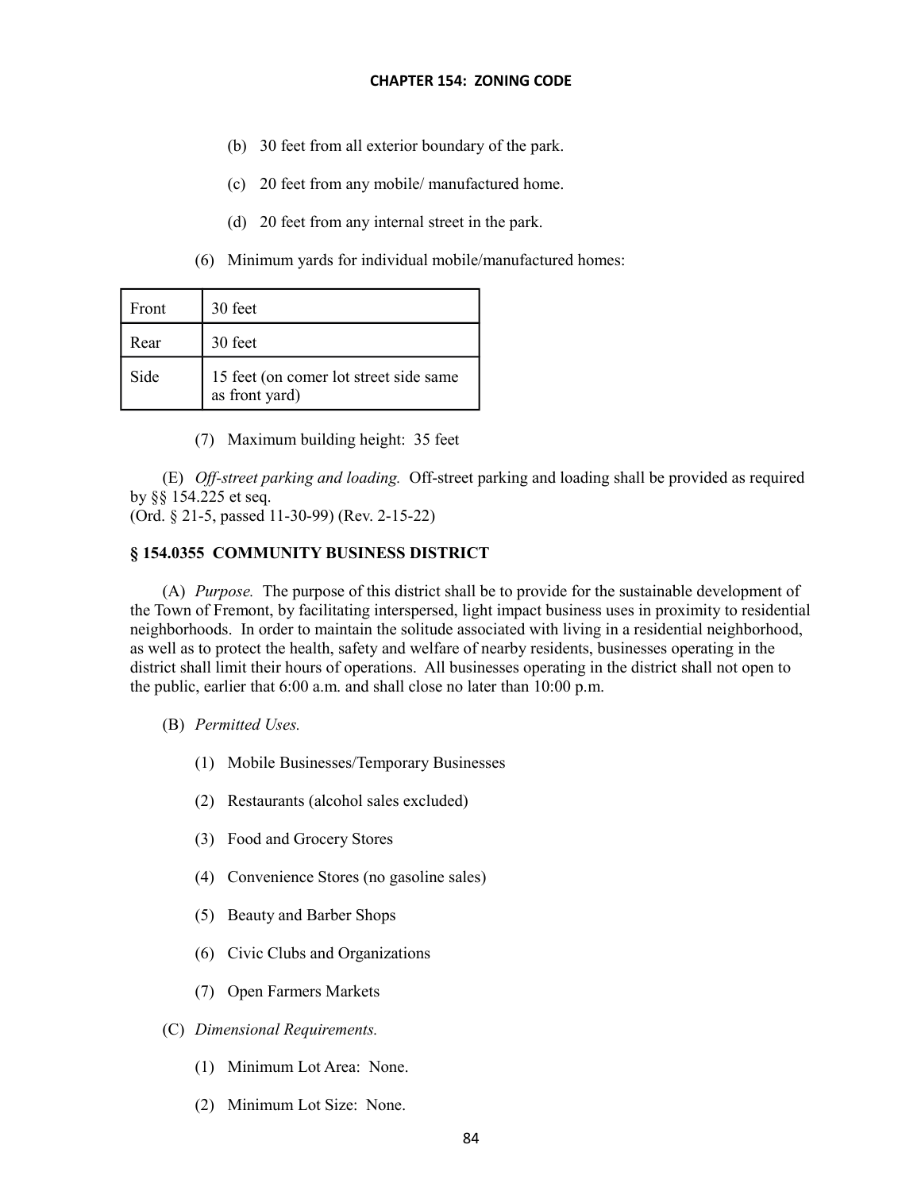(b) 30 feet from all exterior boundary of the park.

(c) 20 feet from any mobile/ manufactured home.

(d) 20 feet from any internal street in the park.

(6) Minimum yards for individual mobile/manufactured homes:

| | |
|---|---|
| Front | 30 feet |
| Rear | 30 feet |
| Side | 15 feet (on comer lot street side same as front yard) |

(7) Maximum building height: 35 feet

(E) *Off-street parking and loading.* Off-street parking and loading shall be provided as required by §§ 154.225 et seq.
(Ord. § 21-5, passed 11-30-99) (Rev. 2-15-22)

### § 154.0355 COMMUNITY BUSINESS DISTRICT

(A) *Purpose.* The purpose of this district shall be to provide for the sustainable development of the Town of Fremont, by facilitating interspersed, light impact business uses in proximity to residential neighborhoods. In order to maintain the solitude associated with living in a residential neighborhood, as well as to protect the health, safety and welfare of nearby residents, businesses operating in the district shall limit their hours of operations. All businesses operating in the district shall not open to the public, earlier that 6:00 a.m. and shall close no later than 10:00 p.m.

(B) *Permitted Uses.*

(1) Mobile Businesses/Temporary Businesses

(2) Restaurants (alcohol sales excluded)

(3) Food and Grocery Stores

(4) Convenience Stores (no gasoline sales)

(5) Beauty and Barber Shops

(6) Civic Clubs and Organizations

(7) Open Farmers Markets

(C) *Dimensional Requirements.*

(1) Minimum Lot Area: None.

(2) Minimum Lot Size: None.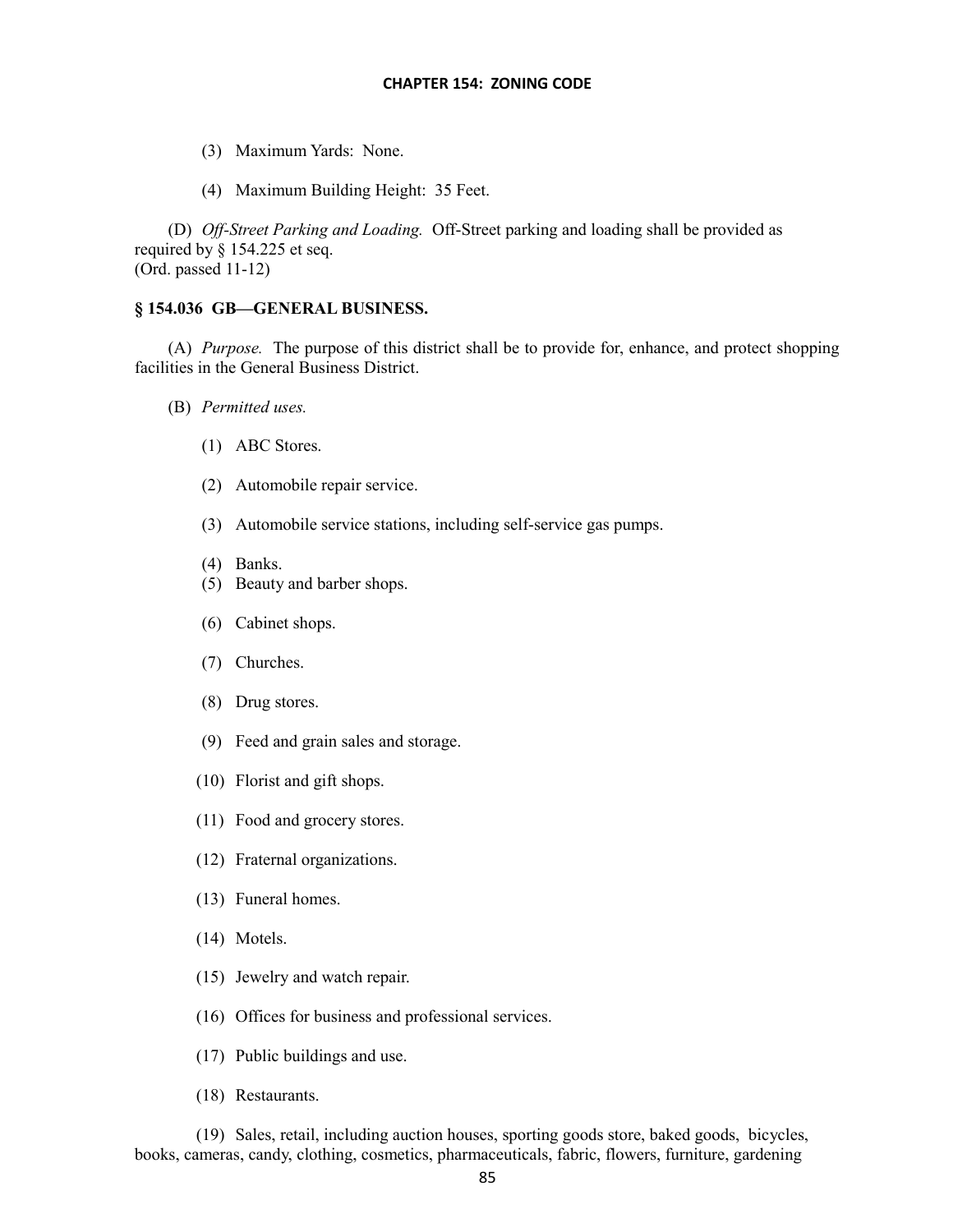(3) Maximum Yards: None.

(4) Maximum Building Height: 35 Feet.

(D) *Off-Street Parking and Loading.* Off-Street parking and loading shall be provided as required by § 154.225 et seq.
(Ord. passed 11-12)

### § 154.036 GB—GENERAL BUSINESS.

(A) *Purpose.* The purpose of this district shall be to provide for, enhance, and protect shopping facilities in the General Business District.

(B) *Permitted uses.*

(1) ABC Stores.

(2) Automobile repair service.

(3) Automobile service stations, including self-service gas pumps.

(4) Banks.

(5) Beauty and barber shops.

(6) Cabinet shops.

(7) Churches.

(8) Drug stores.

(9) Feed and grain sales and storage.

(10) Florist and gift shops.

(11) Food and grocery stores.

(12) Fraternal organizations.

(13) Funeral homes.

(14) Motels.

(15) Jewelry and watch repair.

(16) Offices for business and professional services.

(17) Public buildings and use.

(18) Restaurants.

(19) Sales, retail, including auction houses, sporting goods store, baked goods, bicycles, books, cameras, candy, clothing, cosmetics, pharmaceuticals, fabric, flowers, furniture, gardening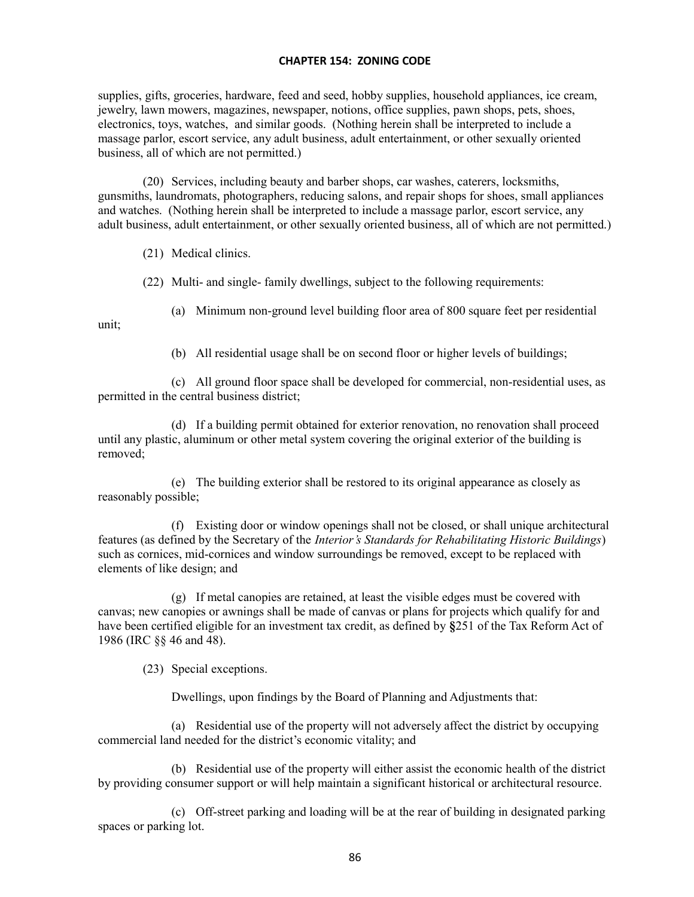supplies, gifts, groceries, hardware, feed and seed, hobby supplies, household appliances, ice cream, jewelry, lawn mowers, magazines, newspaper, notions, office supplies, pawn shops, pets, shoes, electronics, toys, watches, and similar goods. (Nothing herein shall be interpreted to include a massage parlor, escort service, any adult business, adult entertainment, or other sexually oriented business, all of which are not permitted.)

(20) Services, including beauty and barber shops, car washes, caterers, locksmiths, gunsmiths, laundromats, photographers, reducing salons, and repair shops for shoes, small appliances and watches. (Nothing herein shall be interpreted to include a massage parlor, escort service, any adult business, adult entertainment, or other sexually oriented business, all of which are not permitted.)

(21) Medical clinics.

(22) Multi- and single- family dwellings, subject to the following requirements:

(a) Minimum non-ground level building floor area of 800 square feet per residential unit;

(b) All residential usage shall be on second floor or higher levels of buildings;

(c) All ground floor space shall be developed for commercial, non-residential uses, as permitted in the central business district;

(d) If a building permit obtained for exterior renovation, no renovation shall proceed until any plastic, aluminum or other metal system covering the original exterior of the building is removed;

(e) The building exterior shall be restored to its original appearance as closely as reasonably possible;

(f) Existing door or window openings shall not be closed, or shall unique architectural features (as defined by the Secretary of the *Interior's Standards for Rehabilitating Historic Buildings*) such as cornices, mid-cornices and window surroundings be removed, except to be replaced with elements of like design; and

(g) If metal canopies are retained, at least the visible edges must be covered with canvas; new canopies or awnings shall be made of canvas or plans for projects which qualify for and have been certified eligible for an investment tax credit, as defined by **§**251 of the Tax Reform Act of 1986 (IRC §§ 46 and 48).

(23) Special exceptions.

Dwellings, upon findings by the Board of Planning and Adjustments that:

(a) Residential use of the property will not adversely affect the district by occupying commercial land needed for the district's economic vitality; and

(b) Residential use of the property will either assist the economic health of the district by providing consumer support or will help maintain a significant historical or architectural resource.

(c) Off-street parking and loading will be at the rear of building in designated parking spaces or parking lot.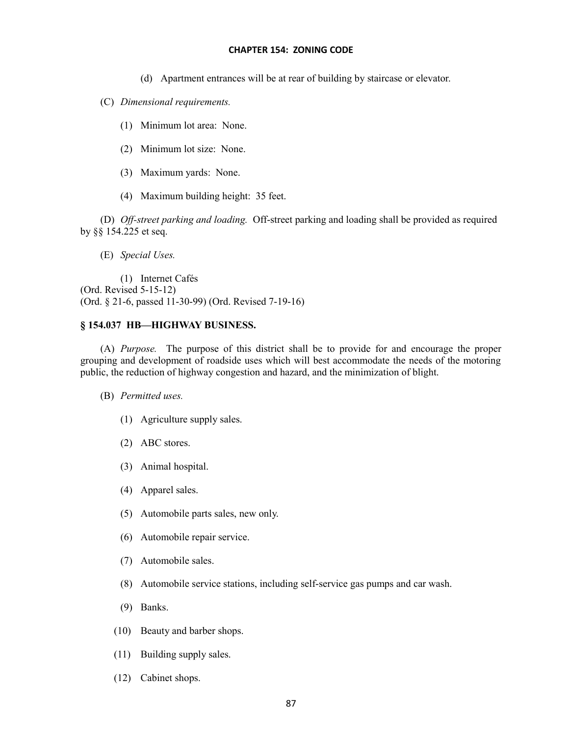(d) Apartment entrances will be at rear of building by staircase or elevator.

(C) *Dimensional requirements.*

(1) Minimum lot area: None.

(2) Minimum lot size: None.

(3) Maximum yards: None.

(4) Maximum building height: 35 feet.

(D) *Off-street parking and loading.* Off-street parking and loading shall be provided as required by §§ 154.225 et seq.

(E) *Special Uses.*

(1) Internet Cafés
(Ord. Revised 5-15-12)
(Ord. § 21-6, passed 11-30-99) (Ord. Revised 7-19-16)

### § 154.037 HB—HIGHWAY BUSINESS.

(A) *Purpose.* The purpose of this district shall be to provide for and encourage the proper grouping and development of roadside uses which will best accommodate the needs of the motoring public, the reduction of highway congestion and hazard, and the minimization of blight.

(B) *Permitted uses.*

(1) Agriculture supply sales.

(2) ABC stores.

(3) Animal hospital.

(4) Apparel sales.

(5) Automobile parts sales, new only.

(6) Automobile repair service.

(7) Automobile sales.

(8) Automobile service stations, including self-service gas pumps and car wash.

(9) Banks.

(10) Beauty and barber shops.

(11) Building supply sales.

(12) Cabinet shops.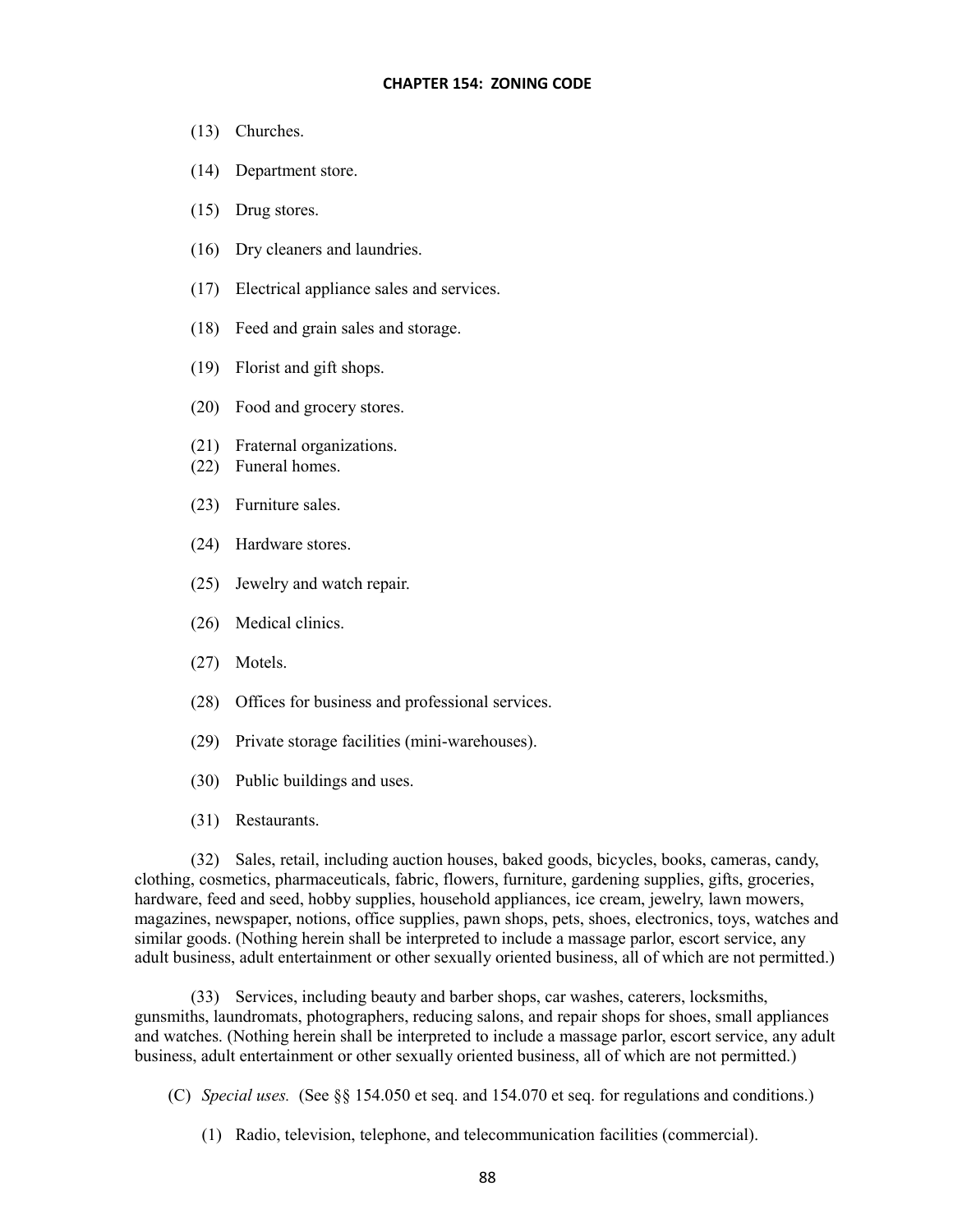(13) Churches.

(14) Department store.

(15) Drug stores.

(16) Dry cleaners and laundries.

(17) Electrical appliance sales and services.

(18) Feed and grain sales and storage.

(19) Florist and gift shops.

(20) Food and grocery stores.

(21) Fraternal organizations.

(22) Funeral homes.

(23) Furniture sales.

(24) Hardware stores.

(25) Jewelry and watch repair.

(26) Medical clinics.

(27) Motels.

(28) Offices for business and professional services.

(29) Private storage facilities (mini-warehouses).

(30) Public buildings and uses.

(31) Restaurants.

(32) Sales, retail, including auction houses, baked goods, bicycles, books, cameras, candy, clothing, cosmetics, pharmaceuticals, fabric, flowers, furniture, gardening supplies, gifts, groceries, hardware, feed and seed, hobby supplies, household appliances, ice cream, jewelry, lawn mowers, magazines, newspaper, notions, office supplies, pawn shops, pets, shoes, electronics, toys, watches and similar goods. (Nothing herein shall be interpreted to include a massage parlor, escort service, any adult business, adult entertainment or other sexually oriented business, all of which are not permitted.)

(33) Services, including beauty and barber shops, car washes, caterers, locksmiths, gunsmiths, laundromats, photographers, reducing salons, and repair shops for shoes, small appliances and watches. (Nothing herein shall be interpreted to include a massage parlor, escort service, any adult business, adult entertainment or other sexually oriented business, all of which are not permitted.)

(C) *Special uses.* (See §§ 154.050 et seq. and 154.070 et seq. for regulations and conditions.)

(1) Radio, television, telephone, and telecommunication facilities (commercial).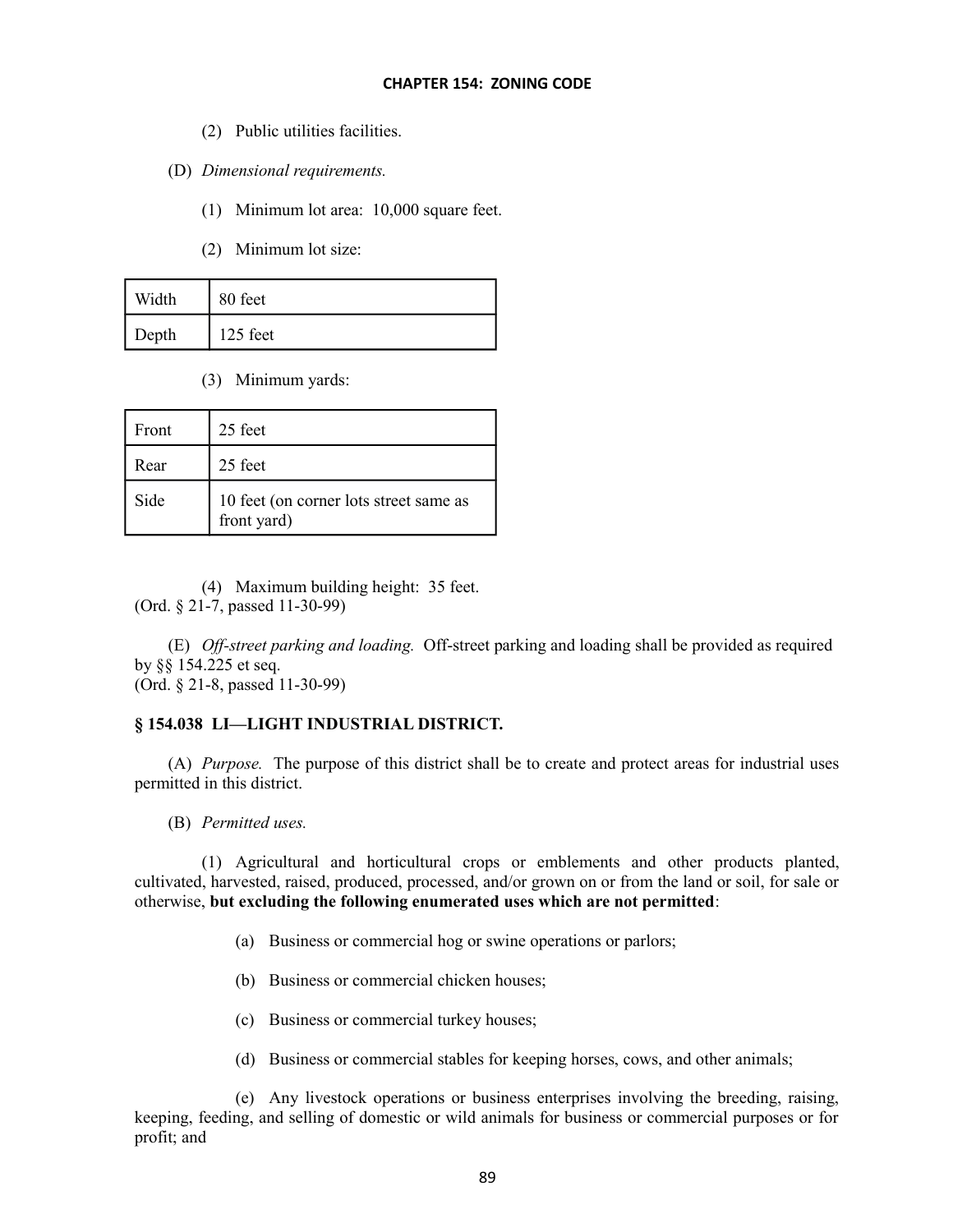(2) Public utilities facilities.

(D) *Dimensional requirements.*

(1) Minimum lot area: 10,000 square feet.

(2) Minimum lot size:

| | |
|---|---|
| Width | 80 feet |
| Depth | 125 feet |

(3) Minimum yards:

| | |
|---|---|
| Front | 25 feet |
| Rear | 25 feet |
| Side | 10 feet (on corner lots street same as front yard) |

(4) Maximum building height: 35 feet.
(Ord. § 21-7, passed 11-30-99)

(E) *Off-street parking and loading.* Off-street parking and loading shall be provided as required by §§ 154.225 et seq.
(Ord. § 21-8, passed 11-30-99)

### § 154.038 LI—LIGHT INDUSTRIAL DISTRICT.

(A) *Purpose.* The purpose of this district shall be to create and protect areas for industrial uses permitted in this district.

(B) *Permitted uses.*

(1) Agricultural and horticultural crops or emblements and other products planted, cultivated, harvested, raised, produced, processed, and/or grown on or from the land or soil, for sale or otherwise, **but excluding the following enumerated uses which are not permitted**:

(a) Business or commercial hog or swine operations or parlors;

(b) Business or commercial chicken houses;

(c) Business or commercial turkey houses;

(d) Business or commercial stables for keeping horses, cows, and other animals;

(e) Any livestock operations or business enterprises involving the breeding, raising, keeping, feeding, and selling of domestic or wild animals for business or commercial purposes or for profit; and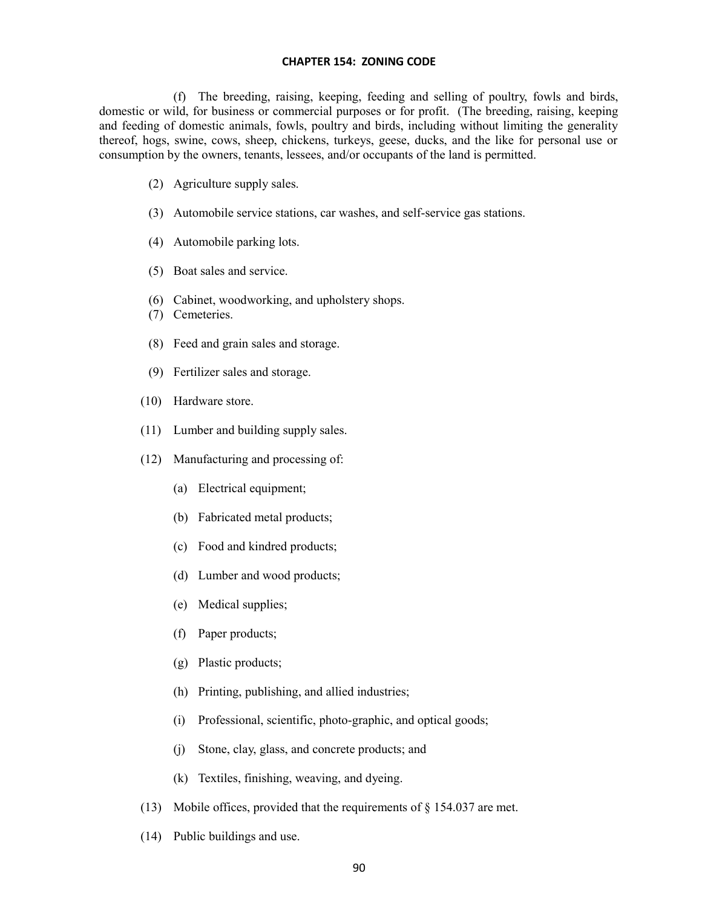(f) The breeding, raising, keeping, feeding and selling of poultry, fowls and birds, domestic or wild, for business or commercial purposes or for profit. (The breeding, raising, keeping and feeding of domestic animals, fowls, poultry and birds, including without limiting the generality thereof, hogs, swine, cows, sheep, chickens, turkeys, geese, ducks, and the like for personal use or consumption by the owners, tenants, lessees, and/or occupants of the land is permitted.

(2) Agriculture supply sales.

(3) Automobile service stations, car washes, and self-service gas stations.

(4) Automobile parking lots.

(5) Boat sales and service.

(6) Cabinet, woodworking, and upholstery shops.

(7) Cemeteries.

(8) Feed and grain sales and storage.

(9) Fertilizer sales and storage.

(10) Hardware store.

(11) Lumber and building supply sales.

(12) Manufacturing and processing of:

(a) Electrical equipment;

(b) Fabricated metal products;

(c) Food and kindred products;

(d) Lumber and wood products;

(e) Medical supplies;

(f) Paper products;

(g) Plastic products;

(h) Printing, publishing, and allied industries;

(i) Professional, scientific, photo-graphic, and optical goods;

(j) Stone, clay, glass, and concrete products; and

(k) Textiles, finishing, weaving, and dyeing.

(13) Mobile offices, provided that the requirements of § 154.037 are met.

(14) Public buildings and use.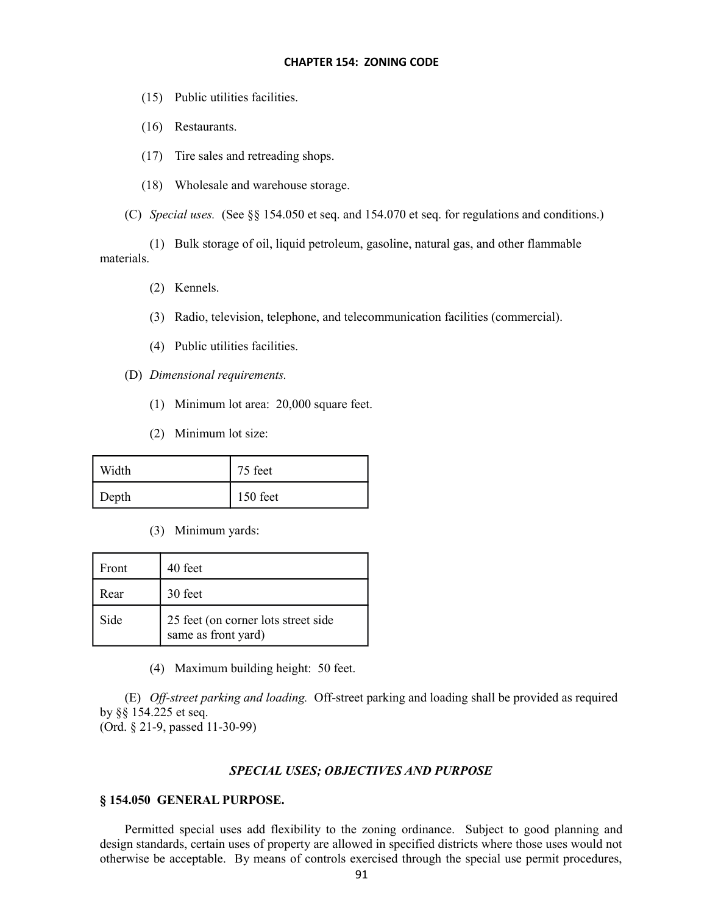(15) Public utilities facilities.

(16) Restaurants.

(17) Tire sales and retreading shops.

(18) Wholesale and warehouse storage.

(C) *Special uses.* (See §§ 154.050 et seq. and 154.070 et seq. for regulations and conditions.)

(1) Bulk storage of oil, liquid petroleum, gasoline, natural gas, and other flammable materials.

(2) Kennels.

(3) Radio, television, telephone, and telecommunication facilities (commercial).

(4) Public utilities facilities.

(D) *Dimensional requirements.*

(1) Minimum lot area: 20,000 square feet.

(2) Minimum lot size:

| Width | 75 feet |
|---|---|
| Depth | 150 feet |

(3) Minimum yards:

| Front | 40 feet |
|---|---|
| Rear | 30 feet |
| Side | 25 feet (on corner lots street side same as front yard) |

(4) Maximum building height: 50 feet.

(E) *Off-street parking and loading.* Off-street parking and loading shall be provided as required by §§ 154.225 et seq.
(Ord. § 21-9, passed 11-30-99)

### *SPECIAL USES; OBJECTIVES AND PURPOSE*

#### § 154.050 GENERAL PURPOSE.

Permitted special uses add flexibility to the zoning ordinance. Subject to good planning and design standards, certain uses of property are allowed in specified districts where those uses would not otherwise be acceptable. By means of controls exercised through the special use permit procedures,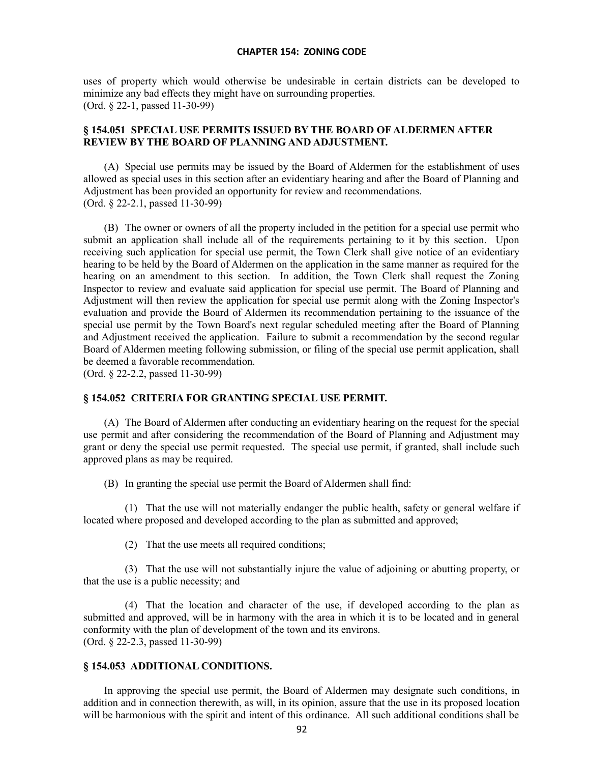uses of property which would otherwise be undesirable in certain districts can be developed to minimize any bad effects they might have on surrounding properties.
(Ord. § 22-1, passed 11-30-99)

### § 154.051 SPECIAL USE PERMITS ISSUED BY THE BOARD OF ALDERMEN AFTER REVIEW BY THE BOARD OF PLANNING AND ADJUSTMENT.

(A) Special use permits may be issued by the Board of Aldermen for the establishment of uses allowed as special uses in this section after an evidentiary hearing and after the Board of Planning and Adjustment has been provided an opportunity for review and recommendations.
(Ord. § 22-2.1, passed 11-30-99)

(B) The owner or owners of all the property included in the petition for a special use permit who submit an application shall include all of the requirements pertaining to it by this section. Upon receiving such application for special use permit, the Town Clerk shall give notice of an evidentiary hearing to be held by the Board of Aldermen on the application in the same manner as required for the hearing on an amendment to this section. In addition, the Town Clerk shall request the Zoning Inspector to review and evaluate said application for special use permit. The Board of Planning and Adjustment will then review the application for special use permit along with the Zoning Inspector's evaluation and provide the Board of Aldermen its recommendation pertaining to the issuance of the special use permit by the Town Board's next regular scheduled meeting after the Board of Planning and Adjustment received the application. Failure to submit a recommendation by the second regular Board of Aldermen meeting following submission, or filing of the special use permit application, shall be deemed a favorable recommendation.
(Ord. § 22-2.2, passed 11-30-99)

### § 154.052 CRITERIA FOR GRANTING SPECIAL USE PERMIT.

(A) The Board of Aldermen after conducting an evidentiary hearing on the request for the special use permit and after considering the recommendation of the Board of Planning and Adjustment may grant or deny the special use permit requested. The special use permit, if granted, shall include such approved plans as may be required.

(B) In granting the special use permit the Board of Aldermen shall find:

(1) That the use will not materially endanger the public health, safety or general welfare if located where proposed and developed according to the plan as submitted and approved;

(2) That the use meets all required conditions;

(3) That the use will not substantially injure the value of adjoining or abutting property, or that the use is a public necessity; and

(4) That the location and character of the use, if developed according to the plan as submitted and approved, will be in harmony with the area in which it is to be located and in general conformity with the plan of development of the town and its environs.
(Ord. § 22-2.3, passed 11-30-99)

### § 154.053 ADDITIONAL CONDITIONS.

In approving the special use permit, the Board of Aldermen may designate such conditions, in addition and in connection therewith, as will, in its opinion, assure that the use in its proposed location will be harmonious with the spirit and intent of this ordinance. All such additional conditions shall be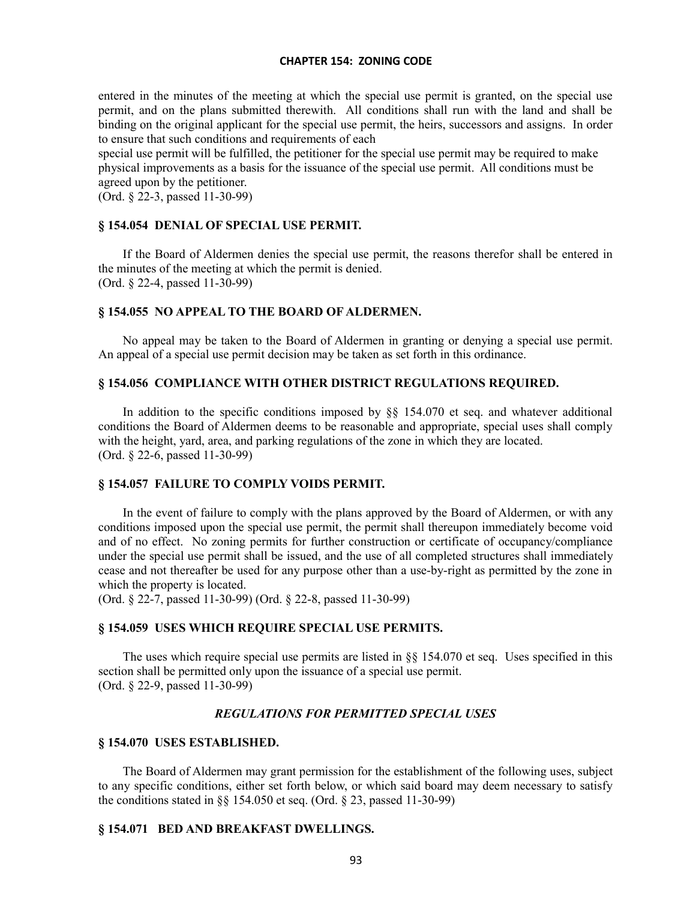entered in the minutes of the meeting at which the special use permit is granted, on the special use permit, and on the plans submitted therewith. All conditions shall run with the land and shall be binding on the original applicant for the special use permit, the heirs, successors and assigns. In order to ensure that such conditions and requirements of each special use permit will be fulfilled, the petitioner for the special use permit may be required to make physical improvements as a basis for the issuance of the special use permit. All conditions must be agreed upon by the petitioner.
(Ord. § 22-3, passed 11-30-99)

### § 154.054 DENIAL OF SPECIAL USE PERMIT.

If the Board of Aldermen denies the special use permit, the reasons therefor shall be entered in the minutes of the meeting at which the permit is denied.
(Ord. § 22-4, passed 11-30-99)

### § 154.055 NO APPEAL TO THE BOARD OF ALDERMEN.

No appeal may be taken to the Board of Aldermen in granting or denying a special use permit. An appeal of a special use permit decision may be taken as set forth in this ordinance.

### § 154.056 COMPLIANCE WITH OTHER DISTRICT REGULATIONS REQUIRED.

In addition to the specific conditions imposed by §§ 154.070 et seq. and whatever additional conditions the Board of Aldermen deems to be reasonable and appropriate, special uses shall comply with the height, yard, area, and parking regulations of the zone in which they are located.
(Ord. § 22-6, passed 11-30-99)

### § 154.057 FAILURE TO COMPLY VOIDS PERMIT.

In the event of failure to comply with the plans approved by the Board of Aldermen, or with any conditions imposed upon the special use permit, the permit shall thereupon immediately become void and of no effect. No zoning permits for further construction or certificate of occupancy/compliance under the special use permit shall be issued, and the use of all completed structures shall immediately cease and not thereafter be used for any purpose other than a use-by-right as permitted by the zone in which the property is located.
(Ord. § 22-7, passed 11-30-99) (Ord. § 22-8, passed 11-30-99)

### § 154.059 USES WHICH REQUIRE SPECIAL USE PERMITS.

The uses which require special use permits are listed in §§ 154.070 et seq. Uses specified in this section shall be permitted only upon the issuance of a special use permit.
(Ord. § 22-9, passed 11-30-99)

## *REGULATIONS FOR PERMITTED SPECIAL USES*

### § 154.070 USES ESTABLISHED.

The Board of Aldermen may grant permission for the establishment of the following uses, subject to any specific conditions, either set forth below, or which said board may deem necessary to satisfy the conditions stated in §§ 154.050 et seq. (Ord. § 23, passed 11-30-99)

### § 154.071 BED AND BREAKFAST DWELLINGS.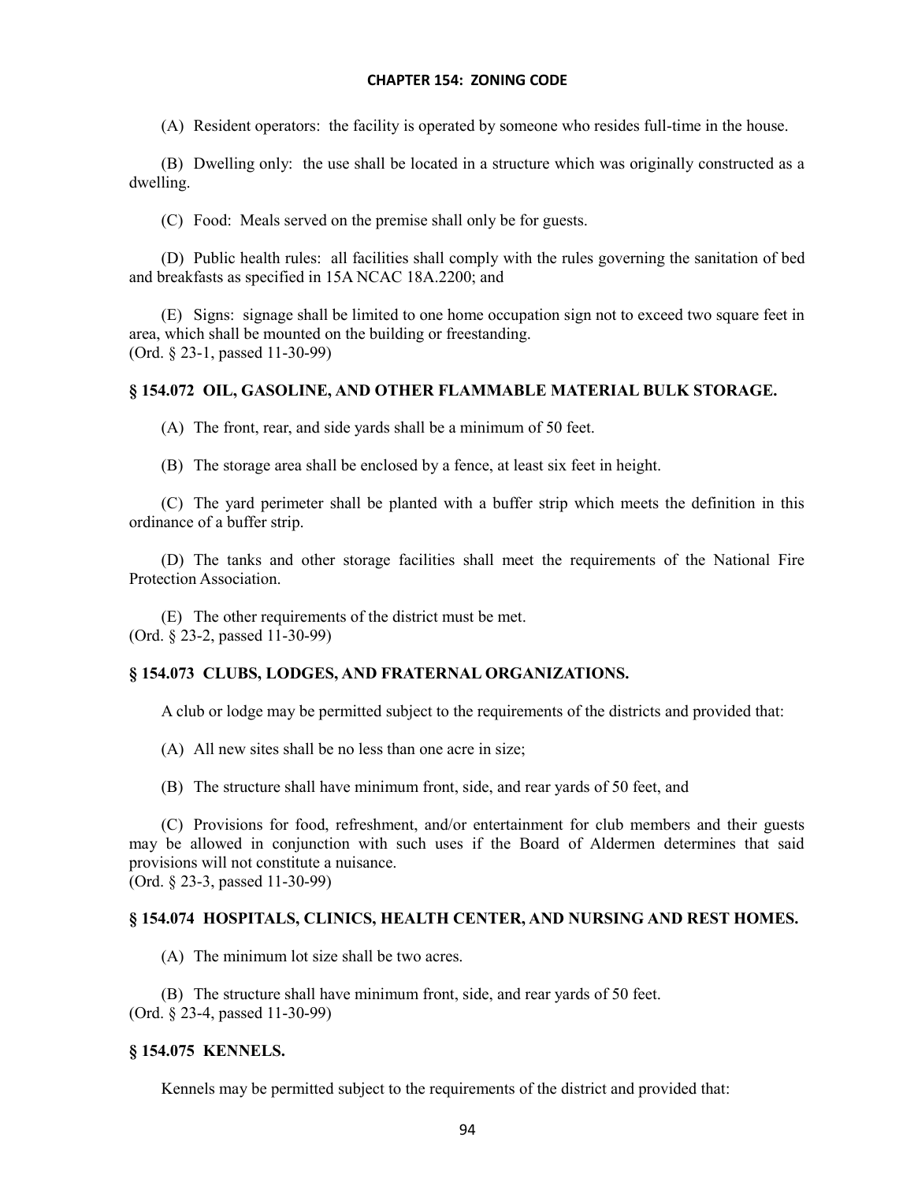(A) Resident operators: the facility is operated by someone who resides full-time in the house.

(B) Dwelling only: the use shall be located in a structure which was originally constructed as a dwelling.

(C) Food: Meals served on the premise shall only be for guests.

(D) Public health rules: all facilities shall comply with the rules governing the sanitation of bed and breakfasts as specified in 15A NCAC 18A.2200; and

(E) Signs: signage shall be limited to one home occupation sign not to exceed two square feet in area, which shall be mounted on the building or freestanding.
(Ord. § 23-1, passed 11-30-99)

### § 154.072 OIL, GASOLINE, AND OTHER FLAMMABLE MATERIAL BULK STORAGE.

(A) The front, rear, and side yards shall be a minimum of 50 feet.

(B) The storage area shall be enclosed by a fence, at least six feet in height.

(C) The yard perimeter shall be planted with a buffer strip which meets the definition in this ordinance of a buffer strip.

(D) The tanks and other storage facilities shall meet the requirements of the National Fire Protection Association.

(E) The other requirements of the district must be met.
(Ord. § 23-2, passed 11-30-99)

### § 154.073 CLUBS, LODGES, AND FRATERNAL ORGANIZATIONS.

A club or lodge may be permitted subject to the requirements of the districts and provided that:

(A) All new sites shall be no less than one acre in size;

(B) The structure shall have minimum front, side, and rear yards of 50 feet, and

(C) Provisions for food, refreshment, and/or entertainment for club members and their guests may be allowed in conjunction with such uses if the Board of Aldermen determines that said provisions will not constitute a nuisance.
(Ord. § 23-3, passed 11-30-99)

### § 154.074 HOSPITALS, CLINICS, HEALTH CENTER, AND NURSING AND REST HOMES.

(A) The minimum lot size shall be two acres.

(B) The structure shall have minimum front, side, and rear yards of 50 feet.
(Ord. § 23-4, passed 11-30-99)

### § 154.075 KENNELS.

Kennels may be permitted subject to the requirements of the district and provided that: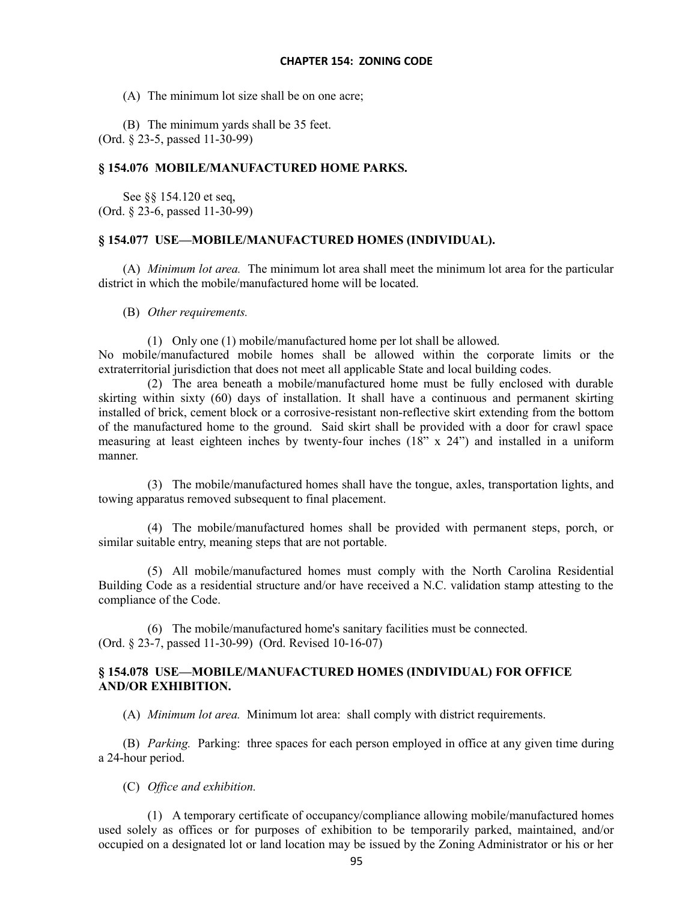(A) The minimum lot size shall be on one acre;

(B) The minimum yards shall be 35 feet.
(Ord. § 23-5, passed 11-30-99)

### § 154.076 MOBILE/MANUFACTURED HOME PARKS.

See §§ 154.120 et seq,
(Ord. § 23-6, passed 11-30-99)

### § 154.077 USE—MOBILE/MANUFACTURED HOMES (INDIVIDUAL).

(A) *Minimum lot area.* The minimum lot area shall meet the minimum lot area for the particular district in which the mobile/manufactured home will be located.

(B) *Other requirements.*

(1) Only one (1) mobile/manufactured home per lot shall be allowed.
No mobile/manufactured mobile homes shall be allowed within the corporate limits or the extraterritorial jurisdiction that does not meet all applicable State and local building codes.

(2) The area beneath a mobile/manufactured home must be fully enclosed with durable skirting within sixty (60) days of installation. It shall have a continuous and permanent skirting installed of brick, cement block or a corrosive-resistant non-reflective skirt extending from the bottom of the manufactured home to the ground. Said skirt shall be provided with a door for crawl space measuring at least eighteen inches by twenty-four inches (18" x 24") and installed in a uniform manner.

(3) The mobile/manufactured homes shall have the tongue, axles, transportation lights, and towing apparatus removed subsequent to final placement.

(4) The mobile/manufactured homes shall be provided with permanent steps, porch, or similar suitable entry, meaning steps that are not portable.

(5) All mobile/manufactured homes must comply with the North Carolina Residential Building Code as a residential structure and/or have received a N.C. validation stamp attesting to the compliance of the Code.

(6) The mobile/manufactured home's sanitary facilities must be connected.
(Ord. § 23-7, passed 11-30-99) (Ord. Revised 10-16-07)

### § 154.078 USE—MOBILE/MANUFACTURED HOMES (INDIVIDUAL) FOR OFFICE AND/OR EXHIBITION.

(A) *Minimum lot area.* Minimum lot area: shall comply with district requirements.

(B) *Parking.* Parking: three spaces for each person employed in office at any given time during a 24-hour period.

(C) *Office and exhibition.*

(1) A temporary certificate of occupancy/compliance allowing mobile/manufactured homes used solely as offices or for purposes of exhibition to be temporarily parked, maintained, and/or occupied on a designated lot or land location may be issued by the Zoning Administrator or his or her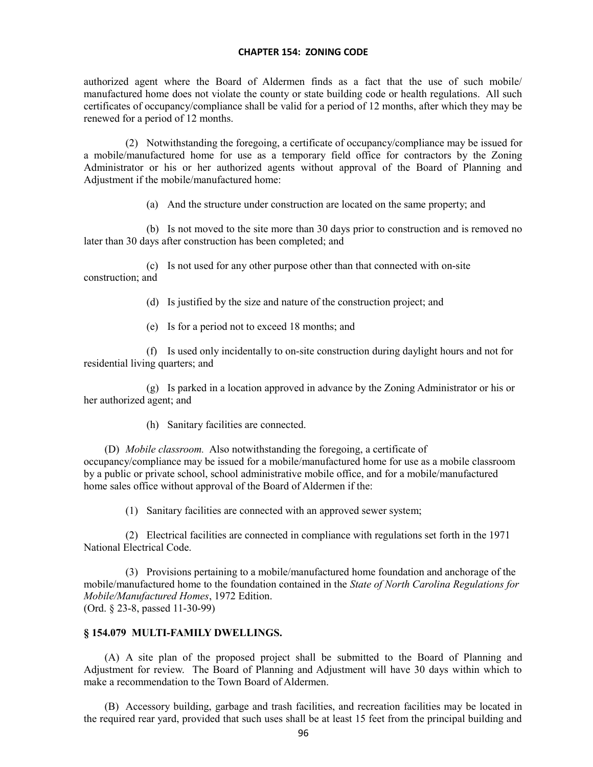authorized agent where the Board of Aldermen finds as a fact that the use of such mobile/ manufactured home does not violate the county or state building code or health regulations. All such certificates of occupancy/compliance shall be valid for a period of 12 months, after which they may be renewed for a period of 12 months.

(2) Notwithstanding the foregoing, a certificate of occupancy/compliance may be issued for a mobile/manufactured home for use as a temporary field office for contractors by the Zoning Administrator or his or her authorized agents without approval of the Board of Planning and Adjustment if the mobile/manufactured home:

(a) And the structure under construction are located on the same property; and

(b) Is not moved to the site more than 30 days prior to construction and is removed no later than 30 days after construction has been completed; and

(c) Is not used for any other purpose other than that connected with on-site construction; and

(d) Is justified by the size and nature of the construction project; and

(e) Is for a period not to exceed 18 months; and

(f) Is used only incidentally to on-site construction during daylight hours and not for residential living quarters; and

(g) Is parked in a location approved in advance by the Zoning Administrator or his or her authorized agent; and

(h) Sanitary facilities are connected.

(D) *Mobile classroom.* Also notwithstanding the foregoing, a certificate of occupancy/compliance may be issued for a mobile/manufactured home for use as a mobile classroom by a public or private school, school administrative mobile office, and for a mobile/manufactured home sales office without approval of the Board of Aldermen if the:

(1) Sanitary facilities are connected with an approved sewer system;

(2) Electrical facilities are connected in compliance with regulations set forth in the 1971 National Electrical Code.

(3) Provisions pertaining to a mobile/manufactured home foundation and anchorage of the mobile/manufactured home to the foundation contained in the *State of North Carolina Regulations for Mobile/Manufactured Homes*, 1972 Edition.
(Ord. § 23-8, passed 11-30-99)

### § 154.079 MULTI-FAMILY DWELLINGS.

(A) A site plan of the proposed project shall be submitted to the Board of Planning and Adjustment for review. The Board of Planning and Adjustment will have 30 days within which to make a recommendation to the Town Board of Aldermen.

(B) Accessory building, garbage and trash facilities, and recreation facilities may be located in the required rear yard, provided that such uses shall be at least 15 feet from the principal building and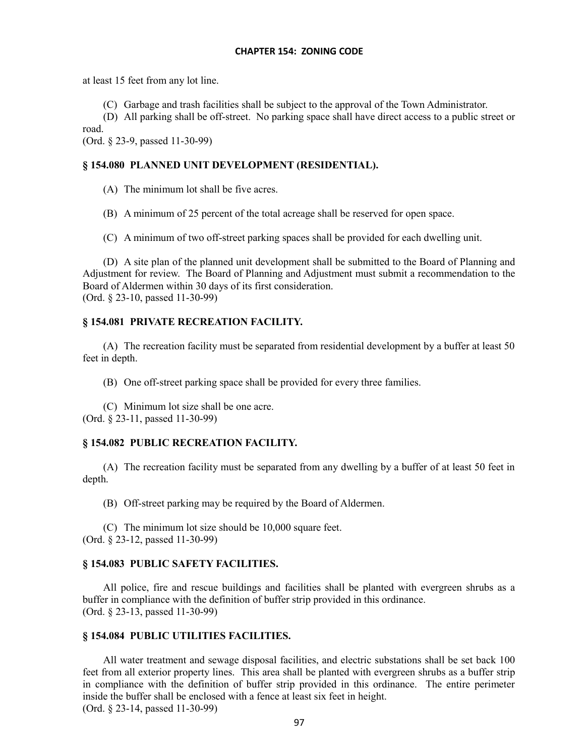at least 15 feet from any lot line.

(C) Garbage and trash facilities shall be subject to the approval of the Town Administrator.

(D) All parking shall be off-street. No parking space shall have direct access to a public street or road.
(Ord. § 23-9, passed 11-30-99)

### § 154.080 PLANNED UNIT DEVELOPMENT (RESIDENTIAL).

(A) The minimum lot shall be five acres.

(B) A minimum of 25 percent of the total acreage shall be reserved for open space.

(C) A minimum of two off-street parking spaces shall be provided for each dwelling unit.

(D) A site plan of the planned unit development shall be submitted to the Board of Planning and Adjustment for review. The Board of Planning and Adjustment must submit a recommendation to the Board of Aldermen within 30 days of its first consideration.
(Ord. § 23-10, passed 11-30-99)

### § 154.081 PRIVATE RECREATION FACILITY.

(A) The recreation facility must be separated from residential development by a buffer at least 50 feet in depth.

(B) One off-street parking space shall be provided for every three families.

(C) Minimum lot size shall be one acre.
(Ord. § 23-11, passed 11-30-99)

### § 154.082 PUBLIC RECREATION FACILITY.

(A) The recreation facility must be separated from any dwelling by a buffer of at least 50 feet in depth.

(B) Off-street parking may be required by the Board of Aldermen.

(C) The minimum lot size should be 10,000 square feet.
(Ord. § 23-12, passed 11-30-99)

### § 154.083 PUBLIC SAFETY FACILITIES.

All police, fire and rescue buildings and facilities shall be planted with evergreen shrubs as a buffer in compliance with the definition of buffer strip provided in this ordinance.
(Ord. § 23-13, passed 11-30-99)

### § 154.084 PUBLIC UTILITIES FACILITIES.

All water treatment and sewage disposal facilities, and electric substations shall be set back 100 feet from all exterior property lines. This area shall be planted with evergreen shrubs as a buffer strip in compliance with the definition of buffer strip provided in this ordinance. The entire perimeter inside the buffer shall be enclosed with a fence at least six feet in height.
(Ord. § 23-14, passed 11-30-99)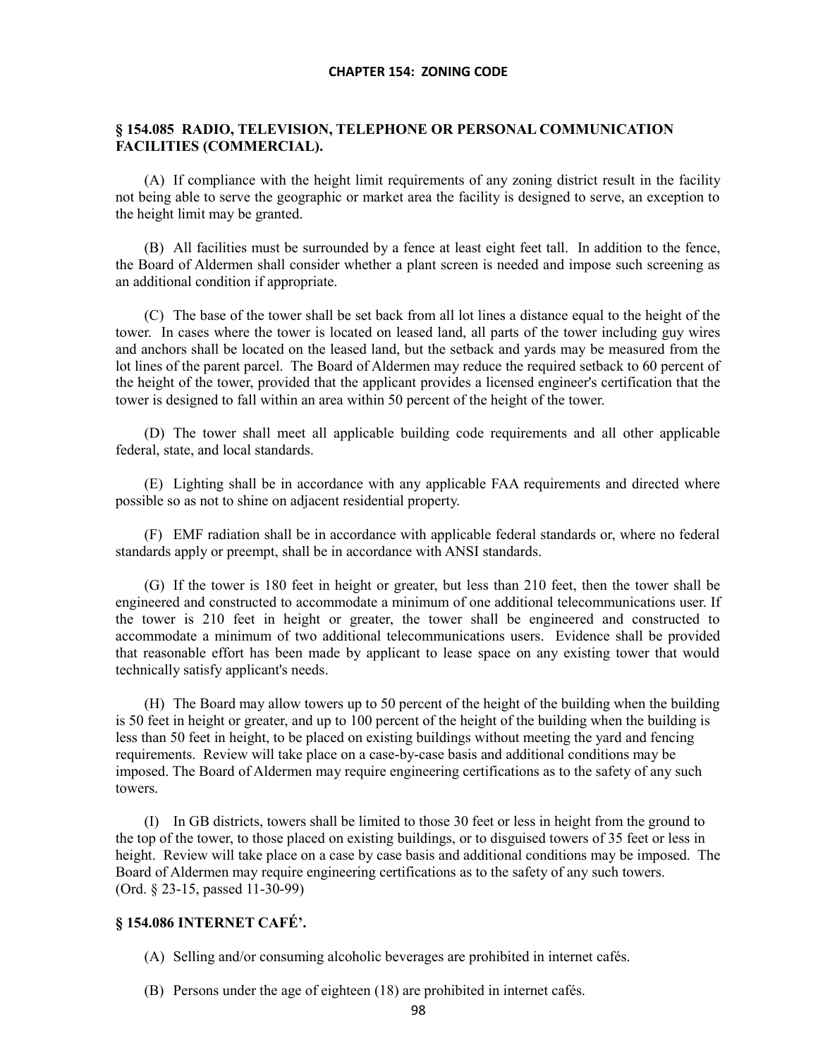## § 154.085 RADIO, TELEVISION, TELEPHONE OR PERSONAL COMMUNICATION FACILITIES (COMMERCIAL).

(A) If compliance with the height limit requirements of any zoning district result in the facility not being able to serve the geographic or market area the facility is designed to serve, an exception to the height limit may be granted.

(B) All facilities must be surrounded by a fence at least eight feet tall. In addition to the fence, the Board of Aldermen shall consider whether a plant screen is needed and impose such screening as an additional condition if appropriate.

(C) The base of the tower shall be set back from all lot lines a distance equal to the height of the tower. In cases where the tower is located on leased land, all parts of the tower including guy wires and anchors shall be located on the leased land, but the setback and yards may be measured from the lot lines of the parent parcel. The Board of Aldermen may reduce the required setback to 60 percent of the height of the tower, provided that the applicant provides a licensed engineer's certification that the tower is designed to fall within an area within 50 percent of the height of the tower.

(D) The tower shall meet all applicable building code requirements and all other applicable federal, state, and local standards.

(E) Lighting shall be in accordance with any applicable FAA requirements and directed where possible so as not to shine on adjacent residential property.

(F) EMF radiation shall be in accordance with applicable federal standards or, where no federal standards apply or preempt, shall be in accordance with ANSI standards.

(G) If the tower is 180 feet in height or greater, but less than 210 feet, then the tower shall be engineered and constructed to accommodate a minimum of one additional telecommunications user. If the tower is 210 feet in height or greater, the tower shall be engineered and constructed to accommodate a minimum of two additional telecommunications users. Evidence shall be provided that reasonable effort has been made by applicant to lease space on any existing tower that would technically satisfy applicant's needs.

(H) The Board may allow towers up to 50 percent of the height of the building when the building is 50 feet in height or greater, and up to 100 percent of the height of the building when the building is less than 50 feet in height, to be placed on existing buildings without meeting the yard and fencing requirements. Review will take place on a case-by-case basis and additional conditions may be imposed. The Board of Aldermen may require engineering certifications as to the safety of any such towers.

(I) In GB districts, towers shall be limited to those 30 feet or less in height from the ground to the top of the tower, to those placed on existing buildings, or to disguised towers of 35 feet or less in height. Review will take place on a case by case basis and additional conditions may be imposed. The Board of Aldermen may require engineering certifications as to the safety of any such towers.
(Ord. § 23-15, passed 11-30-99)

## § 154.086 INTERNET CAFÉ'.

(A) Selling and/or consuming alcoholic beverages are prohibited in internet cafés.

(B) Persons under the age of eighteen (18) are prohibited in internet cafés.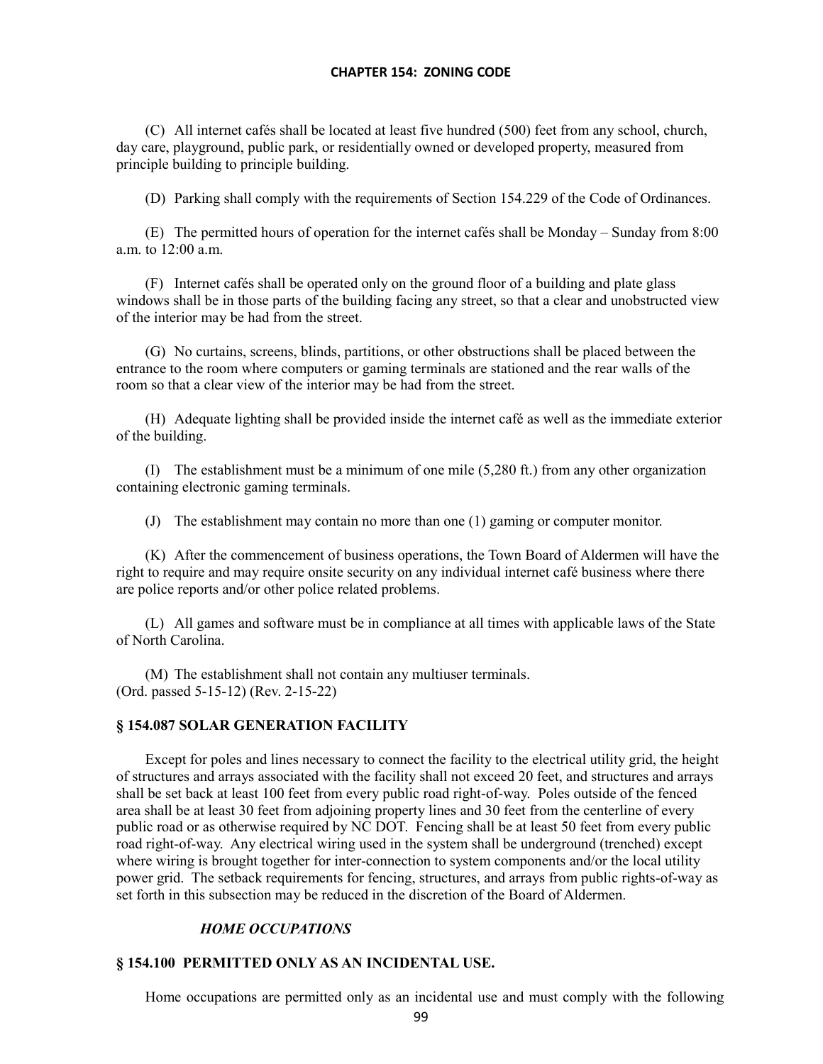(C) All internet cafés shall be located at least five hundred (500) feet from any school, church, day care, playground, public park, or residentially owned or developed property, measured from principle building to principle building.

(D) Parking shall comply with the requirements of Section 154.229 of the Code of Ordinances.

(E) The permitted hours of operation for the internet cafés shall be Monday – Sunday from 8:00 a.m. to 12:00 a.m.

(F) Internet cafés shall be operated only on the ground floor of a building and plate glass windows shall be in those parts of the building facing any street, so that a clear and unobstructed view of the interior may be had from the street.

(G) No curtains, screens, blinds, partitions, or other obstructions shall be placed between the entrance to the room where computers or gaming terminals are stationed and the rear walls of the room so that a clear view of the interior may be had from the street.

(H) Adequate lighting shall be provided inside the internet café as well as the immediate exterior of the building.

(I) The establishment must be a minimum of one mile (5,280 ft.) from any other organization containing electronic gaming terminals.

(J) The establishment may contain no more than one (1) gaming or computer monitor.

(K) After the commencement of business operations, the Town Board of Aldermen will have the right to require and may require onsite security on any individual internet café business where there are police reports and/or other police related problems.

(L) All games and software must be in compliance at all times with applicable laws of the State of North Carolina.

(M) The establishment shall not contain any multiuser terminals.
(Ord. passed 5-15-12) (Rev. 2-15-22)

### § 154.087 SOLAR GENERATION FACILITY

Except for poles and lines necessary to connect the facility to the electrical utility grid, the height of structures and arrays associated with the facility shall not exceed 20 feet, and structures and arrays shall be set back at least 100 feet from every public road right-of-way. Poles outside of the fenced area shall be at least 30 feet from adjoining property lines and 30 feet from the centerline of every public road or as otherwise required by NC DOT. Fencing shall be at least 50 feet from every public road right-of-way. Any electrical wiring used in the system shall be underground (trenched) except where wiring is brought together for inter-connection to system components and/or the local utility power grid. The setback requirements for fencing, structures, and arrays from public rights-of-way as set forth in this subsection may be reduced in the discretion of the Board of Aldermen.

***HOME OCCUPATIONS***

### § 154.100 PERMITTED ONLY AS AN INCIDENTAL USE.

Home occupations are permitted only as an incidental use and must comply with the following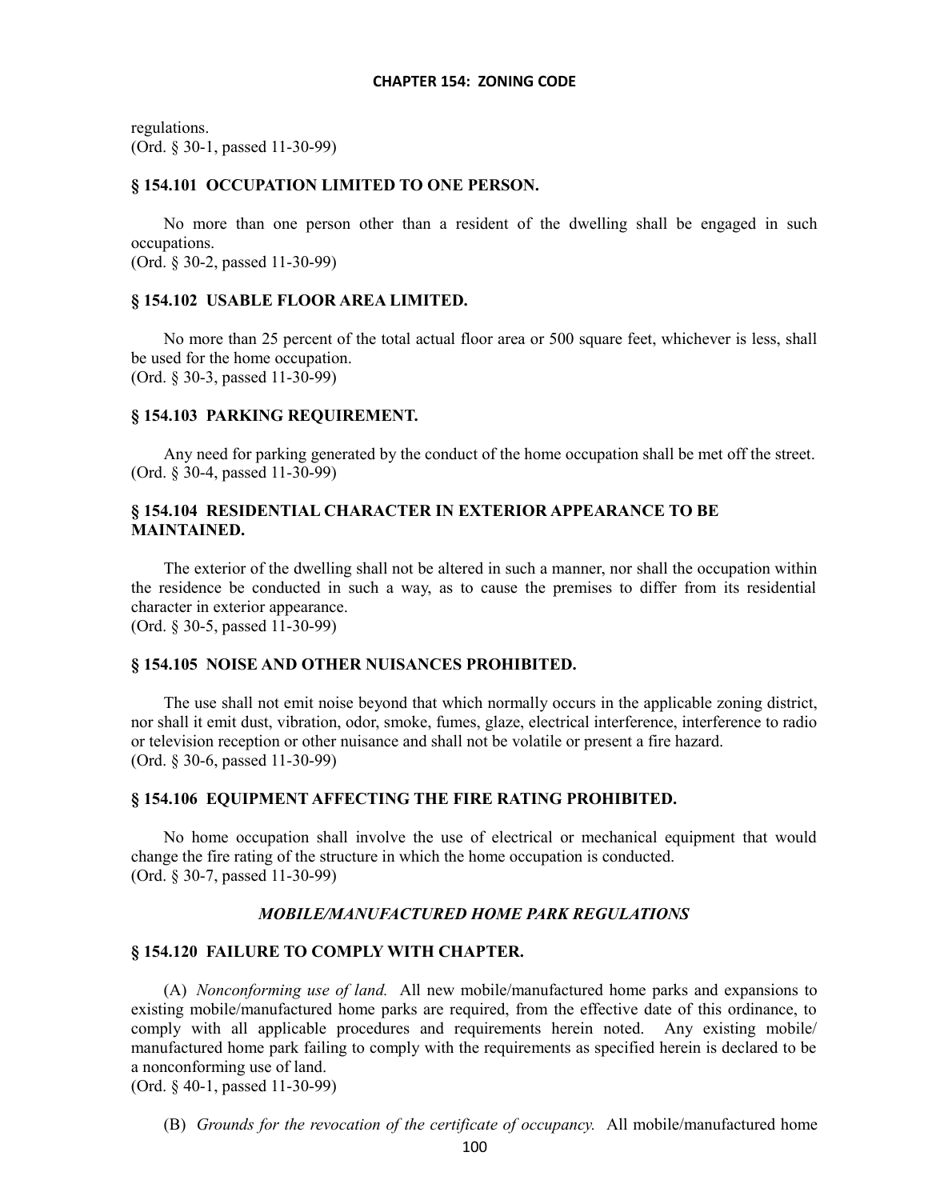regulations.
(Ord. § 30-1, passed 11-30-99)

### § 154.101 OCCUPATION LIMITED TO ONE PERSON.

No more than one person other than a resident of the dwelling shall be engaged in such occupations.
(Ord. § 30-2, passed 11-30-99)

### § 154.102 USABLE FLOOR AREA LIMITED.

No more than 25 percent of the total actual floor area or 500 square feet, whichever is less, shall be used for the home occupation.
(Ord. § 30-3, passed 11-30-99)

### § 154.103 PARKING REQUIREMENT.

Any need for parking generated by the conduct of the home occupation shall be met off the street.
(Ord. § 30-4, passed 11-30-99)

### § 154.104 RESIDENTIAL CHARACTER IN EXTERIOR APPEARANCE TO BE MAINTAINED.

The exterior of the dwelling shall not be altered in such a manner, nor shall the occupation within the residence be conducted in such a way, as to cause the premises to differ from its residential character in exterior appearance.
(Ord. § 30-5, passed 11-30-99)

### § 154.105 NOISE AND OTHER NUISANCES PROHIBITED.

The use shall not emit noise beyond that which normally occurs in the applicable zoning district, nor shall it emit dust, vibration, odor, smoke, fumes, glaze, electrical interference, interference to radio or television reception or other nuisance and shall not be volatile or present a fire hazard.
(Ord. § 30-6, passed 11-30-99)

### § 154.106 EQUIPMENT AFFECTING THE FIRE RATING PROHIBITED.

No home occupation shall involve the use of electrical or mechanical equipment that would change the fire rating of the structure in which the home occupation is conducted.
(Ord. § 30-7, passed 11-30-99)

## *MOBILE/MANUFACTURED HOME PARK REGULATIONS*

### § 154.120 FAILURE TO COMPLY WITH CHAPTER.

(A) *Nonconforming use of land.* All new mobile/manufactured home parks and expansions to existing mobile/manufactured home parks are required, from the effective date of this ordinance, to comply with all applicable procedures and requirements herein noted. Any existing mobile/ manufactured home park failing to comply with the requirements as specified herein is declared to be a nonconforming use of land.
(Ord. § 40-1, passed 11-30-99)

(B) *Grounds for the revocation of the certificate of occupancy.* All mobile/manufactured home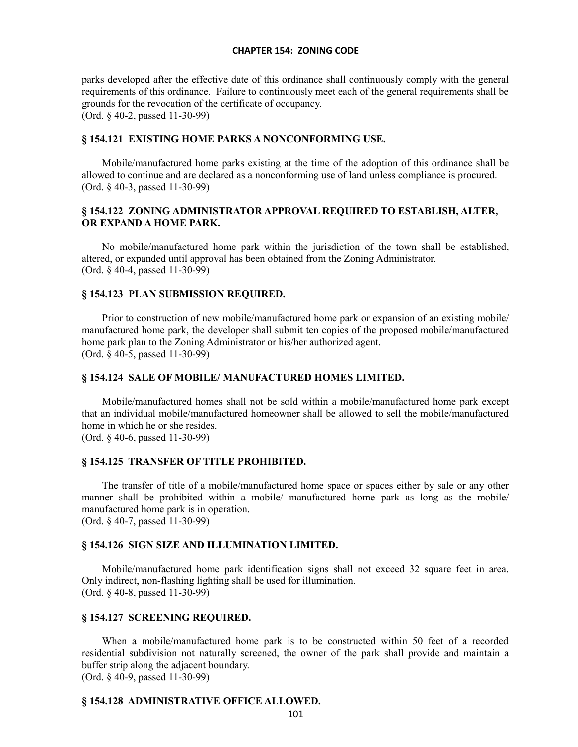parks developed after the effective date of this ordinance shall continuously comply with the general requirements of this ordinance. Failure to continuously meet each of the general requirements shall be grounds for the revocation of the certificate of occupancy.
(Ord. § 40-2, passed 11-30-99)

### § 154.121 EXISTING HOME PARKS A NONCONFORMING USE.

Mobile/manufactured home parks existing at the time of the adoption of this ordinance shall be allowed to continue and are declared as a nonconforming use of land unless compliance is procured.
(Ord. § 40-3, passed 11-30-99)

### § 154.122 ZONING ADMINISTRATOR APPROVAL REQUIRED TO ESTABLISH, ALTER, OR EXPAND A HOME PARK.

No mobile/manufactured home park within the jurisdiction of the town shall be established, altered, or expanded until approval has been obtained from the Zoning Administrator.
(Ord. § 40-4, passed 11-30-99)

### § 154.123 PLAN SUBMISSION REQUIRED.

Prior to construction of new mobile/manufactured home park or expansion of an existing mobile/ manufactured home park, the developer shall submit ten copies of the proposed mobile/manufactured home park plan to the Zoning Administrator or his/her authorized agent.
(Ord. § 40-5, passed 11-30-99)

### § 154.124 SALE OF MOBILE/ MANUFACTURED HOMES LIMITED.

Mobile/manufactured homes shall not be sold within a mobile/manufactured home park except that an individual mobile/manufactured homeowner shall be allowed to sell the mobile/manufactured home in which he or she resides.
(Ord. § 40-6, passed 11-30-99)

### § 154.125 TRANSFER OF TITLE PROHIBITED.

The transfer of title of a mobile/manufactured home space or spaces either by sale or any other manner shall be prohibited within a mobile/ manufactured home park as long as the mobile/ manufactured home park is in operation.
(Ord. § 40-7, passed 11-30-99)

### § 154.126 SIGN SIZE AND ILLUMINATION LIMITED.

Mobile/manufactured home park identification signs shall not exceed 32 square feet in area. Only indirect, non-flashing lighting shall be used for illumination.
(Ord. § 40-8, passed 11-30-99)

### § 154.127 SCREENING REQUIRED.

When a mobile/manufactured home park is to be constructed within 50 feet of a recorded residential subdivision not naturally screened, the owner of the park shall provide and maintain a buffer strip along the adjacent boundary.
(Ord. § 40-9, passed 11-30-99)

### § 154.128 ADMINISTRATIVE OFFICE ALLOWED.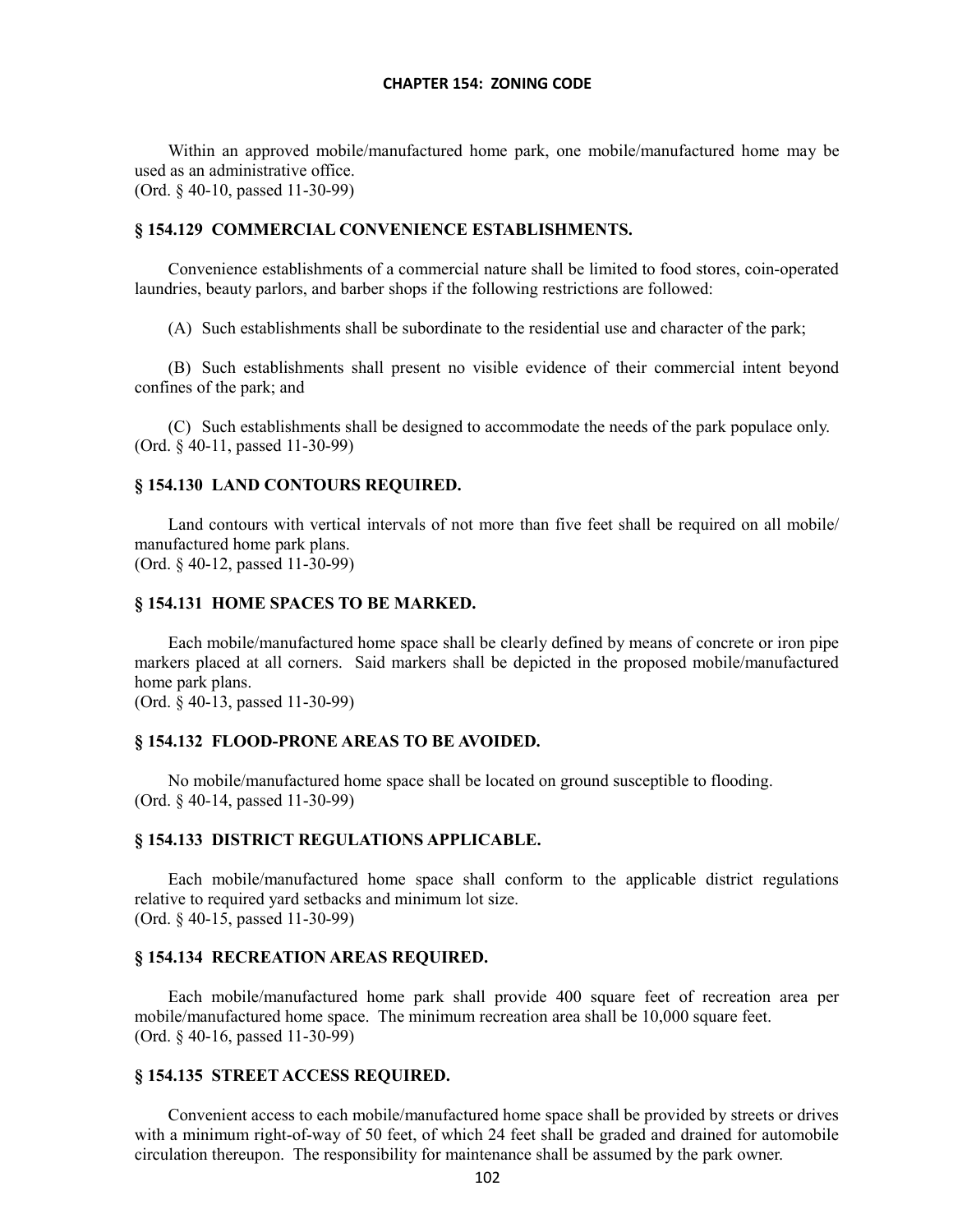Within an approved mobile/manufactured home park, one mobile/manufactured home may be used as an administrative office.
(Ord. § 40-10, passed 11-30-99)

### § 154.129 COMMERCIAL CONVENIENCE ESTABLISHMENTS.

Convenience establishments of a commercial nature shall be limited to food stores, coin-operated laundries, beauty parlors, and barber shops if the following restrictions are followed:

(A) Such establishments shall be subordinate to the residential use and character of the park;

(B) Such establishments shall present no visible evidence of their commercial intent beyond confines of the park; and

(C) Such establishments shall be designed to accommodate the needs of the park populace only.
(Ord. § 40-11, passed 11-30-99)

### § 154.130 LAND CONTOURS REQUIRED.

Land contours with vertical intervals of not more than five feet shall be required on all mobile/manufactured home park plans.
(Ord. § 40-12, passed 11-30-99)

### § 154.131 HOME SPACES TO BE MARKED.

Each mobile/manufactured home space shall be clearly defined by means of concrete or iron pipe markers placed at all corners. Said markers shall be depicted in the proposed mobile/manufactured home park plans.
(Ord. § 40-13, passed 11-30-99)

### § 154.132 FLOOD-PRONE AREAS TO BE AVOIDED.

No mobile/manufactured home space shall be located on ground susceptible to flooding.
(Ord. § 40-14, passed 11-30-99)

### § 154.133 DISTRICT REGULATIONS APPLICABLE.

Each mobile/manufactured home space shall conform to the applicable district regulations relative to required yard setbacks and minimum lot size.
(Ord. § 40-15, passed 11-30-99)

### § 154.134 RECREATION AREAS REQUIRED.

Each mobile/manufactured home park shall provide 400 square feet of recreation area per mobile/manufactured home space. The minimum recreation area shall be 10,000 square feet.
(Ord. § 40-16, passed 11-30-99)

### § 154.135 STREET ACCESS REQUIRED.

Convenient access to each mobile/manufactured home space shall be provided by streets or drives with a minimum right-of-way of 50 feet, of which 24 feet shall be graded and drained for automobile circulation thereupon. The responsibility for maintenance shall be assumed by the park owner.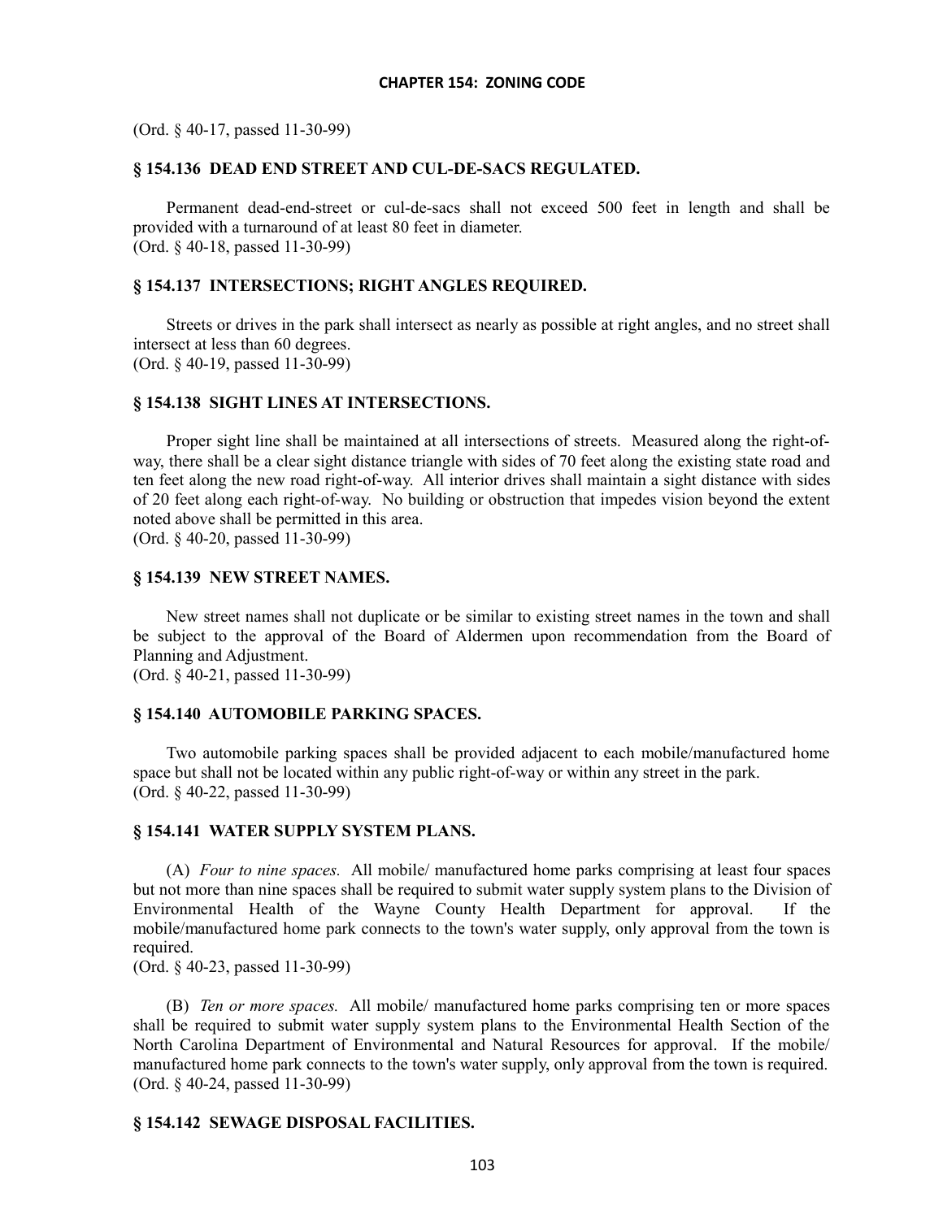(Ord. § 40-17, passed 11-30-99)

### § 154.136 DEAD END STREET AND CUL-DE-SACS REGULATED.

Permanent dead-end-street or cul-de-sacs shall not exceed 500 feet in length and shall be provided with a turnaround of at least 80 feet in diameter.
(Ord. § 40-18, passed 11-30-99)

### § 154.137 INTERSECTIONS; RIGHT ANGLES REQUIRED.

Streets or drives in the park shall intersect as nearly as possible at right angles, and no street shall intersect at less than 60 degrees.
(Ord. § 40-19, passed 11-30-99)

### § 154.138 SIGHT LINES AT INTERSECTIONS.

Proper sight line shall be maintained at all intersections of streets. Measured along the right-of-way, there shall be a clear sight distance triangle with sides of 70 feet along the existing state road and ten feet along the new road right-of-way. All interior drives shall maintain a sight distance with sides of 20 feet along each right-of-way. No building or obstruction that impedes vision beyond the extent noted above shall be permitted in this area.
(Ord. § 40-20, passed 11-30-99)

### § 154.139 NEW STREET NAMES.

New street names shall not duplicate or be similar to existing street names in the town and shall be subject to the approval of the Board of Aldermen upon recommendation from the Board of Planning and Adjustment.
(Ord. § 40-21, passed 11-30-99)

### § 154.140 AUTOMOBILE PARKING SPACES.

Two automobile parking spaces shall be provided adjacent to each mobile/manufactured home space but shall not be located within any public right-of-way or within any street in the park.
(Ord. § 40-22, passed 11-30-99)

### § 154.141 WATER SUPPLY SYSTEM PLANS.

(A) *Four to nine spaces.* All mobile/ manufactured home parks comprising at least four spaces but not more than nine spaces shall be required to submit water supply system plans to the Division of Environmental Health of the Wayne County Health Department for approval. If the mobile/manufactured home park connects to the town's water supply, only approval from the town is required.
(Ord. § 40-23, passed 11-30-99)

(B) *Ten or more spaces.* All mobile/ manufactured home parks comprising ten or more spaces shall be required to submit water supply system plans to the Environmental Health Section of the North Carolina Department of Environmental and Natural Resources for approval. If the mobile/ manufactured home park connects to the town's water supply, only approval from the town is required.
(Ord. § 40-24, passed 11-30-99)

### § 154.142 SEWAGE DISPOSAL FACILITIES.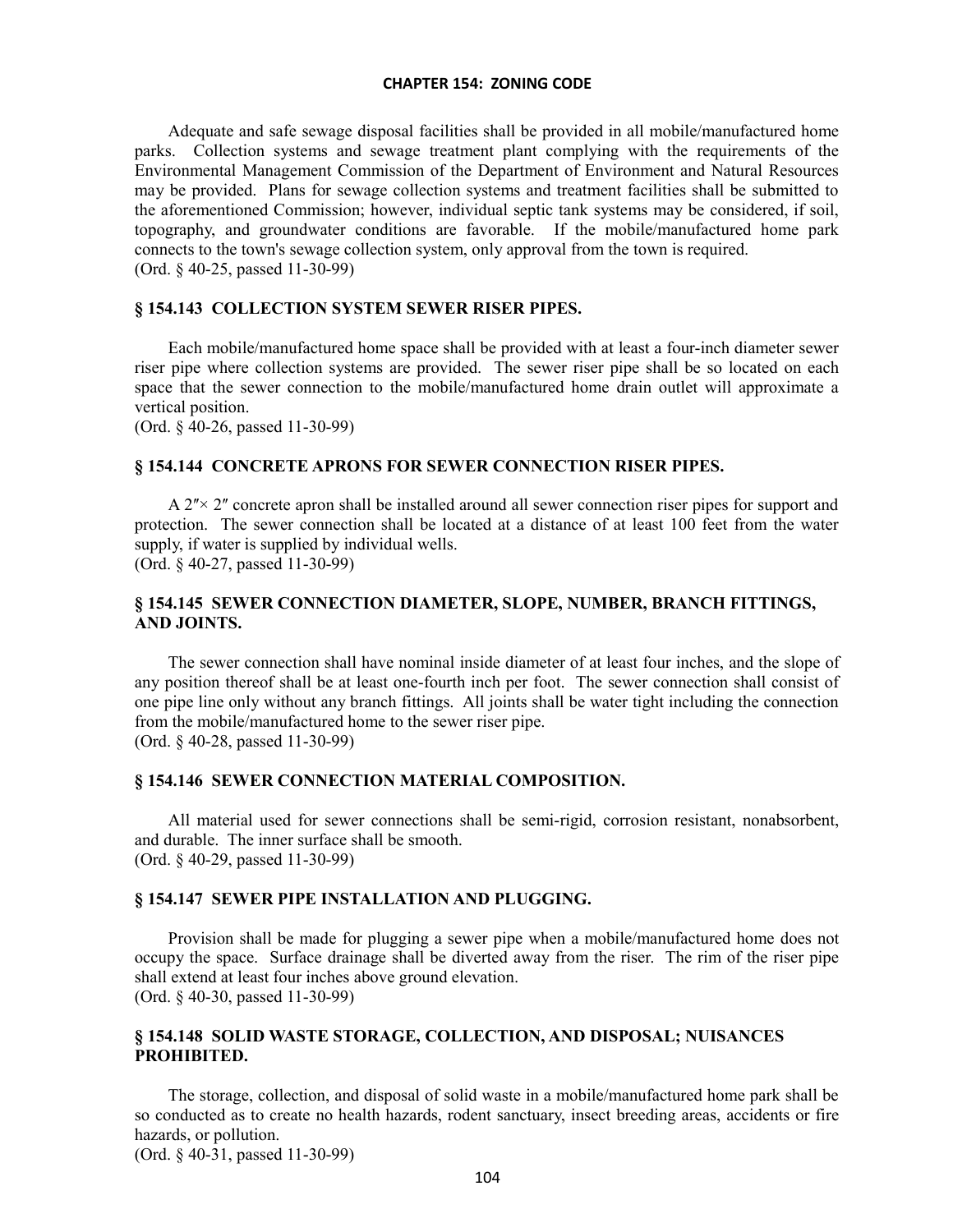Adequate and safe sewage disposal facilities shall be provided in all mobile/manufactured home parks. Collection systems and sewage treatment plant complying with the requirements of the Environmental Management Commission of the Department of Environment and Natural Resources may be provided. Plans for sewage collection systems and treatment facilities shall be submitted to the aforementioned Commission; however, individual septic tank systems may be considered, if soil, topography, and groundwater conditions are favorable. If the mobile/manufactured home park connects to the town's sewage collection system, only approval from the town is required.
(Ord. § 40-25, passed 11-30-99)

### § 154.143 COLLECTION SYSTEM SEWER RISER PIPES.

Each mobile/manufactured home space shall be provided with at least a four-inch diameter sewer riser pipe where collection systems are provided. The sewer riser pipe shall be so located on each space that the sewer connection to the mobile/manufactured home drain outlet will approximate a vertical position.
(Ord. § 40-26, passed 11-30-99)

### § 154.144 CONCRETE APRONS FOR SEWER CONNECTION RISER PIPES.

A 2″× 2″ concrete apron shall be installed around all sewer connection riser pipes for support and protection. The sewer connection shall be located at a distance of at least 100 feet from the water supply, if water is supplied by individual wells.
(Ord. § 40-27, passed 11-30-99)

### § 154.145 SEWER CONNECTION DIAMETER, SLOPE, NUMBER, BRANCH FITTINGS, AND JOINTS.

The sewer connection shall have nominal inside diameter of at least four inches, and the slope of any position thereof shall be at least one-fourth inch per foot. The sewer connection shall consist of one pipe line only without any branch fittings. All joints shall be water tight including the connection from the mobile/manufactured home to the sewer riser pipe.
(Ord. § 40-28, passed 11-30-99)

### § 154.146 SEWER CONNECTION MATERIAL COMPOSITION.

All material used for sewer connections shall be semi-rigid, corrosion resistant, nonabsorbent, and durable. The inner surface shall be smooth.
(Ord. § 40-29, passed 11-30-99)

### § 154.147 SEWER PIPE INSTALLATION AND PLUGGING.

Provision shall be made for plugging a sewer pipe when a mobile/manufactured home does not occupy the space. Surface drainage shall be diverted away from the riser. The rim of the riser pipe shall extend at least four inches above ground elevation.
(Ord. § 40-30, passed 11-30-99)

### § 154.148 SOLID WASTE STORAGE, COLLECTION, AND DISPOSAL; NUISANCES PROHIBITED.

The storage, collection, and disposal of solid waste in a mobile/manufactured home park shall be so conducted as to create no health hazards, rodent sanctuary, insect breeding areas, accidents or fire hazards, or pollution.
(Ord. § 40-31, passed 11-30-99)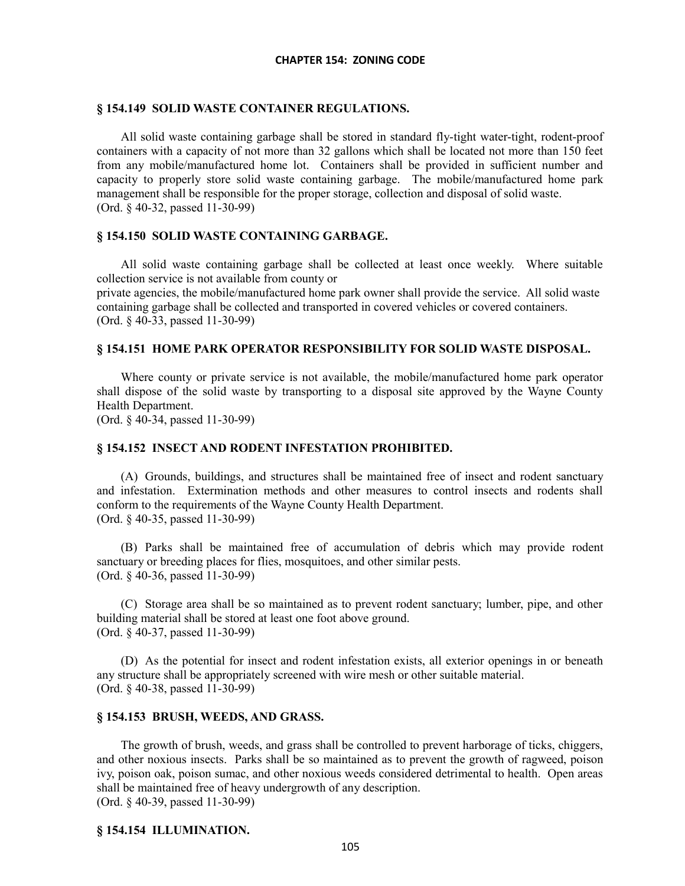### § 154.149 SOLID WASTE CONTAINER REGULATIONS.

All solid waste containing garbage shall be stored in standard fly-tight water-tight, rodent-proof containers with a capacity of not more than 32 gallons which shall be located not more than 150 feet from any mobile/manufactured home lot. Containers shall be provided in sufficient number and capacity to properly store solid waste containing garbage. The mobile/manufactured home park management shall be responsible for the proper storage, collection and disposal of solid waste.
(Ord. § 40-32, passed 11-30-99)

### § 154.150 SOLID WASTE CONTAINING GARBAGE.

All solid waste containing garbage shall be collected at least once weekly. Where suitable collection service is not available from county or private agencies, the mobile/manufactured home park owner shall provide the service. All solid waste containing garbage shall be collected and transported in covered vehicles or covered containers.
(Ord. § 40-33, passed 11-30-99)

### § 154.151 HOME PARK OPERATOR RESPONSIBILITY FOR SOLID WASTE DISPOSAL.

Where county or private service is not available, the mobile/manufactured home park operator shall dispose of the solid waste by transporting to a disposal site approved by the Wayne County Health Department.
(Ord. § 40-34, passed 11-30-99)

### § 154.152 INSECT AND RODENT INFESTATION PROHIBITED.

(A) Grounds, buildings, and structures shall be maintained free of insect and rodent sanctuary and infestation. Extermination methods and other measures to control insects and rodents shall conform to the requirements of the Wayne County Health Department.
(Ord. § 40-35, passed 11-30-99)

(B) Parks shall be maintained free of accumulation of debris which may provide rodent sanctuary or breeding places for flies, mosquitoes, and other similar pests.
(Ord. § 40-36, passed 11-30-99)

(C) Storage area shall be so maintained as to prevent rodent sanctuary; lumber, pipe, and other building material shall be stored at least one foot above ground.
(Ord. § 40-37, passed 11-30-99)

(D) As the potential for insect and rodent infestation exists, all exterior openings in or beneath any structure shall be appropriately screened with wire mesh or other suitable material.
(Ord. § 40-38, passed 11-30-99)

### § 154.153 BRUSH, WEEDS, AND GRASS.

The growth of brush, weeds, and grass shall be controlled to prevent harborage of ticks, chiggers, and other noxious insects. Parks shall be so maintained as to prevent the growth of ragweed, poison ivy, poison oak, poison sumac, and other noxious weeds considered detrimental to health. Open areas shall be maintained free of heavy undergrowth of any description.
(Ord. § 40-39, passed 11-30-99)

### § 154.154 ILLUMINATION.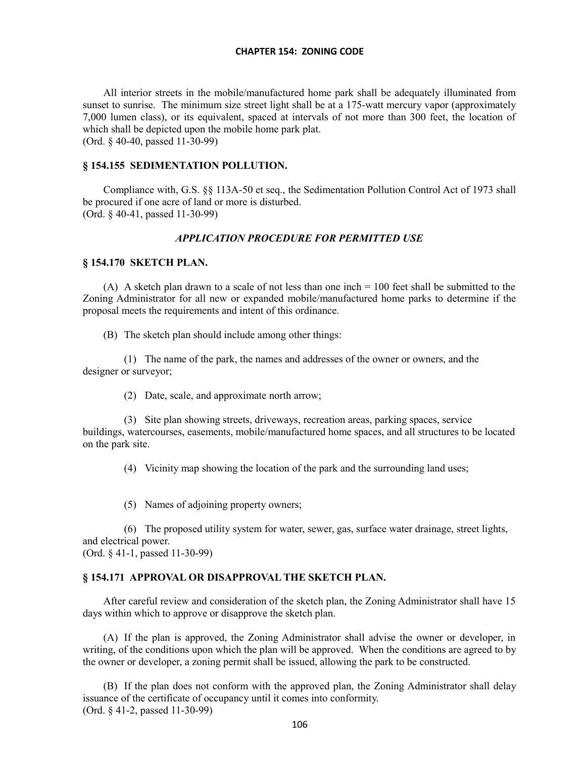All interior streets in the mobile/manufactured home park shall be adequately illuminated from sunset to sunrise. The minimum size street light shall be at a 175-watt mercury vapor (approximately 7,000 lumen class), or its equivalent, spaced at intervals of not more than 300 feet, the location of which shall be depicted upon the mobile home park plat.
(Ord. § 40-40, passed 11-30-99)

### § 154.155 SEDIMENTATION POLLUTION.

Compliance with, G.S. §§ 113A-50 et seq., the Sedimentation Pollution Control Act of 1973 shall be procured if one acre of land or more is disturbed.
(Ord. § 40-41, passed 11-30-99)

## *APPLICATION PROCEDURE FOR PERMITTED USE*

### § 154.170 SKETCH PLAN.

(A) A sketch plan drawn to a scale of not less than one inch = 100 feet shall be submitted to the Zoning Administrator for all new or expanded mobile/manufactured home parks to determine if the proposal meets the requirements and intent of this ordinance.

(B) The sketch plan should include among other things:

(1) The name of the park, the names and addresses of the owner or owners, and the designer or surveyor;

(2) Date, scale, and approximate north arrow;

(3) Site plan showing streets, driveways, recreation areas, parking spaces, service buildings, watercourses, easements, mobile/manufactured home spaces, and all structures to be located on the park site.

(4) Vicinity map showing the location of the park and the surrounding land uses;

(5) Names of adjoining property owners;

(6) The proposed utility system for water, sewer, gas, surface water drainage, street lights, and electrical power.
(Ord. § 41-1, passed 11-30-99)

### § 154.171 APPROVAL OR DISAPPROVAL THE SKETCH PLAN.

After careful review and consideration of the sketch plan, the Zoning Administrator shall have 15 days within which to approve or disapprove the sketch plan.

(A) If the plan is approved, the Zoning Administrator shall advise the owner or developer, in writing, of the conditions upon which the plan will be approved. When the conditions are agreed to by the owner or developer, a zoning permit shall be issued, allowing the park to be constructed.

(B) If the plan does not conform with the approved plan, the Zoning Administrator shall delay issuance of the certificate of occupancy until it comes into conformity.
(Ord. § 41-2, passed 11-30-99)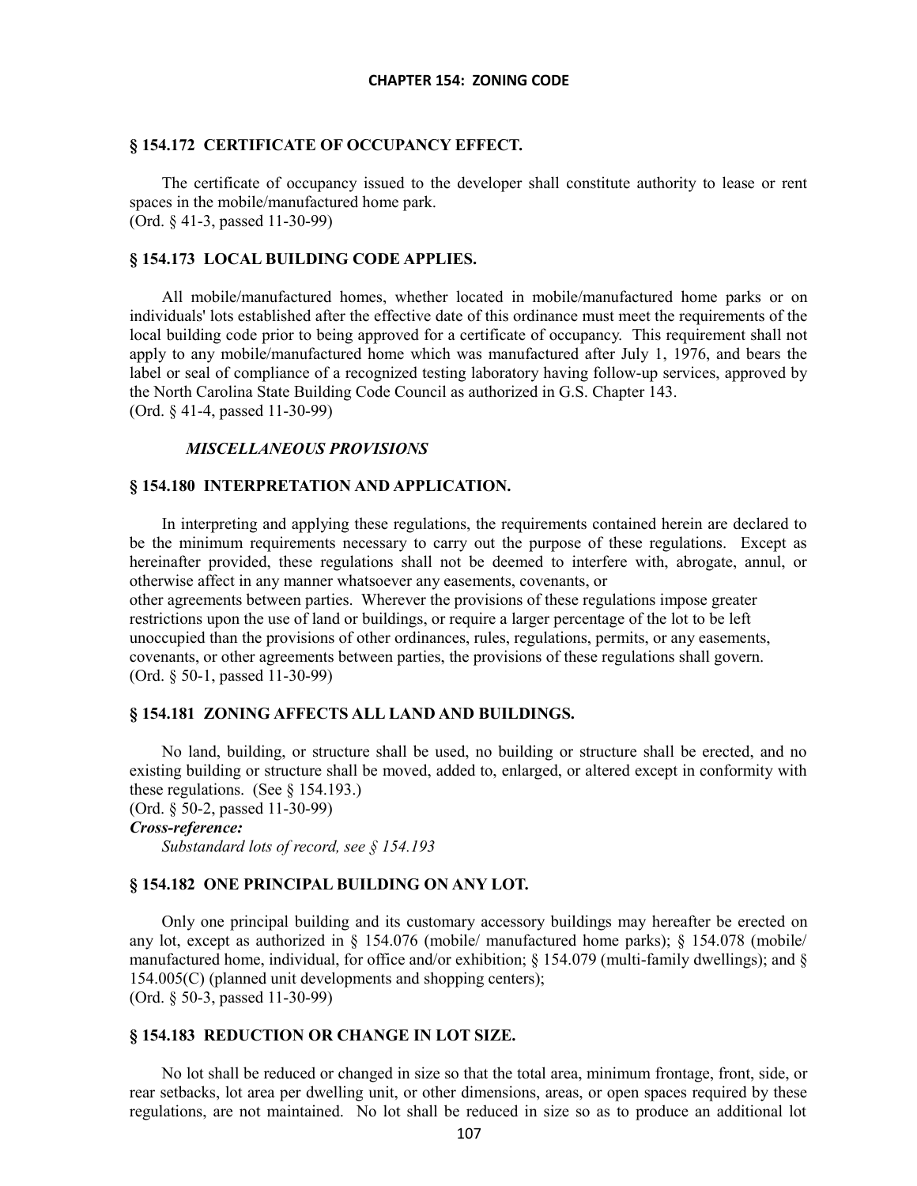### § 154.172 CERTIFICATE OF OCCUPANCY EFFECT.

The certificate of occupancy issued to the developer shall constitute authority to lease or rent spaces in the mobile/manufactured home park.
(Ord. § 41-3, passed 11-30-99)

### § 154.173 LOCAL BUILDING CODE APPLIES.

All mobile/manufactured homes, whether located in mobile/manufactured home parks or on individuals' lots established after the effective date of this ordinance must meet the requirements of the local building code prior to being approved for a certificate of occupancy. This requirement shall not apply to any mobile/manufactured home which was manufactured after July 1, 1976, and bears the label or seal of compliance of a recognized testing laboratory having follow-up services, approved by the North Carolina State Building Code Council as authorized in G.S. Chapter 143.
(Ord. § 41-4, passed 11-30-99)

***MISCELLANEOUS PROVISIONS***

### § 154.180 INTERPRETATION AND APPLICATION.

In interpreting and applying these regulations, the requirements contained herein are declared to be the minimum requirements necessary to carry out the purpose of these regulations. Except as hereinafter provided, these regulations shall not be deemed to interfere with, abrogate, annul, or otherwise affect in any manner whatsoever any easements, covenants, or other agreements between parties. Wherever the provisions of these regulations impose greater restrictions upon the use of land or buildings, or require a larger percentage of the lot to be left unoccupied than the provisions of other ordinances, rules, regulations, permits, or any easements, covenants, or other agreements between parties, the provisions of these regulations shall govern.
(Ord. § 50-1, passed 11-30-99)

### § 154.181 ZONING AFFECTS ALL LAND AND BUILDINGS.

No land, building, or structure shall be used, no building or structure shall be erected, and no existing building or structure shall be moved, added to, enlarged, or altered except in conformity with these regulations. (See § 154.193.)
(Ord. § 50-2, passed 11-30-99)

***Cross-reference:***

*Substandard lots of record, see § 154.193*

### § 154.182 ONE PRINCIPAL BUILDING ON ANY LOT.

Only one principal building and its customary accessory buildings may hereafter be erected on any lot, except as authorized in § 154.076 (mobile/ manufactured home parks); § 154.078 (mobile/ manufactured home, individual, for office and/or exhibition; § 154.079 (multi-family dwellings); and § 154.005(C) (planned unit developments and shopping centers);
(Ord. § 50-3, passed 11-30-99)

### § 154.183 REDUCTION OR CHANGE IN LOT SIZE.

No lot shall be reduced or changed in size so that the total area, minimum frontage, front, side, or rear setbacks, lot area per dwelling unit, or other dimensions, areas, or open spaces required by these regulations, are not maintained. No lot shall be reduced in size so as to produce an additional lot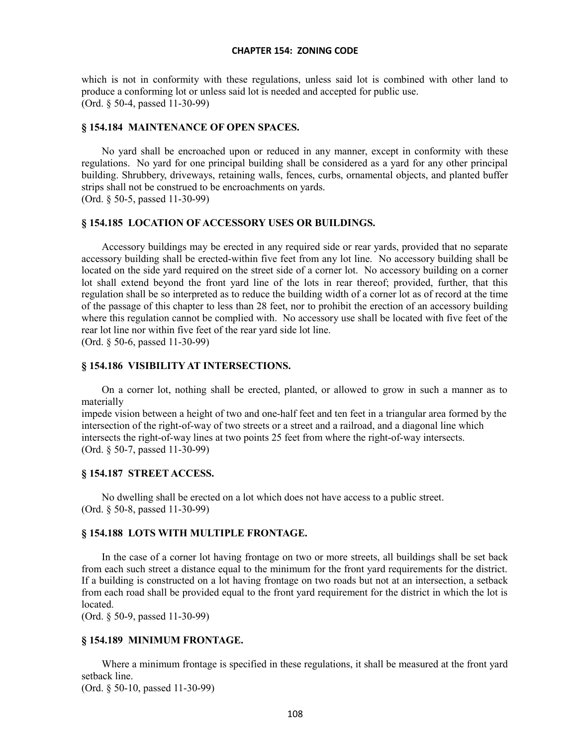which is not in conformity with these regulations, unless said lot is combined with other land to produce a conforming lot or unless said lot is needed and accepted for public use.
(Ord. § 50-4, passed 11-30-99)

### § 154.184 MAINTENANCE OF OPEN SPACES.

No yard shall be encroached upon or reduced in any manner, except in conformity with these regulations. No yard for one principal building shall be considered as a yard for any other principal building. Shrubbery, driveways, retaining walls, fences, curbs, ornamental objects, and planted buffer strips shall not be construed to be encroachments on yards.
(Ord. § 50-5, passed 11-30-99)

### § 154.185 LOCATION OF ACCESSORY USES OR BUILDINGS.

Accessory buildings may be erected in any required side or rear yards, provided that no separate accessory building shall be erected-within five feet from any lot line. No accessory building shall be located on the side yard required on the street side of a corner lot. No accessory building on a corner lot shall extend beyond the front yard line of the lots in rear thereof; provided, further, that this regulation shall be so interpreted as to reduce the building width of a corner lot as of record at the time of the passage of this chapter to less than 28 feet, nor to prohibit the erection of an accessory building where this regulation cannot be complied with. No accessory use shall be located with five feet of the rear lot line nor within five feet of the rear yard side lot line.
(Ord. § 50-6, passed 11-30-99)

### § 154.186 VISIBILITY AT INTERSECTIONS.

On a corner lot, nothing shall be erected, planted, or allowed to grow in such a manner as to materially
impede vision between a height of two and one-half feet and ten feet in a triangular area formed by the intersection of the right-of-way of two streets or a street and a railroad, and a diagonal line which intersects the right-of-way lines at two points 25 feet from where the right-of-way intersects.
(Ord. § 50-7, passed 11-30-99)

### § 154.187 STREET ACCESS.

No dwelling shall be erected on a lot which does not have access to a public street.
(Ord. § 50-8, passed 11-30-99)

### § 154.188 LOTS WITH MULTIPLE FRONTAGE.

In the case of a corner lot having frontage on two or more streets, all buildings shall be set back from each such street a distance equal to the minimum for the front yard requirements for the district. If a building is constructed on a lot having frontage on two roads but not at an intersection, a setback from each road shall be provided equal to the front yard requirement for the district in which the lot is located.
(Ord. § 50-9, passed 11-30-99)

### § 154.189 MINIMUM FRONTAGE.

Where a minimum frontage is specified in these regulations, it shall be measured at the front yard setback line.
(Ord. § 50-10, passed 11-30-99)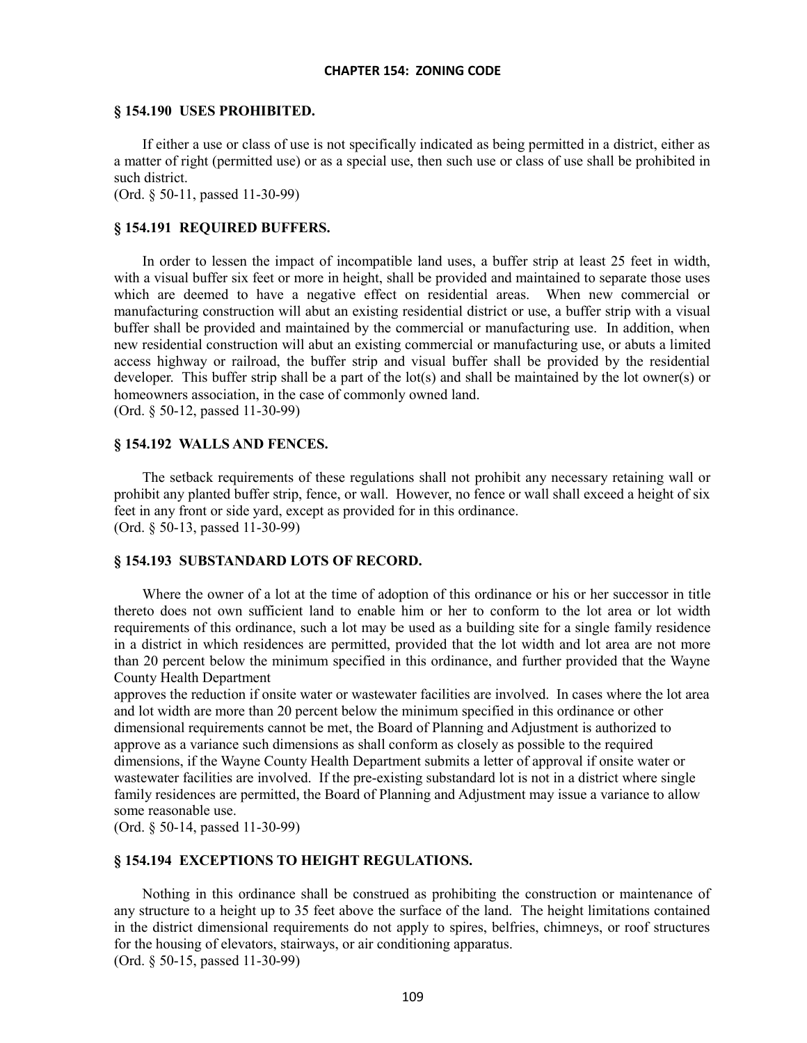### § 154.190 USES PROHIBITED.

If either a use or class of use is not specifically indicated as being permitted in a district, either as a matter of right (permitted use) or as a special use, then such use or class of use shall be prohibited in such district.
(Ord. § 50-11, passed 11-30-99)

### § 154.191 REQUIRED BUFFERS.

In order to lessen the impact of incompatible land uses, a buffer strip at least 25 feet in width, with a visual buffer six feet or more in height, shall be provided and maintained to separate those uses which are deemed to have a negative effect on residential areas. When new commercial or manufacturing construction will abut an existing residential district or use, a buffer strip with a visual buffer shall be provided and maintained by the commercial or manufacturing use. In addition, when new residential construction will abut an existing commercial or manufacturing use, or abuts a limited access highway or railroad, the buffer strip and visual buffer shall be provided by the residential developer. This buffer strip shall be a part of the lot(s) and shall be maintained by the lot owner(s) or homeowners association, in the case of commonly owned land.
(Ord. § 50-12, passed 11-30-99)

### § 154.192 WALLS AND FENCES.

The setback requirements of these regulations shall not prohibit any necessary retaining wall or prohibit any planted buffer strip, fence, or wall. However, no fence or wall shall exceed a height of six feet in any front or side yard, except as provided for in this ordinance.
(Ord. § 50-13, passed 11-30-99)

### § 154.193 SUBSTANDARD LOTS OF RECORD.

Where the owner of a lot at the time of adoption of this ordinance or his or her successor in title thereto does not own sufficient land to enable him or her to conform to the lot area or lot width requirements of this ordinance, such a lot may be used as a building site for a single family residence in a district in which residences are permitted, provided that the lot width and lot area are not more than 20 percent below the minimum specified in this ordinance, and further provided that the Wayne County Health Department approves the reduction if onsite water or wastewater facilities are involved. In cases where the lot area and lot width are more than 20 percent below the minimum specified in this ordinance or other dimensional requirements cannot be met, the Board of Planning and Adjustment is authorized to approve as a variance such dimensions as shall conform as closely as possible to the required dimensions, if the Wayne County Health Department submits a letter of approval if onsite water or wastewater facilities are involved. If the pre-existing substandard lot is not in a district where single family residences are permitted, the Board of Planning and Adjustment may issue a variance to allow some reasonable use.
(Ord. § 50-14, passed 11-30-99)

### § 154.194 EXCEPTIONS TO HEIGHT REGULATIONS.

Nothing in this ordinance shall be construed as prohibiting the construction or maintenance of any structure to a height up to 35 feet above the surface of the land. The height limitations contained in the district dimensional requirements do not apply to spires, belfries, chimneys, or roof structures for the housing of elevators, stairways, or air conditioning apparatus.
(Ord. § 50-15, passed 11-30-99)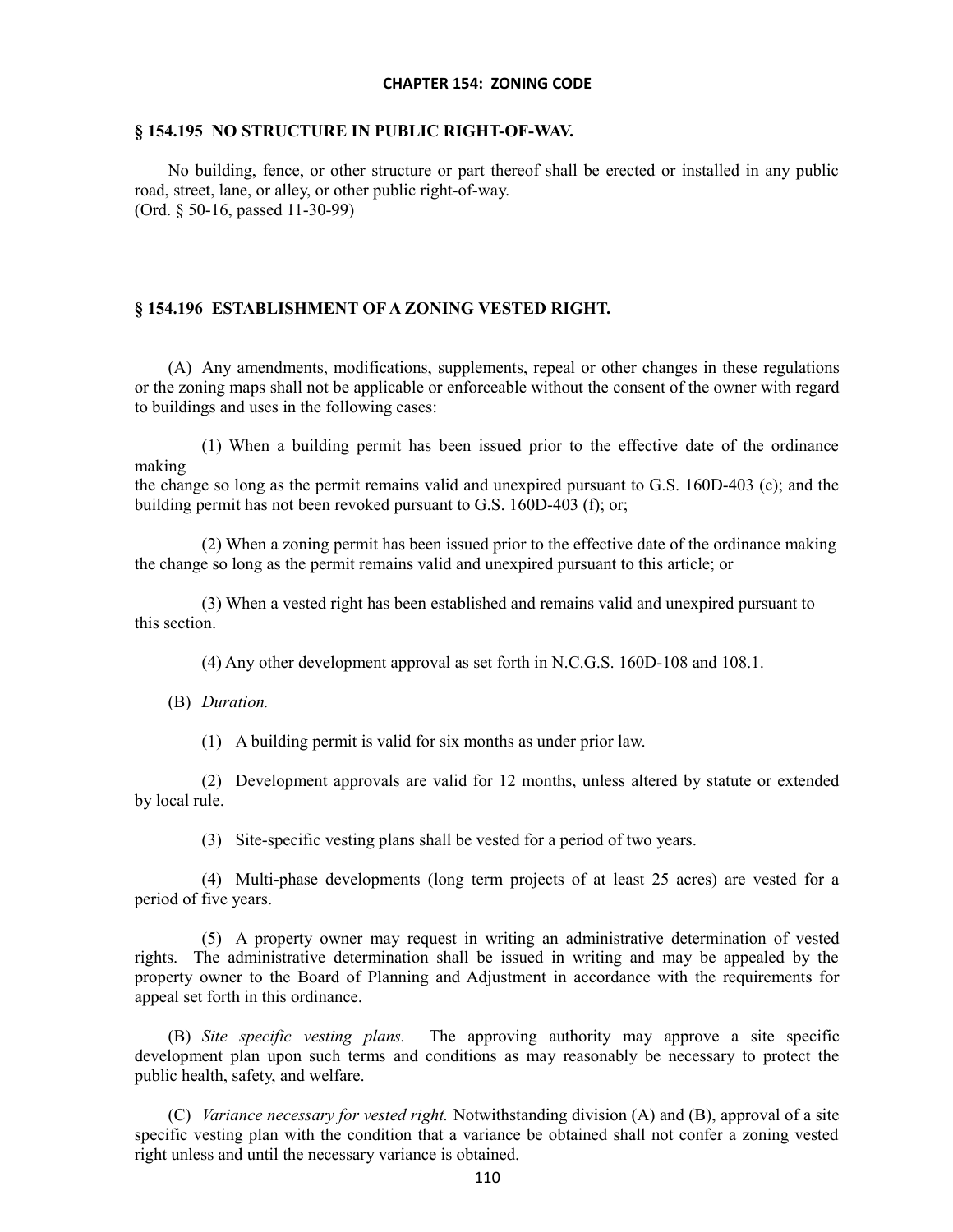# CHAPTER 154: ZONING CODE

## § 154.195 NO STRUCTURE IN PUBLIC RIGHT-OF-WAV.

No building, fence, or other structure or part thereof shall be erected or installed in any public road, street, lane, or alley, or other public right-of-way.
(Ord. § 50-16, passed 11-30-99)

## § 154.196 ESTABLISHMENT OF A ZONING VESTED RIGHT.

(A) Any amendments, modifications, supplements, repeal or other changes in these regulations or the zoning maps shall not be applicable or enforceable without the consent of the owner with regard to buildings and uses in the following cases:

(1) When a building permit has been issued prior to the effective date of the ordinance making
the change so long as the permit remains valid and unexpired pursuant to G.S. 160D-403 (c); and the building permit has not been revoked pursuant to G.S. 160D-403 (f); or;

(2) When a zoning permit has been issued prior to the effective date of the ordinance making the change so long as the permit remains valid and unexpired pursuant to this article; or

(3) When a vested right has been established and remains valid and unexpired pursuant to this section.

(4) Any other development approval as set forth in N.C.G.S. 160D-108 and 108.1.

(B) *Duration.*

(1) A building permit is valid for six months as under prior law.

(2) Development approvals are valid for 12 months, unless altered by statute or extended by local rule.

(3) Site-specific vesting plans shall be vested for a period of two years.

(4) Multi-phase developments (long term projects of at least 25 acres) are vested for a period of five years.

(5) A property owner may request in writing an administrative determination of vested rights. The administrative determination shall be issued in writing and may be appealed by the property owner to the Board of Planning and Adjustment in accordance with the requirements for appeal set forth in this ordinance.

(B) *Site specific vesting plans.* The approving authority may approve a site specific development plan upon such terms and conditions as may reasonably be necessary to protect the public health, safety, and welfare.

(C) *Variance necessary for vested right.* Notwithstanding division (A) and (B), approval of a site specific vesting plan with the condition that a variance be obtained shall not confer a zoning vested right unless and until the necessary variance is obtained.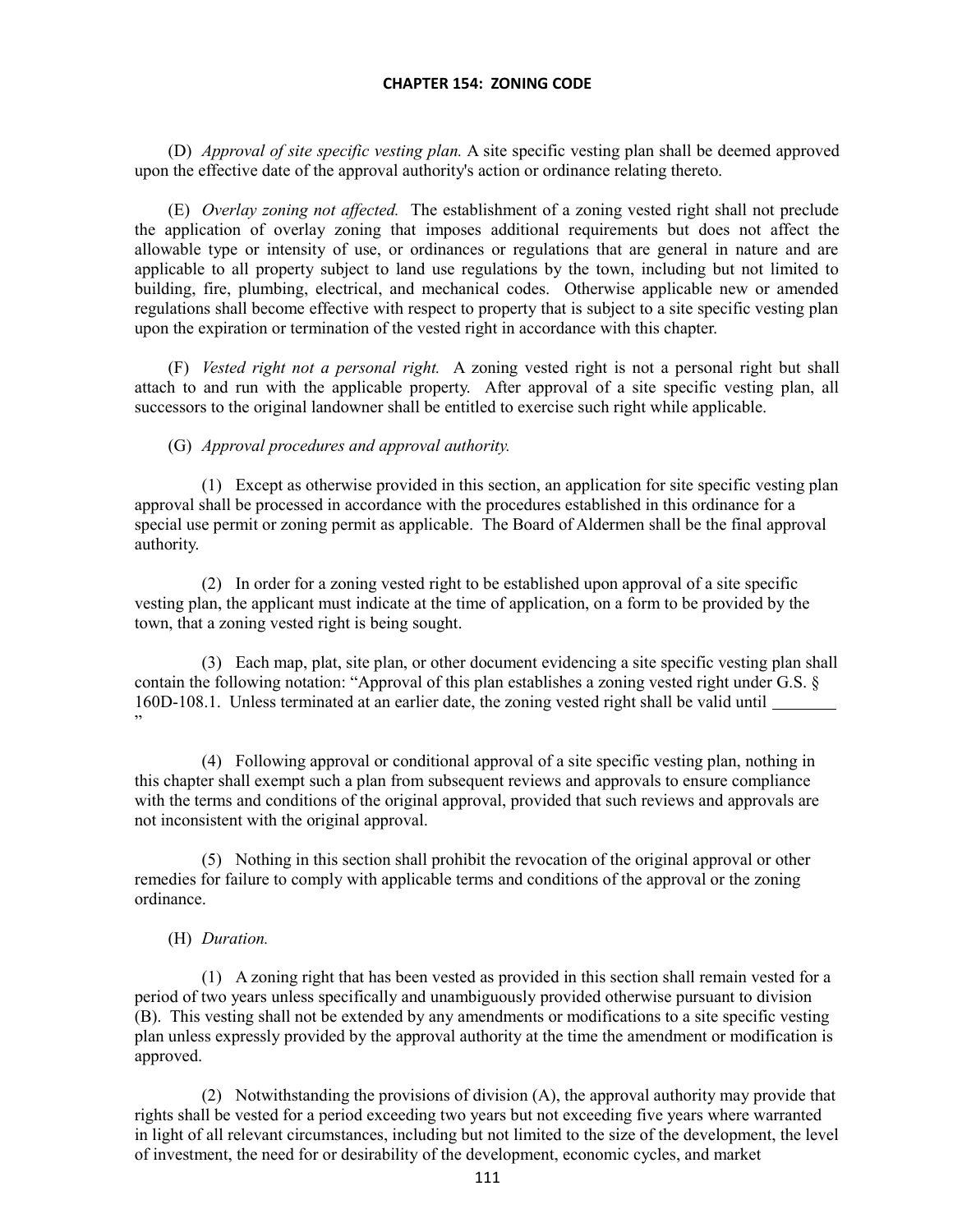(D) *Approval of site specific vesting plan.* A site specific vesting plan shall be deemed approved upon the effective date of the approval authority's action or ordinance relating thereto.

(E) *Overlay zoning not affected.* The establishment of a zoning vested right shall not preclude the application of overlay zoning that imposes additional requirements but does not affect the allowable type or intensity of use, or ordinances or regulations that are general in nature and are applicable to all property subject to land use regulations by the town, including but not limited to building, fire, plumbing, electrical, and mechanical codes. Otherwise applicable new or amended regulations shall become effective with respect to property that is subject to a site specific vesting plan upon the expiration or termination of the vested right in accordance with this chapter.

(F) *Vested right not a personal right.* A zoning vested right is not a personal right but shall attach to and run with the applicable property. After approval of a site specific vesting plan, all successors to the original landowner shall be entitled to exercise such right while applicable.

(G) *Approval procedures and approval authority.*

(1) Except as otherwise provided in this section, an application for site specific vesting plan approval shall be processed in accordance with the procedures established in this ordinance for a special use permit or zoning permit as applicable. The Board of Aldermen shall be the final approval authority.

(2) In order for a zoning vested right to be established upon approval of a site specific vesting plan, the applicant must indicate at the time of application, on a form to be provided by the town, that a zoning vested right is being sought.

(3) Each map, plat, site plan, or other document evidencing a site specific vesting plan shall contain the following notation: "Approval of this plan establishes a zoning vested right under G.S. § 160D-108.1. Unless terminated at an earlier date, the zoning vested right shall be valid until ________ "

(4) Following approval or conditional approval of a site specific vesting plan, nothing in this chapter shall exempt such a plan from subsequent reviews and approvals to ensure compliance with the terms and conditions of the original approval, provided that such reviews and approvals are not inconsistent with the original approval.

(5) Nothing in this section shall prohibit the revocation of the original approval or other remedies for failure to comply with applicable terms and conditions of the approval or the zoning ordinance.

(H) *Duration.*

(1) A zoning right that has been vested as provided in this section shall remain vested for a period of two years unless specifically and unambiguously provided otherwise pursuant to division (B). This vesting shall not be extended by any amendments or modifications to a site specific vesting plan unless expressly provided by the approval authority at the time the amendment or modification is approved.

(2) Notwithstanding the provisions of division (A), the approval authority may provide that rights shall be vested for a period exceeding two years but not exceeding five years where warranted in light of all relevant circumstances, including but not limited to the size of the development, the level of investment, the need for or desirability of the development, economic cycles, and market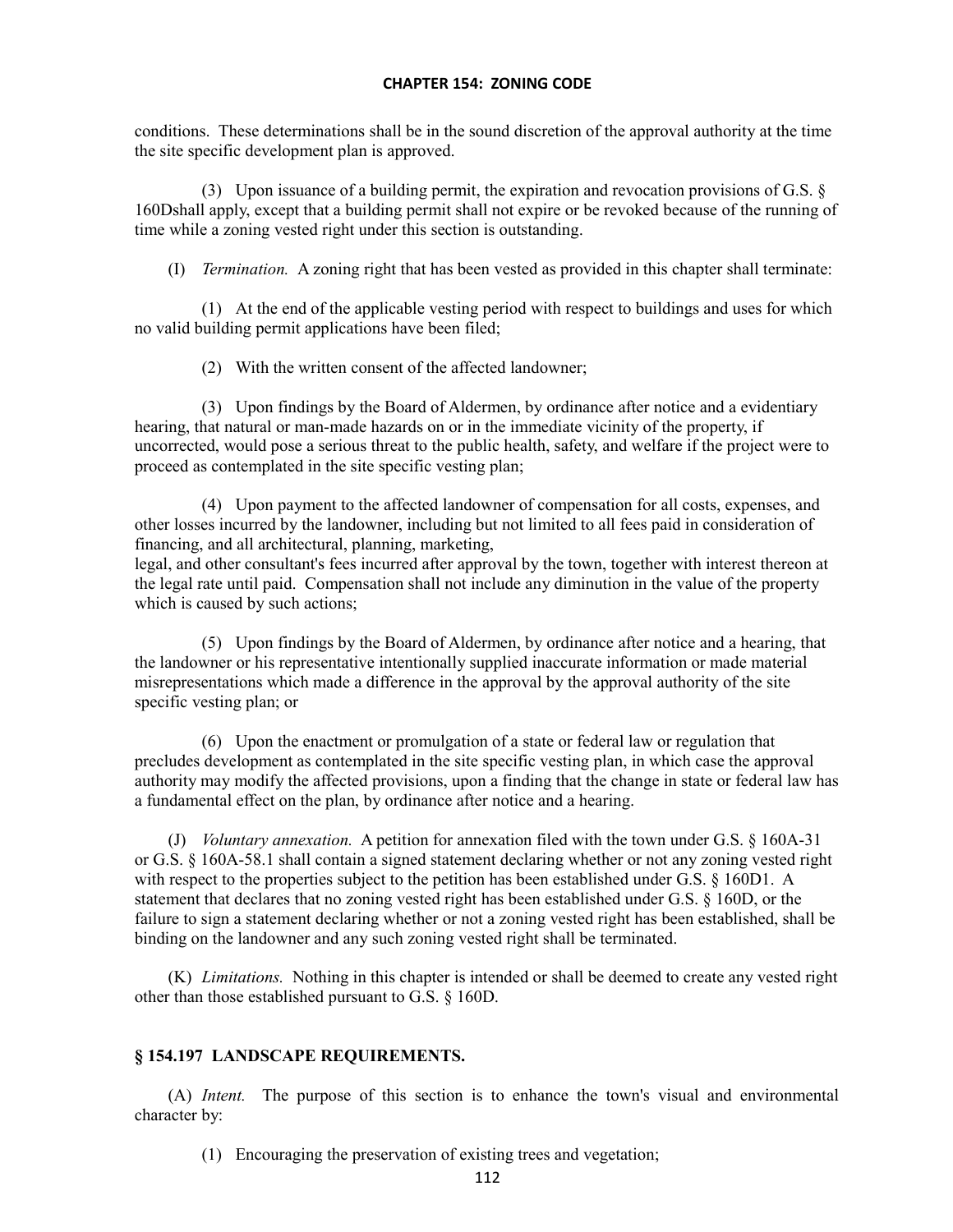conditions. These determinations shall be in the sound discretion of the approval authority at the time the site specific development plan is approved.

(3) Upon issuance of a building permit, the expiration and revocation provisions of G.S. § 160Dshall apply, except that a building permit shall not expire or be revoked because of the running of time while a zoning vested right under this section is outstanding.

(I) *Termination.* A zoning right that has been vested as provided in this chapter shall terminate:

(1) At the end of the applicable vesting period with respect to buildings and uses for which no valid building permit applications have been filed;

(2) With the written consent of the affected landowner;

(3) Upon findings by the Board of Aldermen, by ordinance after notice and a evidentiary hearing, that natural or man-made hazards on or in the immediate vicinity of the property, if uncorrected, would pose a serious threat to the public health, safety, and welfare if the project were to proceed as contemplated in the site specific vesting plan;

(4) Upon payment to the affected landowner of compensation for all costs, expenses, and other losses incurred by the landowner, including but not limited to all fees paid in consideration of financing, and all architectural, planning, marketing,
legal, and other consultant's fees incurred after approval by the town, together with interest thereon at the legal rate until paid. Compensation shall not include any diminution in the value of the property which is caused by such actions;

(5) Upon findings by the Board of Aldermen, by ordinance after notice and a hearing, that the landowner or his representative intentionally supplied inaccurate information or made material misrepresentations which made a difference in the approval by the approval authority of the site specific vesting plan; or

(6) Upon the enactment or promulgation of a state or federal law or regulation that precludes development as contemplated in the site specific vesting plan, in which case the approval authority may modify the affected provisions, upon a finding that the change in state or federal law has a fundamental effect on the plan, by ordinance after notice and a hearing.

(J) *Voluntary annexation.* A petition for annexation filed with the town under G.S. § 160A-31 or G.S. § 160A-58.1 shall contain a signed statement declaring whether or not any zoning vested right with respect to the properties subject to the petition has been established under G.S. § 160D1. A statement that declares that no zoning vested right has been established under G.S. § 160D, or the failure to sign a statement declaring whether or not a zoning vested right has been established, shall be binding on the landowner and any such zoning vested right shall be terminated.

(K) *Limitations.* Nothing in this chapter is intended or shall be deemed to create any vested right other than those established pursuant to G.S. § 160D.

### § 154.197 LANDSCAPE REQUIREMENTS.

(A) *Intent.* The purpose of this section is to enhance the town's visual and environmental character by:

(1) Encouraging the preservation of existing trees and vegetation;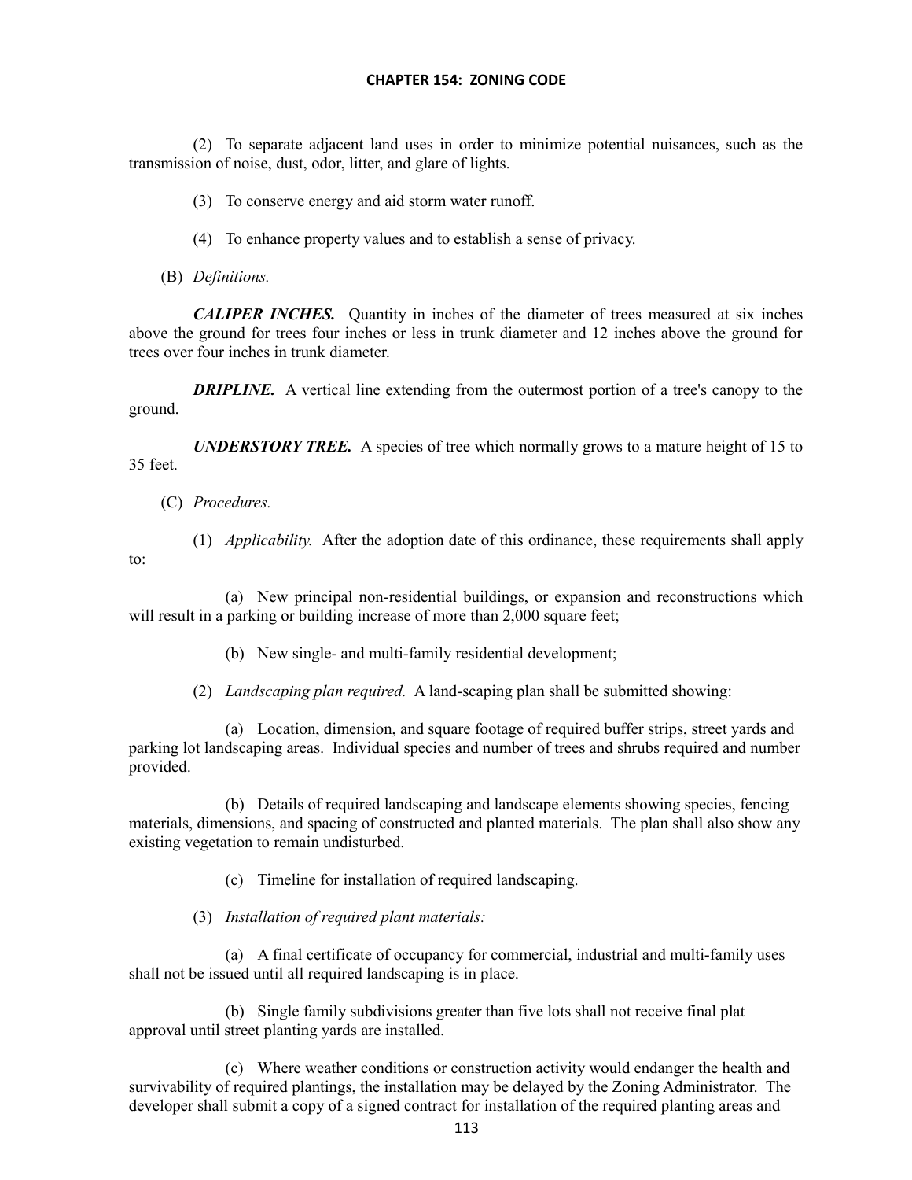(2) To separate adjacent land uses in order to minimize potential nuisances, such as the transmission of noise, dust, odor, litter, and glare of lights.

(3) To conserve energy and aid storm water runoff.

(4) To enhance property values and to establish a sense of privacy.

(B) *Definitions.*

***CALIPER INCHES.*** Quantity in inches of the diameter of trees measured at six inches above the ground for trees four inches or less in trunk diameter and 12 inches above the ground for trees over four inches in trunk diameter.

***DRIPLINE.*** A vertical line extending from the outermost portion of a tree's canopy to the ground.

***UNDERSTORY TREE.*** A species of tree which normally grows to a mature height of 15 to 35 feet.

(C) *Procedures.*

(1) *Applicability.* After the adoption date of this ordinance, these requirements shall apply to:

(a) New principal non-residential buildings, or expansion and reconstructions which will result in a parking or building increase of more than 2,000 square feet;

(b) New single- and multi-family residential development;

(2) *Landscaping plan required.* A land-scaping plan shall be submitted showing:

(a) Location, dimension, and square footage of required buffer strips, street yards and parking lot landscaping areas. Individual species and number of trees and shrubs required and number provided.

(b) Details of required landscaping and landscape elements showing species, fencing materials, dimensions, and spacing of constructed and planted materials. The plan shall also show any existing vegetation to remain undisturbed.

(c) Timeline for installation of required landscaping.

(3) *Installation of required plant materials:*

(a) A final certificate of occupancy for commercial, industrial and multi-family uses shall not be issued until all required landscaping is in place.

(b) Single family subdivisions greater than five lots shall not receive final plat approval until street planting yards are installed.

(c) Where weather conditions or construction activity would endanger the health and survivability of required plantings, the installation may be delayed by the Zoning Administrator. The developer shall submit a copy of a signed contract for installation of the required planting areas and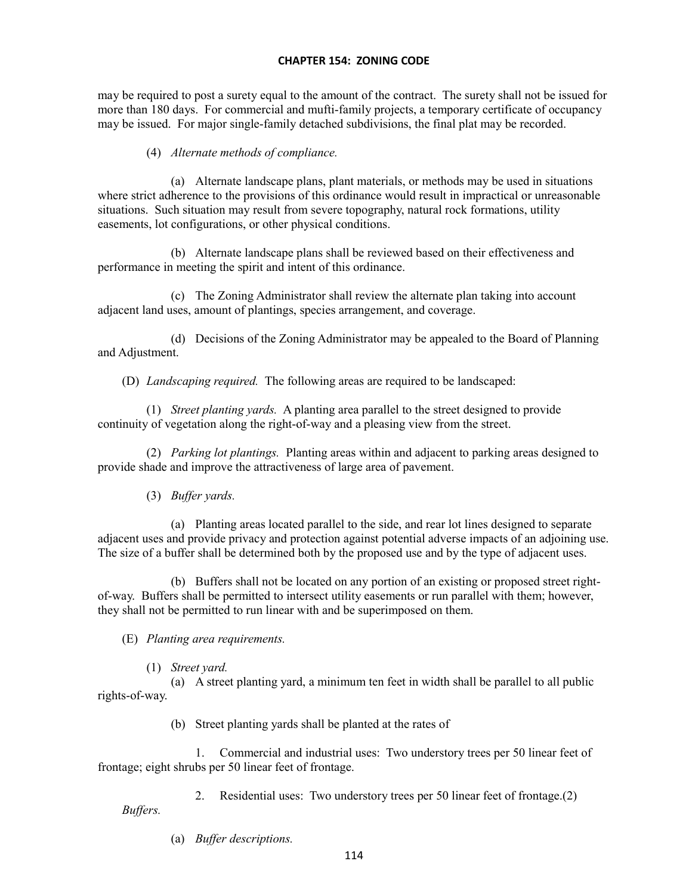may be required to post a surety equal to the amount of the contract. The surety shall not be issued for more than 180 days. For commercial and mufti-family projects, a temporary certificate of occupancy may be issued. For major single-family detached subdivisions, the final plat may be recorded.

(4) *Alternate methods of compliance.*

(a) Alternate landscape plans, plant materials, or methods may be used in situations where strict adherence to the provisions of this ordinance would result in impractical or unreasonable situations. Such situation may result from severe topography, natural rock formations, utility easements, lot configurations, or other physical conditions.

(b) Alternate landscape plans shall be reviewed based on their effectiveness and performance in meeting the spirit and intent of this ordinance.

(c) The Zoning Administrator shall review the alternate plan taking into account adjacent land uses, amount of plantings, species arrangement, and coverage.

(d) Decisions of the Zoning Administrator may be appealed to the Board of Planning and Adjustment.

(D) *Landscaping required.* The following areas are required to be landscaped:

(1) *Street planting yards.* A planting area parallel to the street designed to provide continuity of vegetation along the right-of-way and a pleasing view from the street.

(2) *Parking lot plantings.* Planting areas within and adjacent to parking areas designed to provide shade and improve the attractiveness of large area of pavement.

(3) *Buffer yards.*

(a) Planting areas located parallel to the side, and rear lot lines designed to separate adjacent uses and provide privacy and protection against potential adverse impacts of an adjoining use. The size of a buffer shall be determined both by the proposed use and by the type of adjacent uses.

(b) Buffers shall not be located on any portion of an existing or proposed street right-of-way. Buffers shall be permitted to intersect utility easements or run parallel with them; however, they shall not be permitted to run linear with and be superimposed on them.

(E) *Planting area requirements.*

(1) *Street yard.*

(a) A street planting yard, a minimum ten feet in width shall be parallel to all public rights-of-way.

(b) Street planting yards shall be planted at the rates of

1. Commercial and industrial uses: Two understory trees per 50 linear feet of frontage; eight shrubs per 50 linear feet of frontage.

2. Residential uses: Two understory trees per 50 linear feet of frontage.(2) *Buffers.*

(a) *Buffer descriptions.*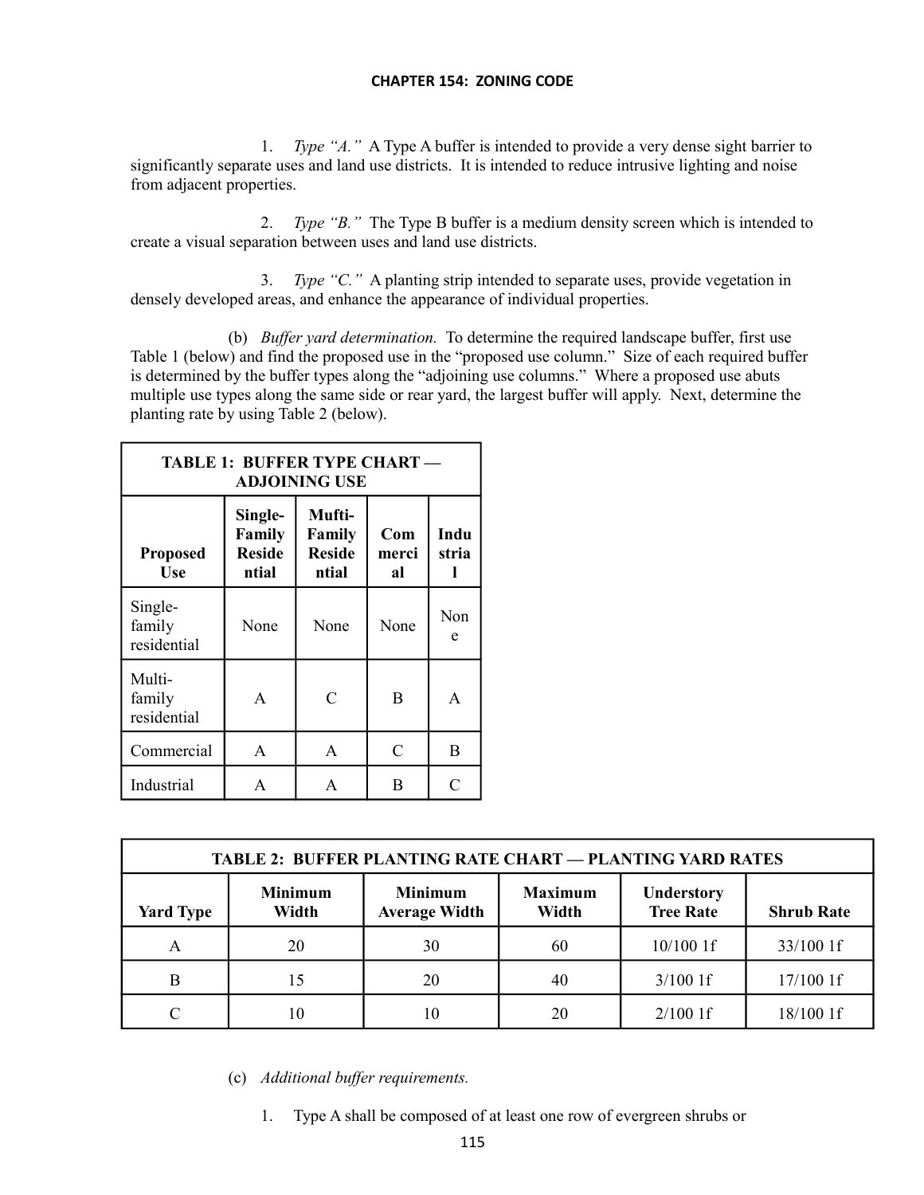1. *Type "A."* A Type A buffer is intended to provide a very dense sight barrier to significantly separate uses and land use districts. It is intended to reduce intrusive lighting and noise from adjacent properties.

2. *Type "B."* The Type B buffer is a medium density screen which is intended to create a visual separation between uses and land use districts.

3. *Type "C."* A planting strip intended to separate uses, provide vegetation in densely developed areas, and enhance the appearance of individual properties.

(b) *Buffer yard determination.* To determine the required landscape buffer, first use Table 1 (below) and find the proposed use in the "proposed use column." Size of each required buffer is determined by the buffer types along the "adjoining use columns." Where a proposed use abuts multiple use types along the same side or rear yard, the largest buffer will apply. Next, determine the planting rate by using Table 2 (below).

| **TABLE 1: BUFFER TYPE CHART — ADJOINING USE** | | | | |
|---|---|---|---|---|
| **Proposed Use** | **Single-Family Residential** | **Mufti-Family Residential** | **Commercial** | **Industrial** |
| Single-family residential | None | None | None | None |
| Multi-family residential | A | C | B | A |
| Commercial | A | A | C | B |
| Industrial | A | A | B | C |

| **TABLE 2: BUFFER PLANTING RATE CHART — PLANTING YARD RATES** | | | | | |
|---|---|---|---|---|---|
| **Yard Type** | **Minimum Width** | **Minimum Average Width** | **Maximum Width** | **Understory Tree Rate** | **Shrub Rate** |
| A | 20 | 30 | 60 | 10/100 1f | 33/100 1f |
| B | 15 | 20 | 40 | 3/100 1f | 17/100 1f |
| C | 10 | 10 | 20 | 2/100 1f | 18/100 1f |

(c) *Additional buffer requirements.*

1. Type A shall be composed of at least one row of evergreen shrubs or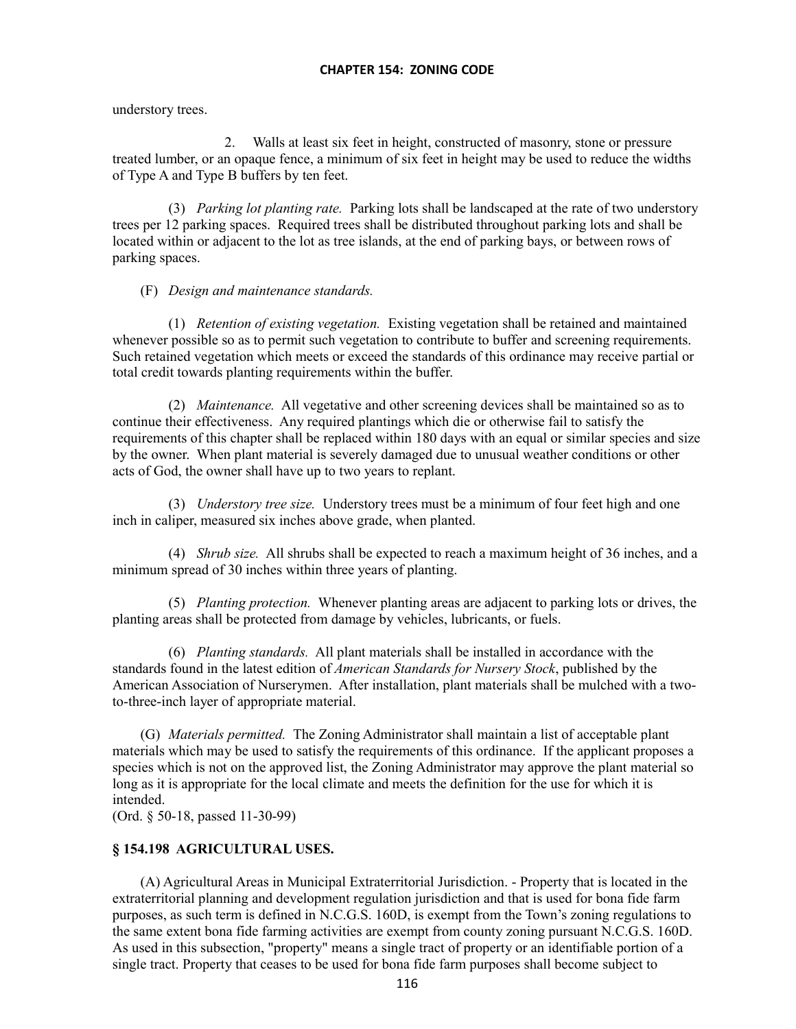understory trees.

2. Walls at least six feet in height, constructed of masonry, stone or pressure treated lumber, or an opaque fence, a minimum of six feet in height may be used to reduce the widths of Type A and Type B buffers by ten feet.

(3) *Parking lot planting rate.* Parking lots shall be landscaped at the rate of two understory trees per 12 parking spaces. Required trees shall be distributed throughout parking lots and shall be located within or adjacent to the lot as tree islands, at the end of parking bays, or between rows of parking spaces.

(F) *Design and maintenance standards.*

(1) *Retention of existing vegetation.* Existing vegetation shall be retained and maintained whenever possible so as to permit such vegetation to contribute to buffer and screening requirements. Such retained vegetation which meets or exceed the standards of this ordinance may receive partial or total credit towards planting requirements within the buffer.

(2) *Maintenance.* All vegetative and other screening devices shall be maintained so as to continue their effectiveness. Any required plantings which die or otherwise fail to satisfy the requirements of this chapter shall be replaced within 180 days with an equal or similar species and size by the owner. When plant material is severely damaged due to unusual weather conditions or other acts of God, the owner shall have up to two years to replant.

(3) *Understory tree size.* Understory trees must be a minimum of four feet high and one inch in caliper, measured six inches above grade, when planted.

(4) *Shrub size.* All shrubs shall be expected to reach a maximum height of 36 inches, and a minimum spread of 30 inches within three years of planting.

(5) *Planting protection.* Whenever planting areas are adjacent to parking lots or drives, the planting areas shall be protected from damage by vehicles, lubricants, or fuels.

(6) *Planting standards.* All plant materials shall be installed in accordance with the standards found in the latest edition of *American Standards for Nursery Stock*, published by the American Association of Nurserymen. After installation, plant materials shall be mulched with a two-to-three-inch layer of appropriate material.

(G) *Materials permitted.* The Zoning Administrator shall maintain a list of acceptable plant materials which may be used to satisfy the requirements of this ordinance. If the applicant proposes a species which is not on the approved list, the Zoning Administrator may approve the plant material so long as it is appropriate for the local climate and meets the definition for the use for which it is intended.

(Ord. § 50-18, passed 11-30-99)

### § 154.198 AGRICULTURAL USES.

(A) Agricultural Areas in Municipal Extraterritorial Jurisdiction. - Property that is located in the extraterritorial planning and development regulation jurisdiction and that is used for bona fide farm purposes, as such term is defined in N.C.G.S. 160D, is exempt from the Town's zoning regulations to the same extent bona fide farming activities are exempt from county zoning pursuant N.C.G.S. 160D. As used in this subsection, "property" means a single tract of property or an identifiable portion of a single tract. Property that ceases to be used for bona fide farm purposes shall become subject to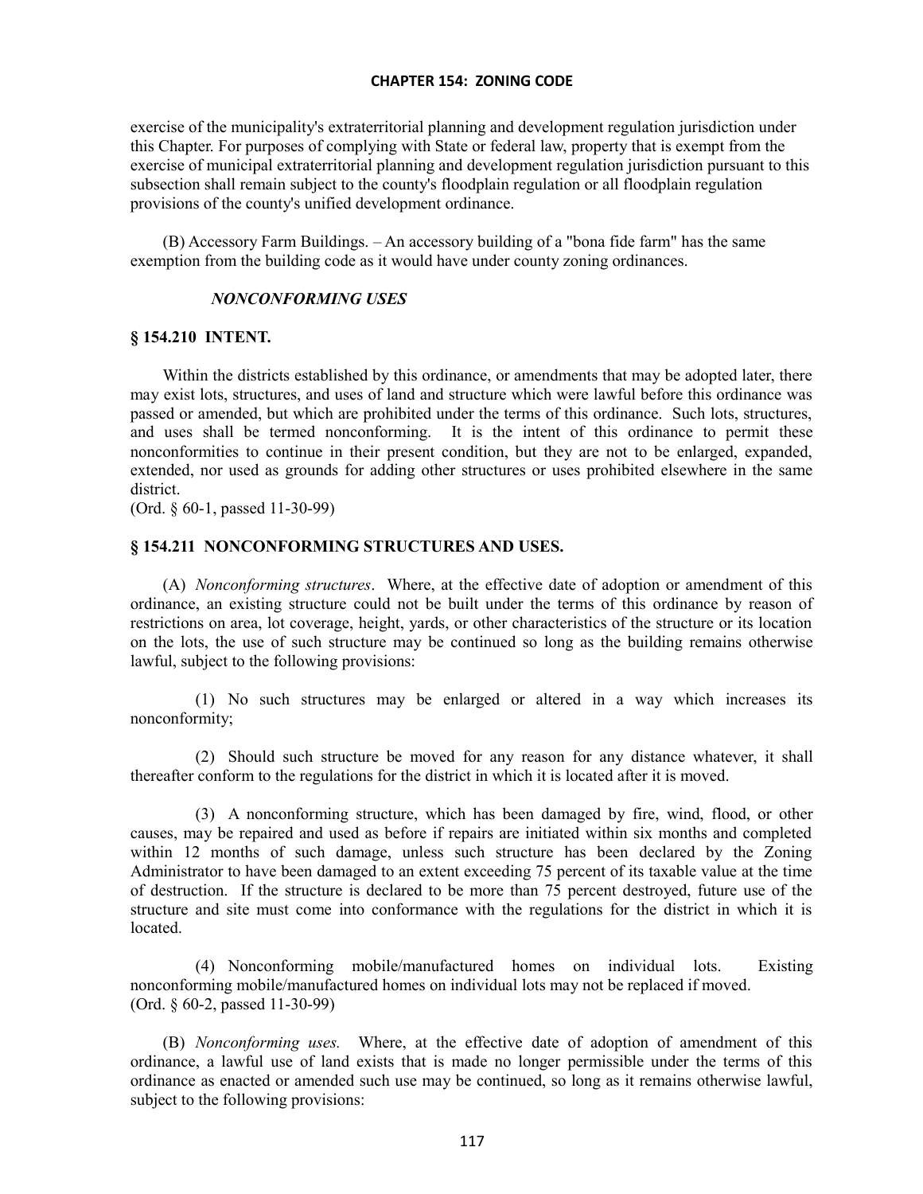exercise of the municipality's extraterritorial planning and development regulation jurisdiction under this Chapter. For purposes of complying with State or federal law, property that is exempt from the exercise of municipal extraterritorial planning and development regulation jurisdiction pursuant to this subsection shall remain subject to the county's floodplain regulation or all floodplain regulation provisions of the county's unified development ordinance.

(B) Accessory Farm Buildings. – An accessory building of a "bona fide farm" has the same exemption from the building code as it would have under county zoning ordinances.

### *NONCONFORMING USES*

### § 154.210 INTENT.

Within the districts established by this ordinance, or amendments that may be adopted later, there may exist lots, structures, and uses of land and structure which were lawful before this ordinance was passed or amended, but which are prohibited under the terms of this ordinance. Such lots, structures, and uses shall be termed nonconforming. It is the intent of this ordinance to permit these nonconformities to continue in their present condition, but they are not to be enlarged, expanded, extended, nor used as grounds for adding other structures or uses prohibited elsewhere in the same district.
(Ord. § 60-1, passed 11-30-99)

### § 154.211 NONCONFORMING STRUCTURES AND USES.

(A) *Nonconforming structures*. Where, at the effective date of adoption or amendment of this ordinance, an existing structure could not be built under the terms of this ordinance by reason of restrictions on area, lot coverage, height, yards, or other characteristics of the structure or its location on the lots, the use of such structure may be continued so long as the building remains otherwise lawful, subject to the following provisions:

(1) No such structures may be enlarged or altered in a way which increases its nonconformity;

(2) Should such structure be moved for any reason for any distance whatever, it shall thereafter conform to the regulations for the district in which it is located after it is moved.

(3) A nonconforming structure, which has been damaged by fire, wind, flood, or other causes, may be repaired and used as before if repairs are initiated within six months and completed within 12 months of such damage, unless such structure has been declared by the Zoning Administrator to have been damaged to an extent exceeding 75 percent of its taxable value at the time of destruction. If the structure is declared to be more than 75 percent destroyed, future use of the structure and site must come into conformance with the regulations for the district in which it is located.

(4) Nonconforming mobile/manufactured homes on individual lots. Existing nonconforming mobile/manufactured homes on individual lots may not be replaced if moved.
(Ord. § 60-2, passed 11-30-99)

(B) *Nonconforming uses.* Where, at the effective date of adoption of amendment of this ordinance, a lawful use of land exists that is made no longer permissible under the terms of this ordinance as enacted or amended such use may be continued, so long as it remains otherwise lawful, subject to the following provisions: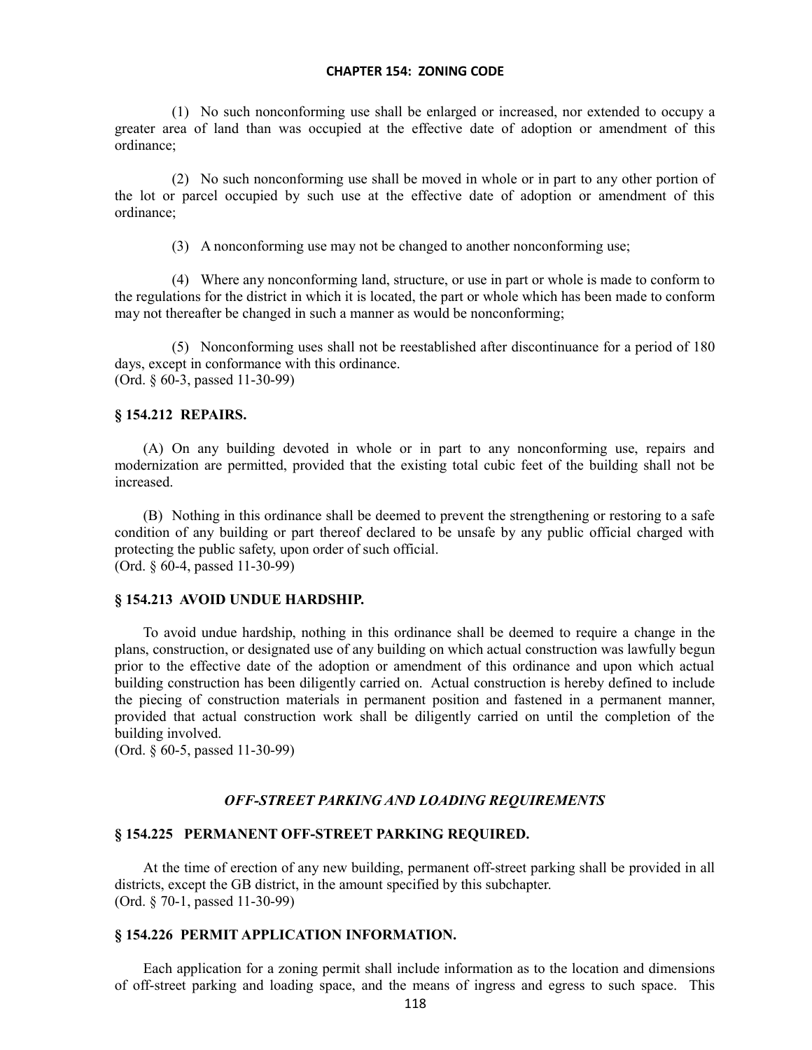(1) No such nonconforming use shall be enlarged or increased, nor extended to occupy a greater area of land than was occupied at the effective date of adoption or amendment of this ordinance;

(2) No such nonconforming use shall be moved in whole or in part to any other portion of the lot or parcel occupied by such use at the effective date of adoption or amendment of this ordinance;

(3) A nonconforming use may not be changed to another nonconforming use;

(4) Where any nonconforming land, structure, or use in part or whole is made to conform to the regulations for the district in which it is located, the part or whole which has been made to conform may not thereafter be changed in such a manner as would be nonconforming;

(5) Nonconforming uses shall not be reestablished after discontinuance for a period of 180 days, except in conformance with this ordinance.
(Ord. § 60-3, passed 11-30-99)

### § 154.212 REPAIRS.

(A) On any building devoted in whole or in part to any nonconforming use, repairs and modernization are permitted, provided that the existing total cubic feet of the building shall not be increased.

(B) Nothing in this ordinance shall be deemed to prevent the strengthening or restoring to a safe condition of any building or part thereof declared to be unsafe by any public official charged with protecting the public safety, upon order of such official.
(Ord. § 60-4, passed 11-30-99)

### § 154.213 AVOID UNDUE HARDSHIP.

To avoid undue hardship, nothing in this ordinance shall be deemed to require a change in the plans, construction, or designated use of any building on which actual construction was lawfully begun prior to the effective date of the adoption or amendment of this ordinance and upon which actual building construction has been diligently carried on. Actual construction is hereby defined to include the piecing of construction materials in permanent position and fastened in a permanent manner, provided that actual construction work shall be diligently carried on until the completion of the building involved.
(Ord. § 60-5, passed 11-30-99)

## *OFF-STREET PARKING AND LOADING REQUIREMENTS*

### § 154.225 PERMANENT OFF-STREET PARKING REQUIRED.

At the time of erection of any new building, permanent off-street parking shall be provided in all districts, except the GB district, in the amount specified by this subchapter.
(Ord. § 70-1, passed 11-30-99)

### § 154.226 PERMIT APPLICATION INFORMATION.

Each application for a zoning permit shall include information as to the location and dimensions of off-street parking and loading space, and the means of ingress and egress to such space. This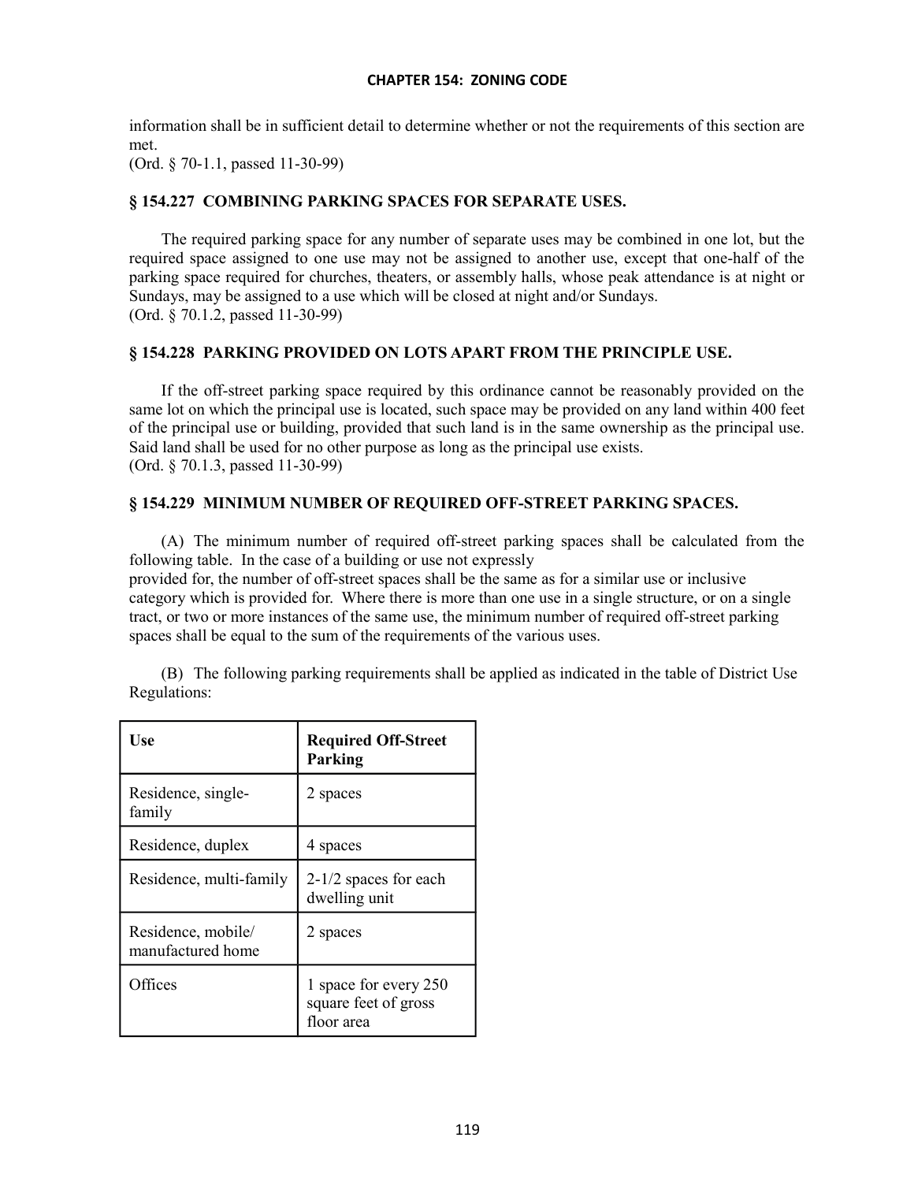information shall be in sufficient detail to determine whether or not the requirements of this section are met.
(Ord. § 70-1.1, passed 11-30-99)

### § 154.227 COMBINING PARKING SPACES FOR SEPARATE USES.

The required parking space for any number of separate uses may be combined in one lot, but the required space assigned to one use may not be assigned to another use, except that one-half of the parking space required for churches, theaters, or assembly halls, whose peak attendance is at night or Sundays, may be assigned to a use which will be closed at night and/or Sundays.
(Ord. § 70.1.2, passed 11-30-99)

### § 154.228 PARKING PROVIDED ON LOTS APART FROM THE PRINCIPLE USE.

If the off-street parking space required by this ordinance cannot be reasonably provided on the same lot on which the principal use is located, such space may be provided on any land within 400 feet of the principal use or building, provided that such land is in the same ownership as the principal use. Said land shall be used for no other purpose as long as the principal use exists.
(Ord. § 70.1.3, passed 11-30-99)

### § 154.229 MINIMUM NUMBER OF REQUIRED OFF-STREET PARKING SPACES.

(A) The minimum number of required off-street parking spaces shall be calculated from the following table. In the case of a building or use not expressly provided for, the number of off-street spaces shall be the same as for a similar use or inclusive category which is provided for. Where there is more than one use in a single structure, or on a single tract, or two or more instances of the same use, the minimum number of required off-street parking spaces shall be equal to the sum of the requirements of the various uses.

(B) The following parking requirements shall be applied as indicated in the table of District Use Regulations:

| Use | Required Off-Street Parking |
|---|---|
| Residence, single-family | 2 spaces |
| Residence, duplex | 4 spaces |
| Residence, multi-family | 2-1/2 spaces for each dwelling unit |
| Residence, mobile/ manufactured home | 2 spaces |
| Offices | 1 space for every 250 square feet of gross floor area |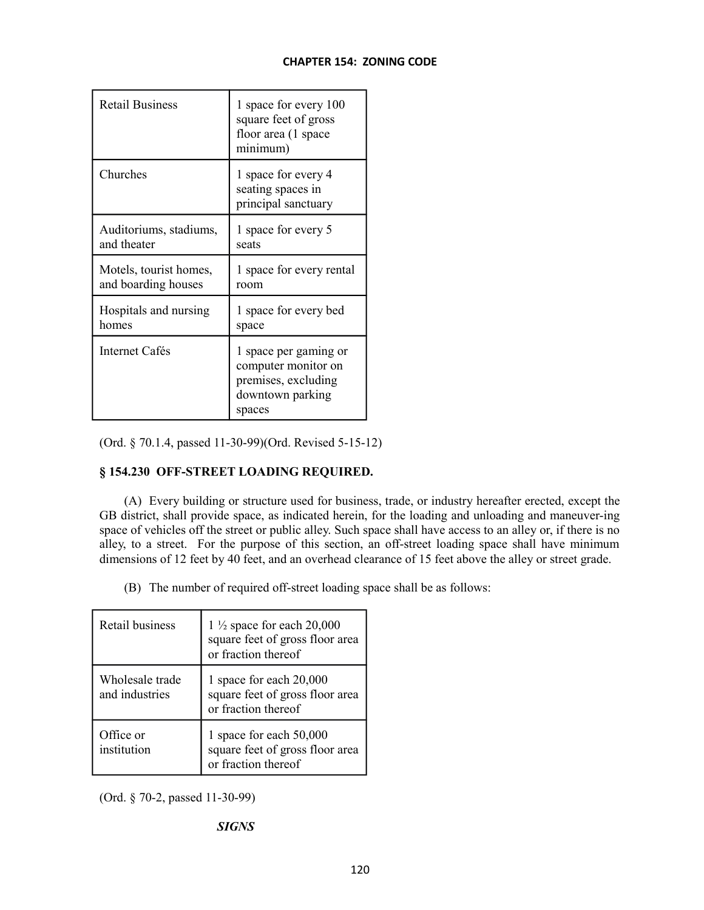| Retail Business | 1 space for every 100 square feet of gross floor area (1 space minimum) |
|---|---|
| Churches | 1 space for every 4 seating spaces in principal sanctuary |
| Auditoriums, stadiums, and theater | 1 space for every 5 seats |
| Motels, tourist homes, and boarding houses | 1 space for every rental room |
| Hospitals and nursing homes | 1 space for every bed space |
| Internet Cafés | 1 space per gaming or computer monitor on premises, excluding downtown parking spaces |

(Ord. § 70.1.4, passed 11-30-99)(Ord. Revised 5-15-12)

### § 154.230 OFF-STREET LOADING REQUIRED.

(A) Every building or structure used for business, trade, or industry hereafter erected, except the GB district, shall provide space, as indicated herein, for the loading and unloading and maneuver-ing space of vehicles off the street or public alley. Such space shall have access to an alley or, if there is no alley, to a street. For the purpose of this section, an off-street loading space shall have minimum dimensions of 12 feet by 40 feet, and an overhead clearance of 15 feet above the alley or street grade.

(B) The number of required off-street loading space shall be as follows:

| Retail business | 1 ½ space for each 20,000 square feet of gross floor area or fraction thereof |
|---|---|
| Wholesale trade and industries | 1 space for each 20,000 square feet of gross floor area or fraction thereof |
| Office or institution | 1 space for each 50,000 square feet of gross floor area or fraction thereof |

(Ord. § 70-2, passed 11-30-99)

***SIGNS***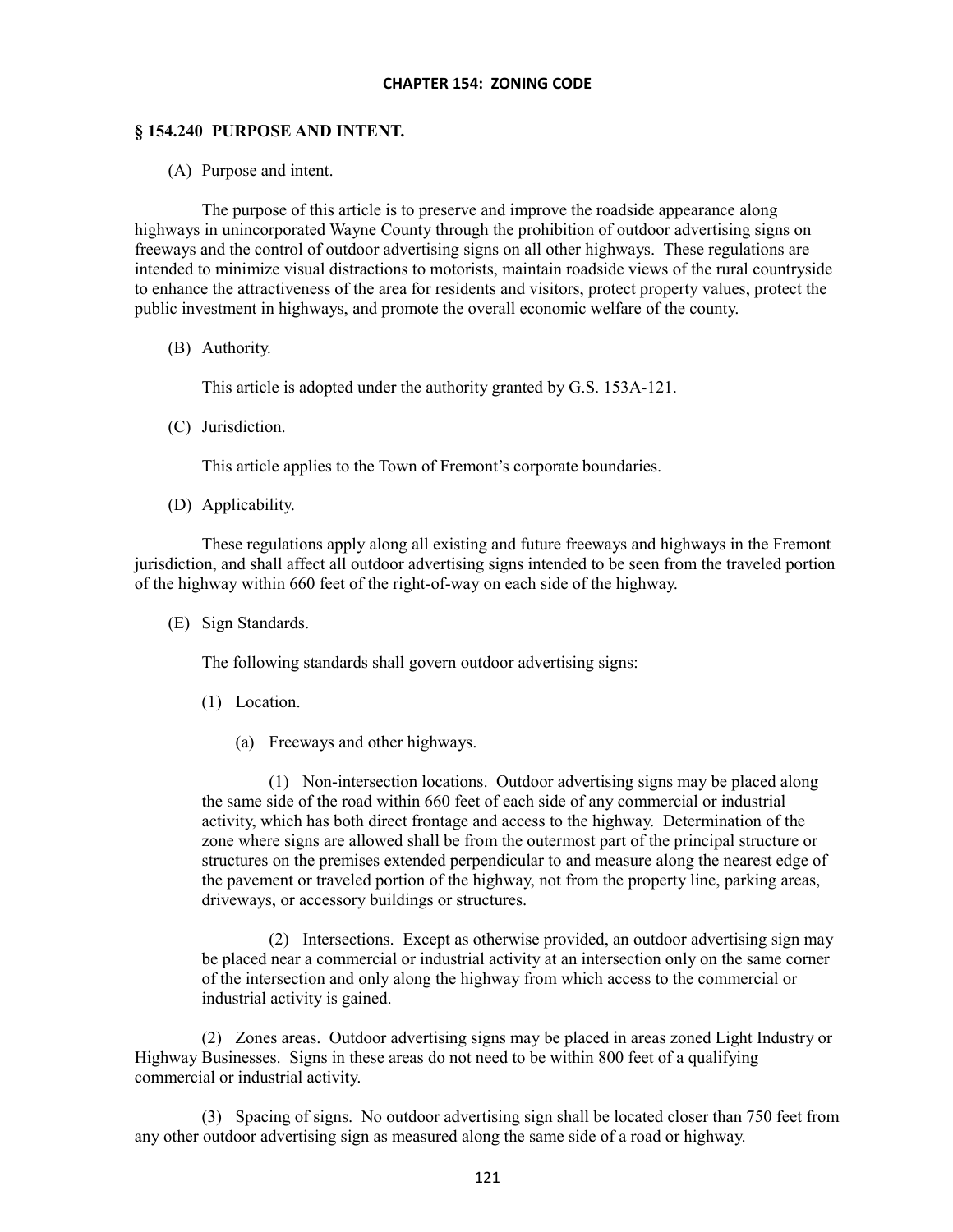**CHAPTER 154: ZONING CODE**

## § 154.240 PURPOSE AND INTENT.

(A) Purpose and intent.

The purpose of this article is to preserve and improve the roadside appearance along highways in unincorporated Wayne County through the prohibition of outdoor advertising signs on freeways and the control of outdoor advertising signs on all other highways. These regulations are intended to minimize visual distractions to motorists, maintain roadside views of the rural countryside to enhance the attractiveness of the area for residents and visitors, protect property values, protect the public investment in highways, and promote the overall economic welfare of the county.

(B) Authority.

This article is adopted under the authority granted by G.S. 153A-121.

(C) Jurisdiction.

This article applies to the Town of Fremont's corporate boundaries.

(D) Applicability.

These regulations apply along all existing and future freeways and highways in the Fremont jurisdiction, and shall affect all outdoor advertising signs intended to be seen from the traveled portion of the highway within 660 feet of the right-of-way on each side of the highway.

(E) Sign Standards.

The following standards shall govern outdoor advertising signs:

(1) Location.

(a) Freeways and other highways.

(1) Non-intersection locations. Outdoor advertising signs may be placed along the same side of the road within 660 feet of each side of any commercial or industrial activity, which has both direct frontage and access to the highway. Determination of the zone where signs are allowed shall be from the outermost part of the principal structure or structures on the premises extended perpendicular to and measure along the nearest edge of the pavement or traveled portion of the highway, not from the property line, parking areas, driveways, or accessory buildings or structures.

(2) Intersections. Except as otherwise provided, an outdoor advertising sign may be placed near a commercial or industrial activity at an intersection only on the same corner of the intersection and only along the highway from which access to the commercial or industrial activity is gained.

(2) Zones areas. Outdoor advertising signs may be placed in areas zoned Light Industry or Highway Businesses. Signs in these areas do not need to be within 800 feet of a qualifying commercial or industrial activity.

(3) Spacing of signs. No outdoor advertising sign shall be located closer than 750 feet from any other outdoor advertising sign as measured along the same side of a road or highway.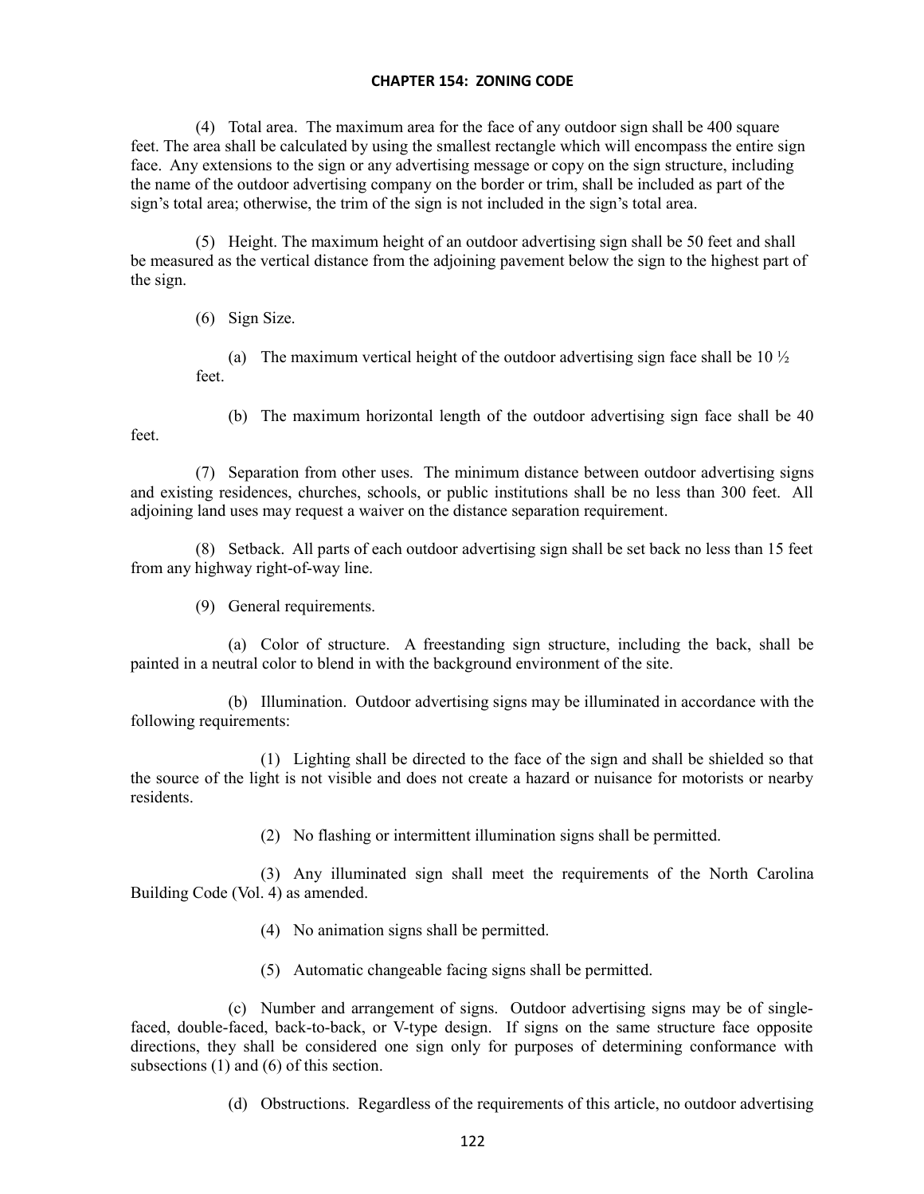(4) Total area. The maximum area for the face of any outdoor sign shall be 400 square feet. The area shall be calculated by using the smallest rectangle which will encompass the entire sign face. Any extensions to the sign or any advertising message or copy on the sign structure, including the name of the outdoor advertising company on the border or trim, shall be included as part of the sign's total area; otherwise, the trim of the sign is not included in the sign's total area.

(5) Height. The maximum height of an outdoor advertising sign shall be 50 feet and shall be measured as the vertical distance from the adjoining pavement below the sign to the highest part of the sign.

(6) Sign Size.

(a) The maximum vertical height of the outdoor advertising sign face shall be 10 ½ feet.

(b) The maximum horizontal length of the outdoor advertising sign face shall be 40 feet.

(7) Separation from other uses. The minimum distance between outdoor advertising signs and existing residences, churches, schools, or public institutions shall be no less than 300 feet. All adjoining land uses may request a waiver on the distance separation requirement.

(8) Setback. All parts of each outdoor advertising sign shall be set back no less than 15 feet from any highway right-of-way line.

(9) General requirements.

(a) Color of structure. A freestanding sign structure, including the back, shall be painted in a neutral color to blend in with the background environment of the site.

(b) Illumination. Outdoor advertising signs may be illuminated in accordance with the following requirements:

(1) Lighting shall be directed to the face of the sign and shall be shielded so that the source of the light is not visible and does not create a hazard or nuisance for motorists or nearby residents.

(2) No flashing or intermittent illumination signs shall be permitted.

(3) Any illuminated sign shall meet the requirements of the North Carolina Building Code (Vol. 4) as amended.

(4) No animation signs shall be permitted.

(5) Automatic changeable facing signs shall be permitted.

(c) Number and arrangement of signs. Outdoor advertising signs may be of single-faced, double-faced, back-to-back, or V-type design. If signs on the same structure face opposite directions, they shall be considered one sign only for purposes of determining conformance with subsections (1) and (6) of this section.

(d) Obstructions. Regardless of the requirements of this article, no outdoor advertising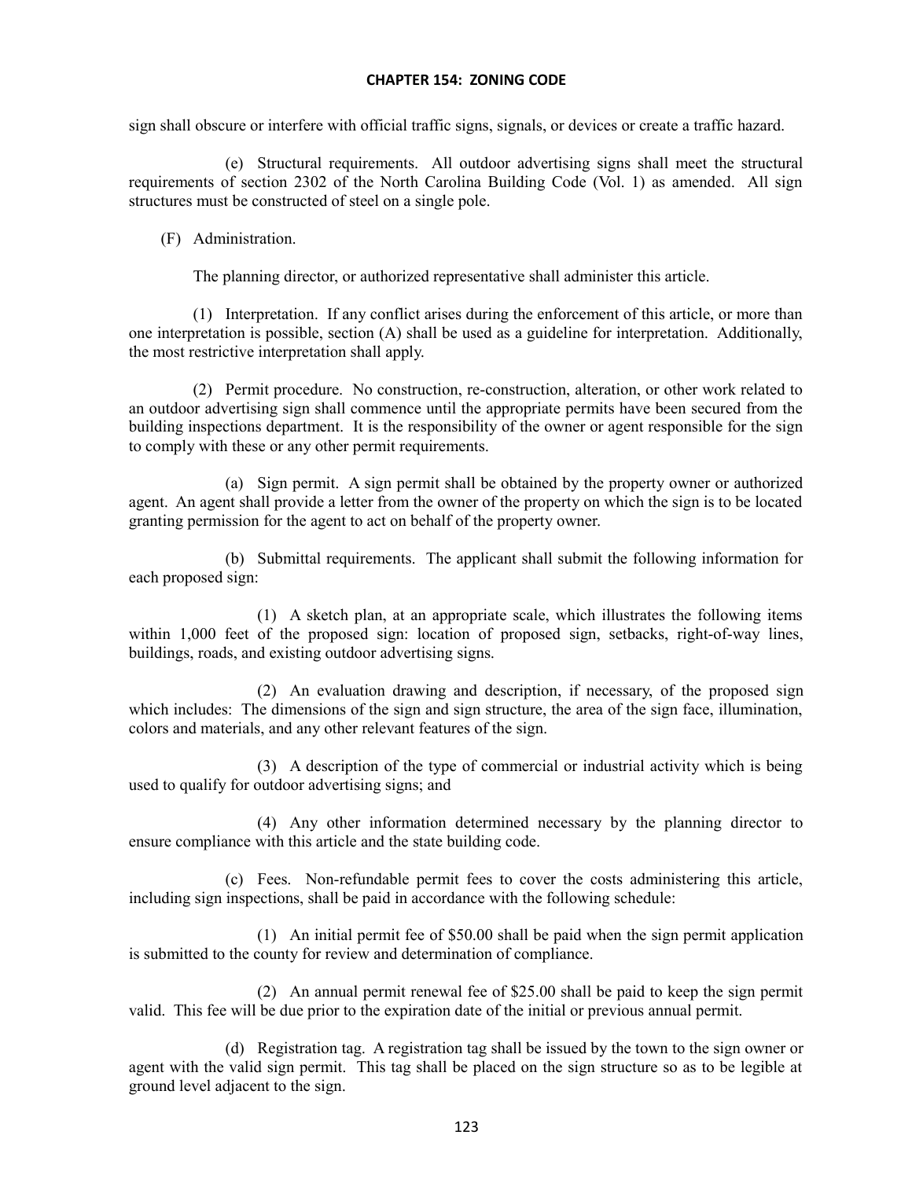sign shall obscure or interfere with official traffic signs, signals, or devices or create a traffic hazard.

(e) Structural requirements. All outdoor advertising signs shall meet the structural requirements of section 2302 of the North Carolina Building Code (Vol. 1) as amended. All sign structures must be constructed of steel on a single pole.

(F) Administration.

The planning director, or authorized representative shall administer this article.

(1) Interpretation. If any conflict arises during the enforcement of this article, or more than one interpretation is possible, section (A) shall be used as a guideline for interpretation. Additionally, the most restrictive interpretation shall apply.

(2) Permit procedure. No construction, re-construction, alteration, or other work related to an outdoor advertising sign shall commence until the appropriate permits have been secured from the building inspections department. It is the responsibility of the owner or agent responsible for the sign to comply with these or any other permit requirements.

(a) Sign permit. A sign permit shall be obtained by the property owner or authorized agent. An agent shall provide a letter from the owner of the property on which the sign is to be located granting permission for the agent to act on behalf of the property owner.

(b) Submittal requirements. The applicant shall submit the following information for each proposed sign:

(1) A sketch plan, at an appropriate scale, which illustrates the following items within 1,000 feet of the proposed sign: location of proposed sign, setbacks, right-of-way lines, buildings, roads, and existing outdoor advertising signs.

(2) An evaluation drawing and description, if necessary, of the proposed sign which includes: The dimensions of the sign and sign structure, the area of the sign face, illumination, colors and materials, and any other relevant features of the sign.

(3) A description of the type of commercial or industrial activity which is being used to qualify for outdoor advertising signs; and

(4) Any other information determined necessary by the planning director to ensure compliance with this article and the state building code.

(c) Fees. Non-refundable permit fees to cover the costs administering this article, including sign inspections, shall be paid in accordance with the following schedule:

(1) An initial permit fee of $50.00 shall be paid when the sign permit application is submitted to the county for review and determination of compliance.

(2) An annual permit renewal fee of $25.00 shall be paid to keep the sign permit valid. This fee will be due prior to the expiration date of the initial or previous annual permit.

(d) Registration tag. A registration tag shall be issued by the town to the sign owner or agent with the valid sign permit. This tag shall be placed on the sign structure so as to be legible at ground level adjacent to the sign.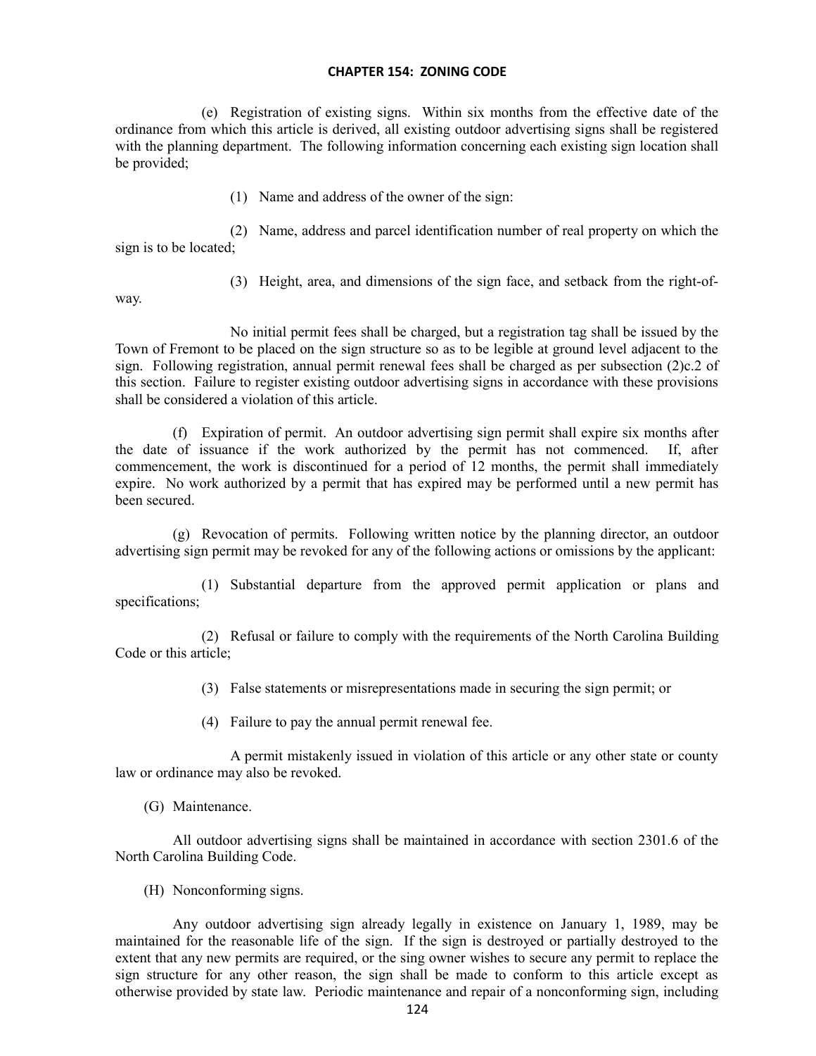(e) Registration of existing signs. Within six months from the effective date of the ordinance from which this article is derived, all existing outdoor advertising signs shall be registered with the planning department. The following information concerning each existing sign location shall be provided;

(1) Name and address of the owner of the sign:

(2) Name, address and parcel identification number of real property on which the sign is to be located;

(3) Height, area, and dimensions of the sign face, and setback from the right-of-way.

No initial permit fees shall be charged, but a registration tag shall be issued by the Town of Fremont to be placed on the sign structure so as to be legible at ground level adjacent to the sign. Following registration, annual permit renewal fees shall be charged as per subsection (2)c.2 of this section. Failure to register existing outdoor advertising signs in accordance with these provisions shall be considered a violation of this article.

(f) Expiration of permit. An outdoor advertising sign permit shall expire six months after the date of issuance if the work authorized by the permit has not commenced. If, after commencement, the work is discontinued for a period of 12 months, the permit shall immediately expire. No work authorized by a permit that has expired may be performed until a new permit has been secured.

(g) Revocation of permits. Following written notice by the planning director, an outdoor advertising sign permit may be revoked for any of the following actions or omissions by the applicant:

(1) Substantial departure from the approved permit application or plans and specifications;

(2) Refusal or failure to comply with the requirements of the North Carolina Building Code or this article;

(3) False statements or misrepresentations made in securing the sign permit; or

(4) Failure to pay the annual permit renewal fee.

A permit mistakenly issued in violation of this article or any other state or county law or ordinance may also be revoked.

(G) Maintenance.

All outdoor advertising signs shall be maintained in accordance with section 2301.6 of the North Carolina Building Code.

(H) Nonconforming signs.

Any outdoor advertising sign already legally in existence on January 1, 1989, may be maintained for the reasonable life of the sign. If the sign is destroyed or partially destroyed to the extent that any new permits are required, or the sing owner wishes to secure any permit to replace the sign structure for any other reason, the sign shall be made to conform to this article except as otherwise provided by state law. Periodic maintenance and repair of a nonconforming sign, including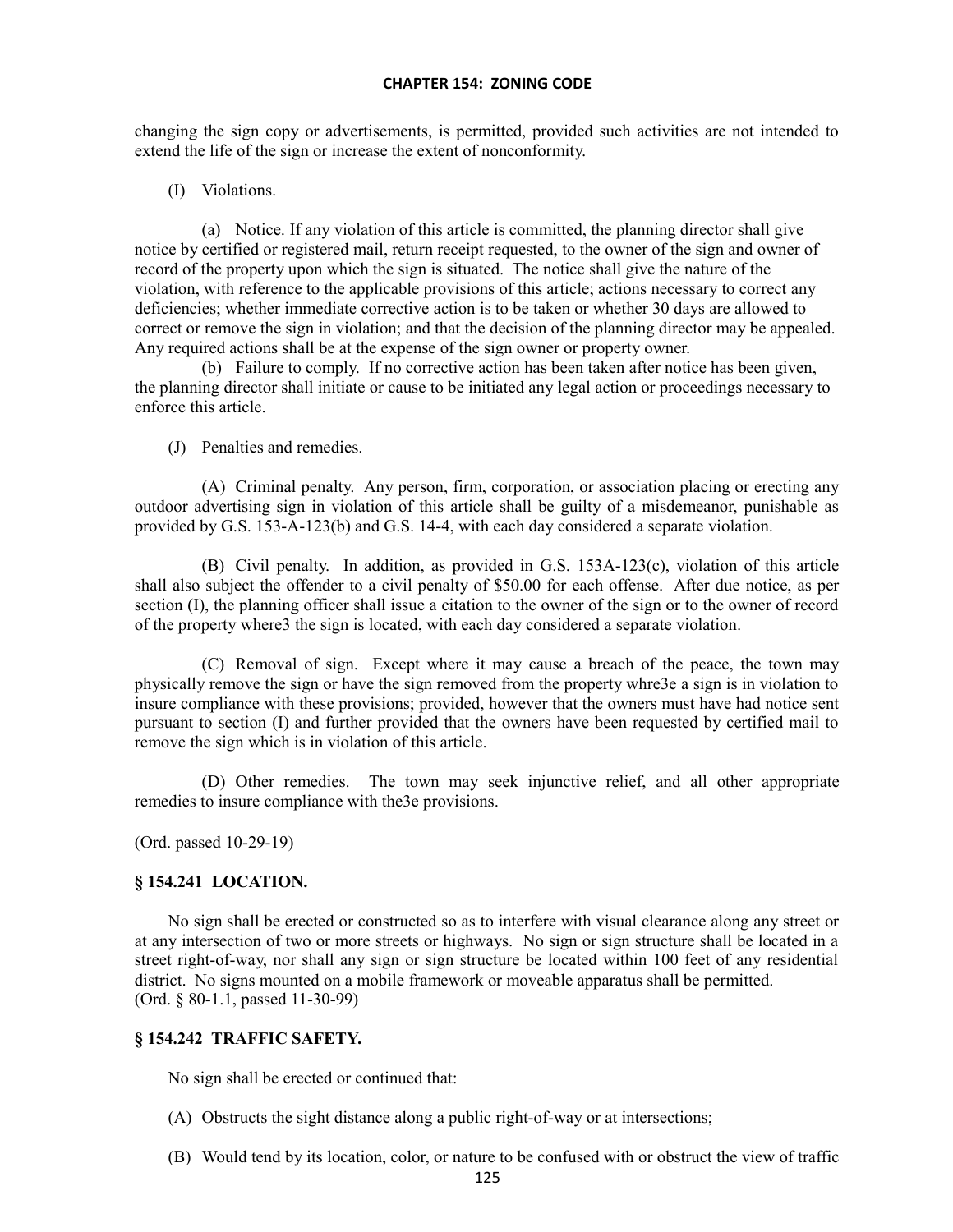changing the sign copy or advertisements, is permitted, provided such activities are not intended to extend the life of the sign or increase the extent of nonconformity.

(I) Violations.

(a) Notice. If any violation of this article is committed, the planning director shall give notice by certified or registered mail, return receipt requested, to the owner of the sign and owner of record of the property upon which the sign is situated. The notice shall give the nature of the violation, with reference to the applicable provisions of this article; actions necessary to correct any deficiencies; whether immediate corrective action is to be taken or whether 30 days are allowed to correct or remove the sign in violation; and that the decision of the planning director may be appealed. Any required actions shall be at the expense of the sign owner or property owner.

(b) Failure to comply. If no corrective action has been taken after notice has been given, the planning director shall initiate or cause to be initiated any legal action or proceedings necessary to enforce this article.

(J) Penalties and remedies.

(A) Criminal penalty. Any person, firm, corporation, or association placing or erecting any outdoor advertising sign in violation of this article shall be guilty of a misdemeanor, punishable as provided by G.S. 153-A-123(b) and G.S. 14-4, with each day considered a separate violation.

(B) Civil penalty. In addition, as provided in G.S. 153A-123(c), violation of this article shall also subject the offender to a civil penalty of $50.00 for each offense. After due notice, as per section (I), the planning officer shall issue a citation to the owner of the sign or to the owner of record of the property where3 the sign is located, with each day considered a separate violation.

(C) Removal of sign. Except where it may cause a breach of the peace, the town may physically remove the sign or have the sign removed from the property whre3e a sign is in violation to insure compliance with these provisions; provided, however that the owners must have had notice sent pursuant to section (I) and further provided that the owners have been requested by certified mail to remove the sign which is in violation of this article.

(D) Other remedies. The town may seek injunctive relief, and all other appropriate remedies to insure compliance with the3e provisions.

(Ord. passed 10-29-19)

### § 154.241 LOCATION.

No sign shall be erected or constructed so as to interfere with visual clearance along any street or at any intersection of two or more streets or highways. No sign or sign structure shall be located in a street right-of-way, nor shall any sign or sign structure be located within 100 feet of any residential district. No signs mounted on a mobile framework or moveable apparatus shall be permitted.
(Ord. § 80-1.1, passed 11-30-99)

### § 154.242 TRAFFIC SAFETY.

No sign shall be erected or continued that:

(A) Obstructs the sight distance along a public right-of-way or at intersections;

(B) Would tend by its location, color, or nature to be confused with or obstruct the view of traffic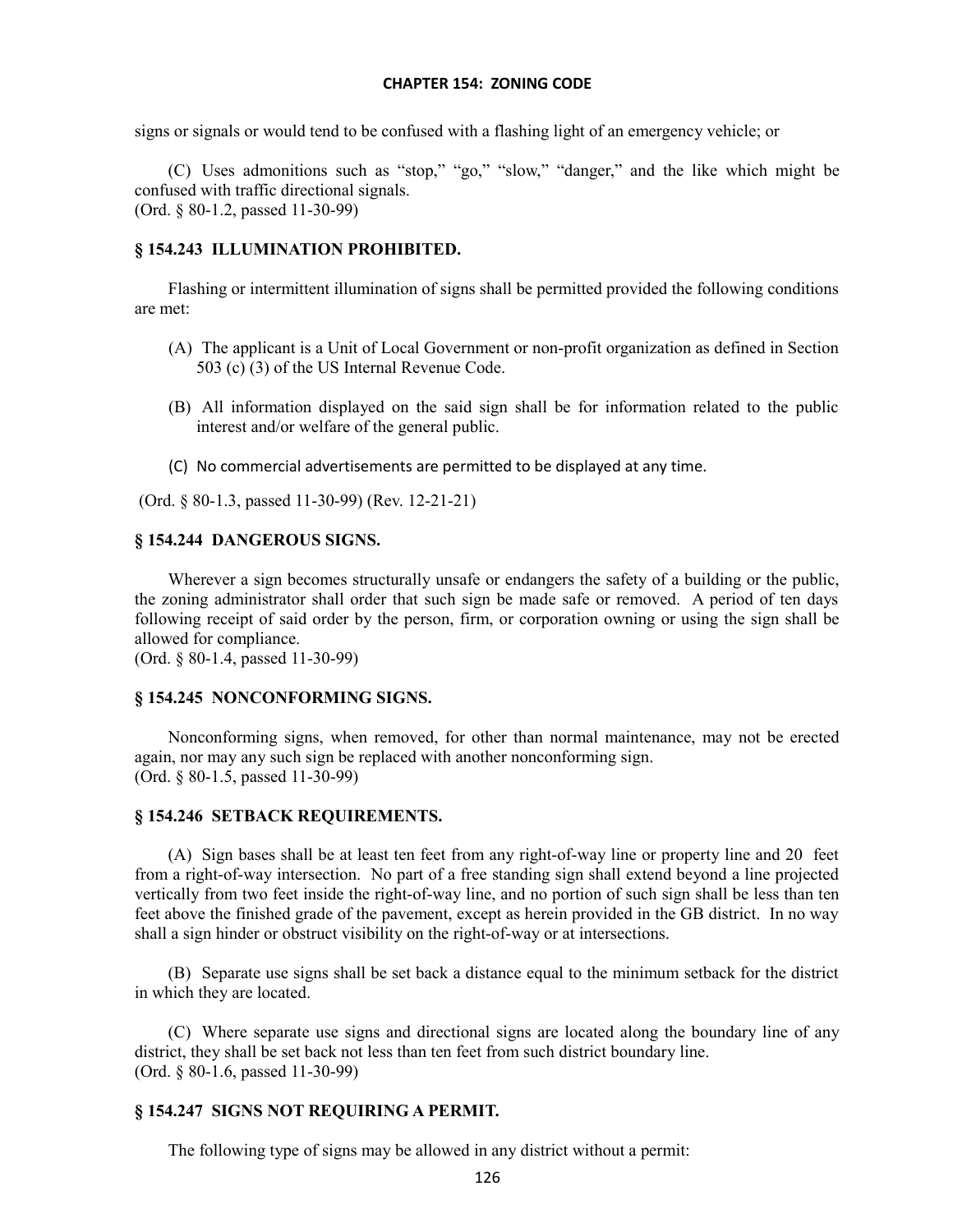signs or signals or would tend to be confused with a flashing light of an emergency vehicle; or

(C) Uses admonitions such as "stop," "go," "slow," "danger," and the like which might be confused with traffic directional signals.
(Ord. § 80-1.2, passed 11-30-99)

### § 154.243 ILLUMINATION PROHIBITED.

Flashing or intermittent illumination of signs shall be permitted provided the following conditions are met:

(A) The applicant is a Unit of Local Government or non-profit organization as defined in Section 503 (c) (3) of the US Internal Revenue Code.

(B) All information displayed on the said sign shall be for information related to the public interest and/or welfare of the general public.

(C) No commercial advertisements are permitted to be displayed at any time.

(Ord. § 80-1.3, passed 11-30-99) (Rev. 12-21-21)

### § 154.244 DANGEROUS SIGNS.

Wherever a sign becomes structurally unsafe or endangers the safety of a building or the public, the zoning administrator shall order that such sign be made safe or removed. A period of ten days following receipt of said order by the person, firm, or corporation owning or using the sign shall be allowed for compliance.
(Ord. § 80-1.4, passed 11-30-99)

### § 154.245 NONCONFORMING SIGNS.

Nonconforming signs, when removed, for other than normal maintenance, may not be erected again, nor may any such sign be replaced with another nonconforming sign.
(Ord. § 80-1.5, passed 11-30-99)

### § 154.246 SETBACK REQUIREMENTS.

(A) Sign bases shall be at least ten feet from any right-of-way line or property line and 20 feet from a right-of-way intersection. No part of a free standing sign shall extend beyond a line projected vertically from two feet inside the right-of-way line, and no portion of such sign shall be less than ten feet above the finished grade of the pavement, except as herein provided in the GB district. In no way shall a sign hinder or obstruct visibility on the right-of-way or at intersections.

(B) Separate use signs shall be set back a distance equal to the minimum setback for the district in which they are located.

(C) Where separate use signs and directional signs are located along the boundary line of any district, they shall be set back not less than ten feet from such district boundary line.
(Ord. § 80-1.6, passed 11-30-99)

### § 154.247 SIGNS NOT REQUIRING A PERMIT.

The following type of signs may be allowed in any district without a permit: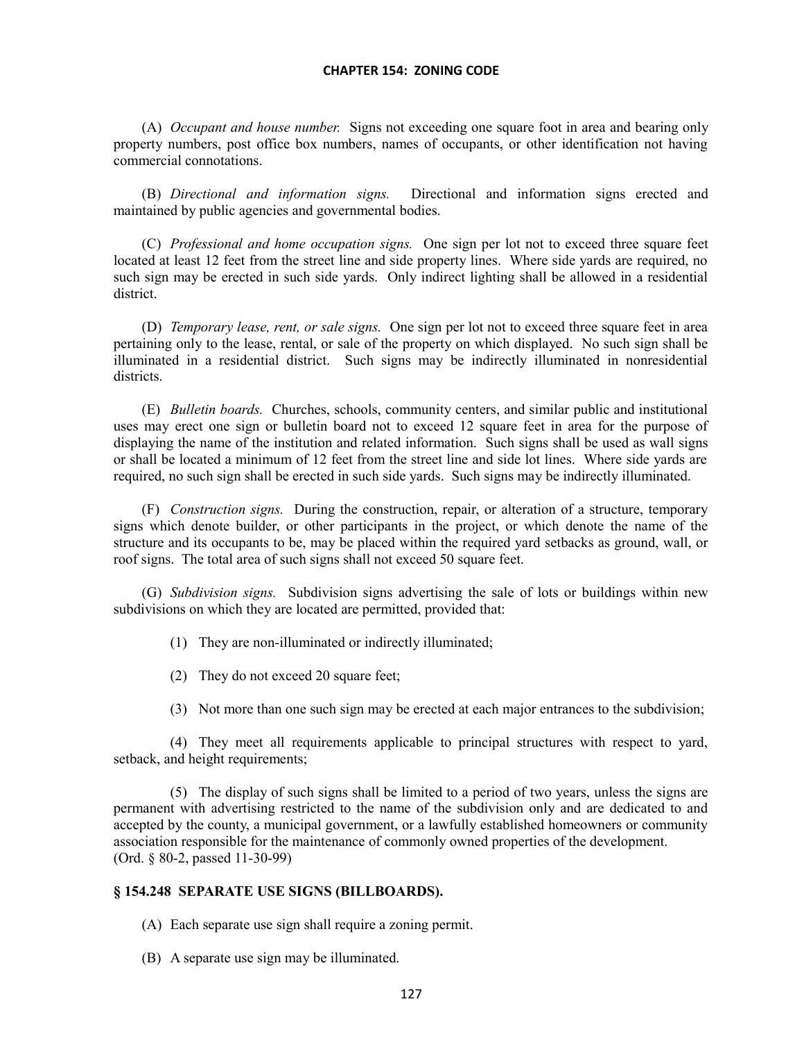(A) *Occupant and house number.* Signs not exceeding one square foot in area and bearing only property numbers, post office box numbers, names of occupants, or other identification not having commercial connotations.

(B) *Directional and information signs.* Directional and information signs erected and maintained by public agencies and governmental bodies.

(C) *Professional and home occupation signs.* One sign per lot not to exceed three square feet located at least 12 feet from the street line and side property lines. Where side yards are required, no such sign may be erected in such side yards. Only indirect lighting shall be allowed in a residential district.

(D) *Temporary lease, rent, or sale signs.* One sign per lot not to exceed three square feet in area pertaining only to the lease, rental, or sale of the property on which displayed. No such sign shall be illuminated in a residential district. Such signs may be indirectly illuminated in nonresidential districts.

(E) *Bulletin boards.* Churches, schools, community centers, and similar public and institutional uses may erect one sign or bulletin board not to exceed 12 square feet in area for the purpose of displaying the name of the institution and related information. Such signs shall be used as wall signs or shall be located a minimum of 12 feet from the street line and side lot lines. Where side yards are required, no such sign shall be erected in such side yards. Such signs may be indirectly illuminated.

(F) *Construction signs.* During the construction, repair, or alteration of a structure, temporary signs which denote builder, or other participants in the project, or which denote the name of the structure and its occupants to be, may be placed within the required yard setbacks as ground, wall, or roof signs. The total area of such signs shall not exceed 50 square feet.

(G) *Subdivision signs.* Subdivision signs advertising the sale of lots or buildings within new subdivisions on which they are located are permitted, provided that:

(1) They are non-illuminated or indirectly illuminated;

(2) They do not exceed 20 square feet;

(3) Not more than one such sign may be erected at each major entrances to the subdivision;

(4) They meet all requirements applicable to principal structures with respect to yard, setback, and height requirements;

(5) The display of such signs shall be limited to a period of two years, unless the signs are permanent with advertising restricted to the name of the subdivision only and are dedicated to and accepted by the county, a municipal government, or a lawfully established homeowners or community association responsible for the maintenance of commonly owned properties of the development.
(Ord. § 80-2, passed 11-30-99)

### § 154.248 SEPARATE USE SIGNS (BILLBOARDS).

(A) Each separate use sign shall require a zoning permit.

(B) A separate use sign may be illuminated.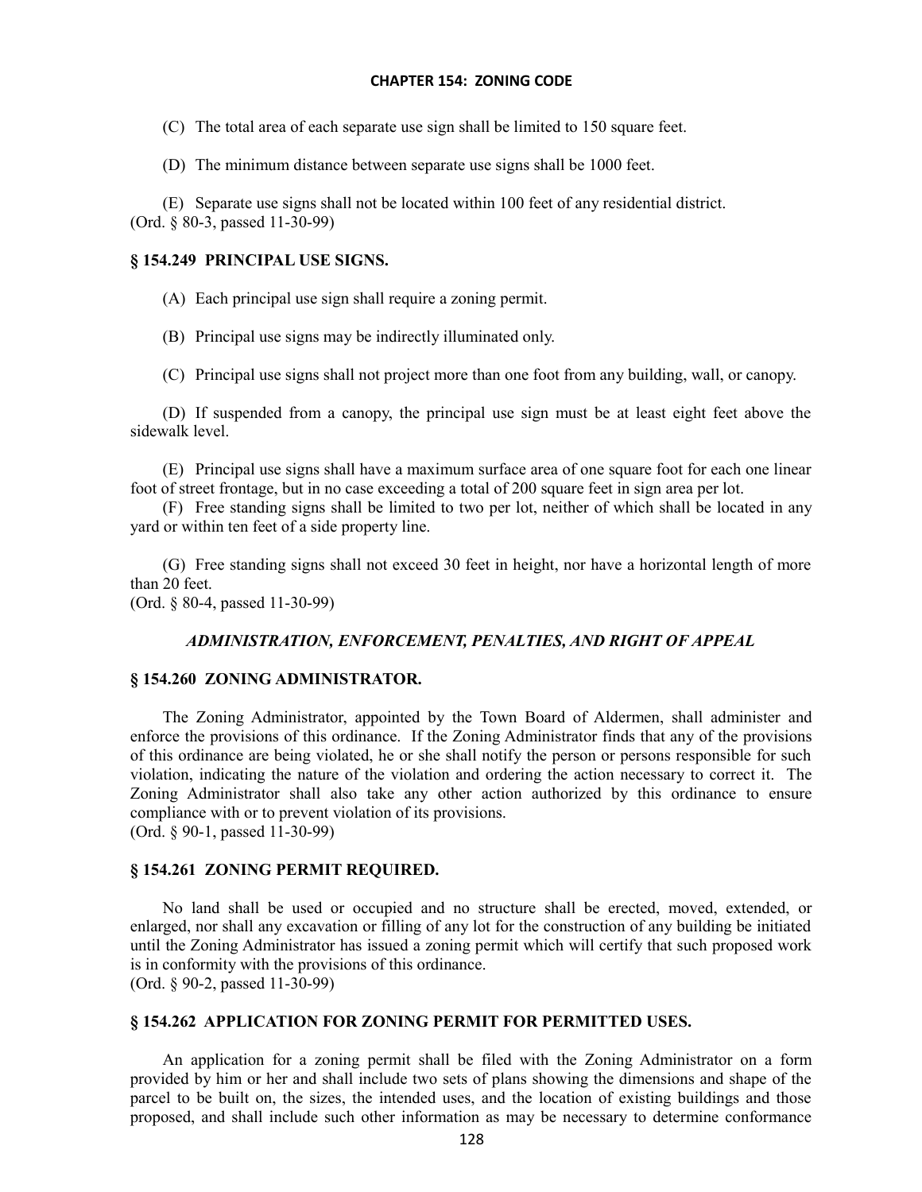(C) The total area of each separate use sign shall be limited to 150 square feet.

(D) The minimum distance between separate use signs shall be 1000 feet.

(E) Separate use signs shall not be located within 100 feet of any residential district.
(Ord. § 80-3, passed 11-30-99)

### § 154.249 PRINCIPAL USE SIGNS.

(A) Each principal use sign shall require a zoning permit.

(B) Principal use signs may be indirectly illuminated only.

(C) Principal use signs shall not project more than one foot from any building, wall, or canopy.

(D) If suspended from a canopy, the principal use sign must be at least eight feet above the sidewalk level.

(E) Principal use signs shall have a maximum surface area of one square foot for each one linear foot of street frontage, but in no case exceeding a total of 200 square feet in sign area per lot.

(F) Free standing signs shall be limited to two per lot, neither of which shall be located in any yard or within ten feet of a side property line.

(G) Free standing signs shall not exceed 30 feet in height, nor have a horizontal length of more than 20 feet.
(Ord. § 80-4, passed 11-30-99)

## *ADMINISTRATION, ENFORCEMENT, PENALTIES, AND RIGHT OF APPEAL*

### § 154.260 ZONING ADMINISTRATOR.

The Zoning Administrator, appointed by the Town Board of Aldermen, shall administer and enforce the provisions of this ordinance. If the Zoning Administrator finds that any of the provisions of this ordinance are being violated, he or she shall notify the person or persons responsible for such violation, indicating the nature of the violation and ordering the action necessary to correct it. The Zoning Administrator shall also take any other action authorized by this ordinance to ensure compliance with or to prevent violation of its provisions.
(Ord. § 90-1, passed 11-30-99)

### § 154.261 ZONING PERMIT REQUIRED.

No land shall be used or occupied and no structure shall be erected, moved, extended, or enlarged, nor shall any excavation or filling of any lot for the construction of any building be initiated until the Zoning Administrator has issued a zoning permit which will certify that such proposed work is in conformity with the provisions of this ordinance.
(Ord. § 90-2, passed 11-30-99)

### § 154.262 APPLICATION FOR ZONING PERMIT FOR PERMITTED USES.

An application for a zoning permit shall be filed with the Zoning Administrator on a form provided by him or her and shall include two sets of plans showing the dimensions and shape of the parcel to be built on, the sizes, the intended uses, and the location of existing buildings and those proposed, and shall include such other information as may be necessary to determine conformance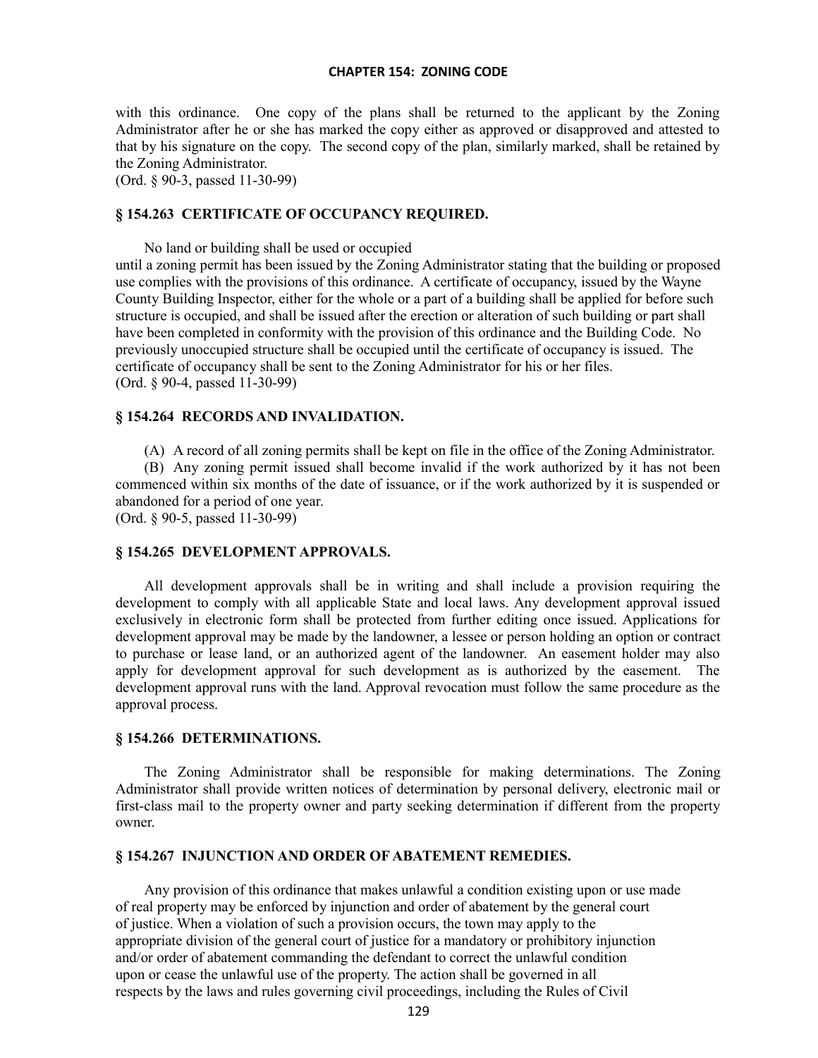with this ordinance. One copy of the plans shall be returned to the applicant by the Zoning Administrator after he or she has marked the copy either as approved or disapproved and attested to that by his signature on the copy. The second copy of the plan, similarly marked, shall be retained by the Zoning Administrator.
(Ord. § 90-3, passed 11-30-99)

### § 154.263 CERTIFICATE OF OCCUPANCY REQUIRED.

No land or building shall be used or occupied until a zoning permit has been issued by the Zoning Administrator stating that the building or proposed use complies with the provisions of this ordinance. A certificate of occupancy, issued by the Wayne County Building Inspector, either for the whole or a part of a building shall be applied for before such structure is occupied, and shall be issued after the erection or alteration of such building or part shall have been completed in conformity with the provision of this ordinance and the Building Code. No previously unoccupied structure shall be occupied until the certificate of occupancy is issued. The certificate of occupancy shall be sent to the Zoning Administrator for his or her files.
(Ord. § 90-4, passed 11-30-99)

### § 154.264 RECORDS AND INVALIDATION.

(A) A record of all zoning permits shall be kept on file in the office of the Zoning Administrator.

(B) Any zoning permit issued shall become invalid if the work authorized by it has not been commenced within six months of the date of issuance, or if the work authorized by it is suspended or abandoned for a period of one year.
(Ord. § 90-5, passed 11-30-99)

### § 154.265 DEVELOPMENT APPROVALS.

All development approvals shall be in writing and shall include a provision requiring the development to comply with all applicable State and local laws. Any development approval issued exclusively in electronic form shall be protected from further editing once issued. Applications for development approval may be made by the landowner, a lessee or person holding an option or contract to purchase or lease land, or an authorized agent of the landowner. An easement holder may also apply for development approval for such development as is authorized by the easement. The development approval runs with the land. Approval revocation must follow the same procedure as the approval process.

### § 154.266 DETERMINATIONS.

The Zoning Administrator shall be responsible for making determinations. The Zoning Administrator shall provide written notices of determination by personal delivery, electronic mail or first-class mail to the property owner and party seeking determination if different from the property owner.

### § 154.267 INJUNCTION AND ORDER OF ABATEMENT REMEDIES.

Any provision of this ordinance that makes unlawful a condition existing upon or use made of real property may be enforced by injunction and order of abatement by the general court of justice. When a violation of such a provision occurs, the town may apply to the appropriate division of the general court of justice for a mandatory or prohibitory injunction and/or order of abatement commanding the defendant to correct the unlawful condition upon or cease the unlawful use of the property. The action shall be governed in all respects by the laws and rules governing civil proceedings, including the Rules of Civil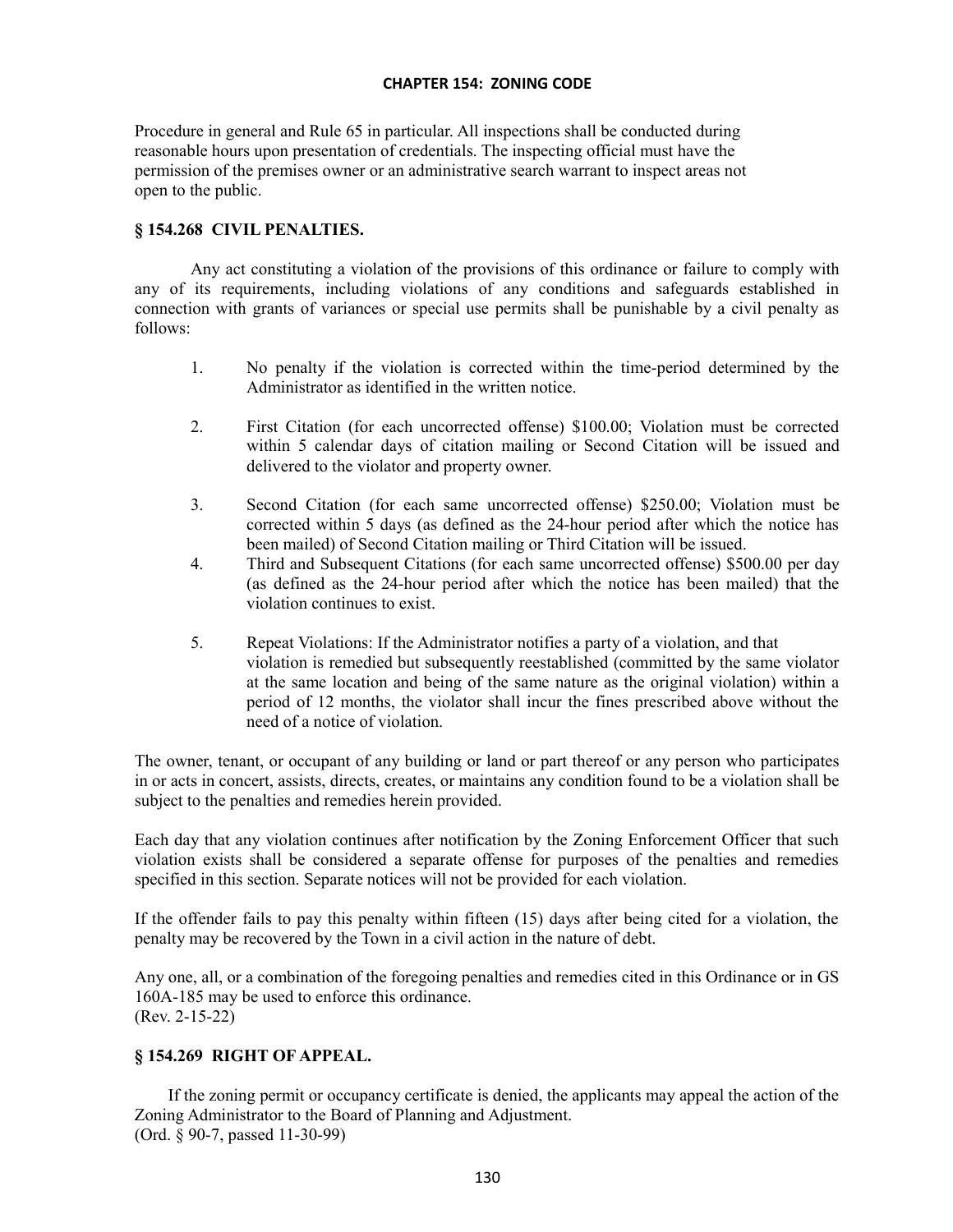Procedure in general and Rule 65 in particular. All inspections shall be conducted during reasonable hours upon presentation of credentials. The inspecting official must have the permission of the premises owner or an administrative search warrant to inspect areas not open to the public.

### § 154.268 CIVIL PENALTIES.

Any act constituting a violation of the provisions of this ordinance or failure to comply with any of its requirements, including violations of any conditions and safeguards established in connection with grants of variances or special use permits shall be punishable by a civil penalty as follows:

1. No penalty if the violation is corrected within the time-period determined by the Administrator as identified in the written notice.

2. First Citation (for each uncorrected offense) $100.00; Violation must be corrected within 5 calendar days of citation mailing or Second Citation will be issued and delivered to the violator and property owner.

3. Second Citation (for each same uncorrected offense) $250.00; Violation must be corrected within 5 days (as defined as the 24-hour period after which the notice has been mailed) of Second Citation mailing or Third Citation will be issued.

4. Third and Subsequent Citations (for each same uncorrected offense) $500.00 per day (as defined as the 24-hour period after which the notice has been mailed) that the violation continues to exist.

5. Repeat Violations: If the Administrator notifies a party of a violation, and that violation is remedied but subsequently reestablished (committed by the same violator at the same location and being of the same nature as the original violation) within a period of 12 months, the violator shall incur the fines prescribed above without the need of a notice of violation.

The owner, tenant, or occupant of any building or land or part thereof or any person who participates in or acts in concert, assists, directs, creates, or maintains any condition found to be a violation shall be subject to the penalties and remedies herein provided.

Each day that any violation continues after notification by the Zoning Enforcement Officer that such violation exists shall be considered a separate offense for purposes of the penalties and remedies specified in this section. Separate notices will not be provided for each violation.

If the offender fails to pay this penalty within fifteen (15) days after being cited for a violation, the penalty may be recovered by the Town in a civil action in the nature of debt.

Any one, all, or a combination of the foregoing penalties and remedies cited in this Ordinance or in GS 160A-185 may be used to enforce this ordinance.
(Rev. 2-15-22)

### § 154.269 RIGHT OF APPEAL.

If the zoning permit or occupancy certificate is denied, the applicants may appeal the action of the Zoning Administrator to the Board of Planning and Adjustment.
(Ord. § 90-7, passed 11-30-99)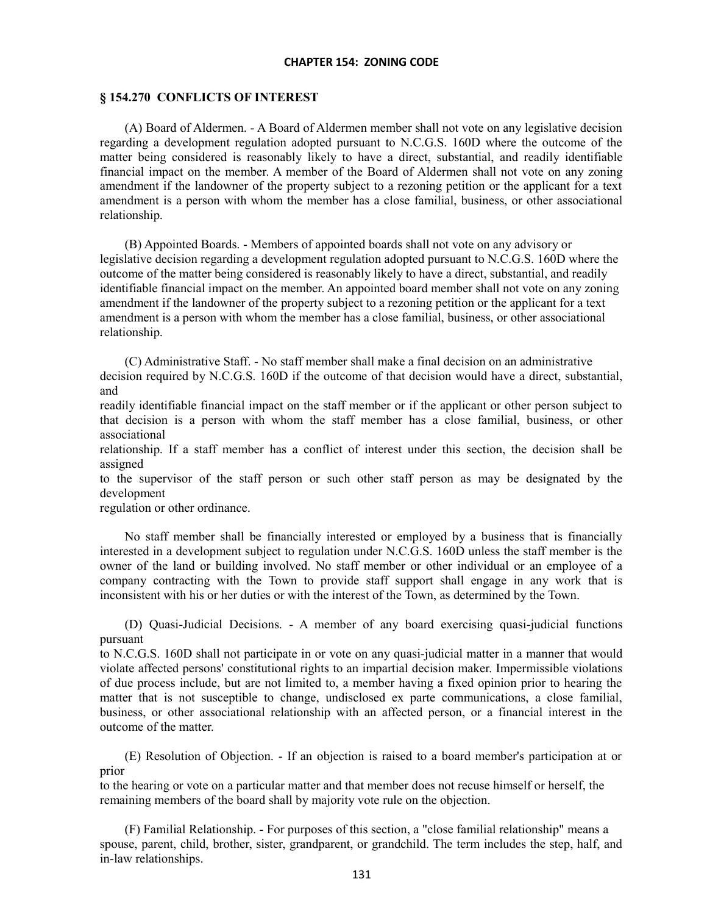## CHAPTER 154: ZONING CODE

### § 154.270 CONFLICTS OF INTEREST

(A) Board of Aldermen. - A Board of Aldermen member shall not vote on any legislative decision regarding a development regulation adopted pursuant to N.C.G.S. 160D where the outcome of the matter being considered is reasonably likely to have a direct, substantial, and readily identifiable financial impact on the member. A member of the Board of Aldermen shall not vote on any zoning amendment if the landowner of the property subject to a rezoning petition or the applicant for a text amendment is a person with whom the member has a close familial, business, or other associational relationship.

(B) Appointed Boards. - Members of appointed boards shall not vote on any advisory or legislative decision regarding a development regulation adopted pursuant to N.C.G.S. 160D where the outcome of the matter being considered is reasonably likely to have a direct, substantial, and readily identifiable financial impact on the member. An appointed board member shall not vote on any zoning amendment if the landowner of the property subject to a rezoning petition or the applicant for a text amendment is a person with whom the member has a close familial, business, or other associational relationship.

(C) Administrative Staff. - No staff member shall make a final decision on an administrative decision required by N.C.G.S. 160D if the outcome of that decision would have a direct, substantial, and readily identifiable financial impact on the staff member or if the applicant or other person subject to that decision is a person with whom the staff member has a close familial, business, or other associational relationship. If a staff member has a conflict of interest under this section, the decision shall be assigned to the supervisor of the staff person or such other staff person as may be designated by the development regulation or other ordinance.

No staff member shall be financially interested or employed by a business that is financially interested in a development subject to regulation under N.C.G.S. 160D unless the staff member is the owner of the land or building involved. No staff member or other individual or an employee of a company contracting with the Town to provide staff support shall engage in any work that is inconsistent with his or her duties or with the interest of the Town, as determined by the Town.

(D) Quasi-Judicial Decisions. - A member of any board exercising quasi-judicial functions pursuant to N.C.G.S. 160D shall not participate in or vote on any quasi-judicial matter in a manner that would violate affected persons' constitutional rights to an impartial decision maker. Impermissible violations of due process include, but are not limited to, a member having a fixed opinion prior to hearing the matter that is not susceptible to change, undisclosed ex parte communications, a close familial, business, or other associational relationship with an affected person, or a financial interest in the outcome of the matter.

(E) Resolution of Objection. - If an objection is raised to a board member's participation at or prior to the hearing or vote on a particular matter and that member does not recuse himself or herself, the remaining members of the board shall by majority vote rule on the objection.

(F) Familial Relationship. - For purposes of this section, a "close familial relationship" means a spouse, parent, child, brother, sister, grandparent, or grandchild. The term includes the step, half, and in-law relationships.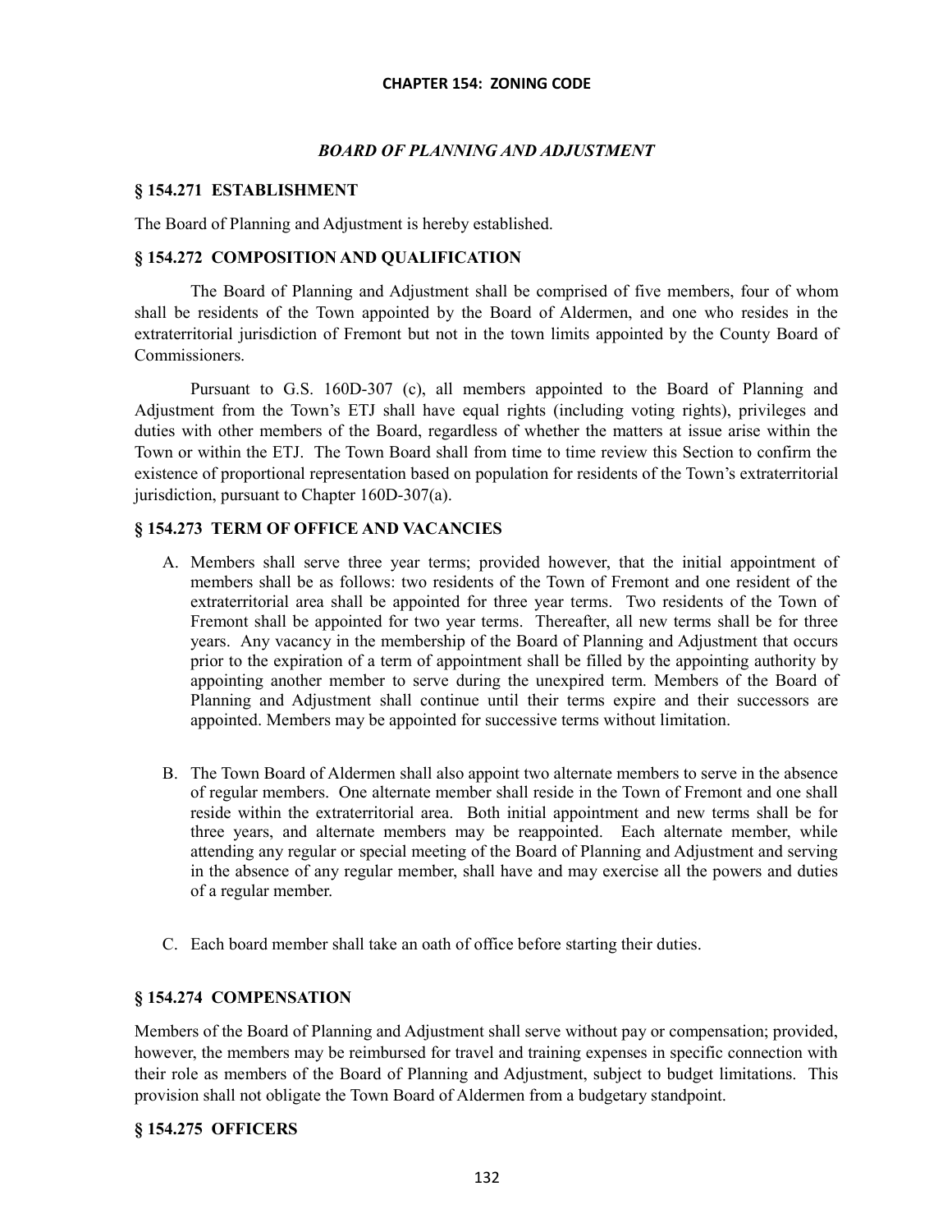# CHAPTER 154: ZONING CODE

## *BOARD OF PLANNING AND ADJUSTMENT*

### § 154.271 ESTABLISHMENT

The Board of Planning and Adjustment is hereby established.

### § 154.272 COMPOSITION AND QUALIFICATION

The Board of Planning and Adjustment shall be comprised of five members, four of whom shall be residents of the Town appointed by the Board of Aldermen, and one who resides in the extraterritorial jurisdiction of Fremont but not in the town limits appointed by the County Board of Commissioners.

Pursuant to G.S. 160D-307 (c), all members appointed to the Board of Planning and Adjustment from the Town's ETJ shall have equal rights (including voting rights), privileges and duties with other members of the Board, regardless of whether the matters at issue arise within the Town or within the ETJ. The Town Board shall from time to time review this Section to confirm the existence of proportional representation based on population for residents of the Town's extraterritorial jurisdiction, pursuant to Chapter 160D-307(a).

### § 154.273 TERM OF OFFICE AND VACANCIES

A. Members shall serve three year terms; provided however, that the initial appointment of members shall be as follows: two residents of the Town of Fremont and one resident of the extraterritorial area shall be appointed for three year terms. Two residents of the Town of Fremont shall be appointed for two year terms. Thereafter, all new terms shall be for three years. Any vacancy in the membership of the Board of Planning and Adjustment that occurs prior to the expiration of a term of appointment shall be filled by the appointing authority by appointing another member to serve during the unexpired term. Members of the Board of Planning and Adjustment shall continue until their terms expire and their successors are appointed. Members may be appointed for successive terms without limitation.

B. The Town Board of Aldermen shall also appoint two alternate members to serve in the absence of regular members. One alternate member shall reside in the Town of Fremont and one shall reside within the extraterritorial area. Both initial appointment and new terms shall be for three years, and alternate members may be reappointed. Each alternate member, while attending any regular or special meeting of the Board of Planning and Adjustment and serving in the absence of any regular member, shall have and may exercise all the powers and duties of a regular member.

C. Each board member shall take an oath of office before starting their duties.

### § 154.274 COMPENSATION

Members of the Board of Planning and Adjustment shall serve without pay or compensation; provided, however, the members may be reimbursed for travel and training expenses in specific connection with their role as members of the Board of Planning and Adjustment, subject to budget limitations. This provision shall not obligate the Town Board of Aldermen from a budgetary standpoint.

### § 154.275 OFFICERS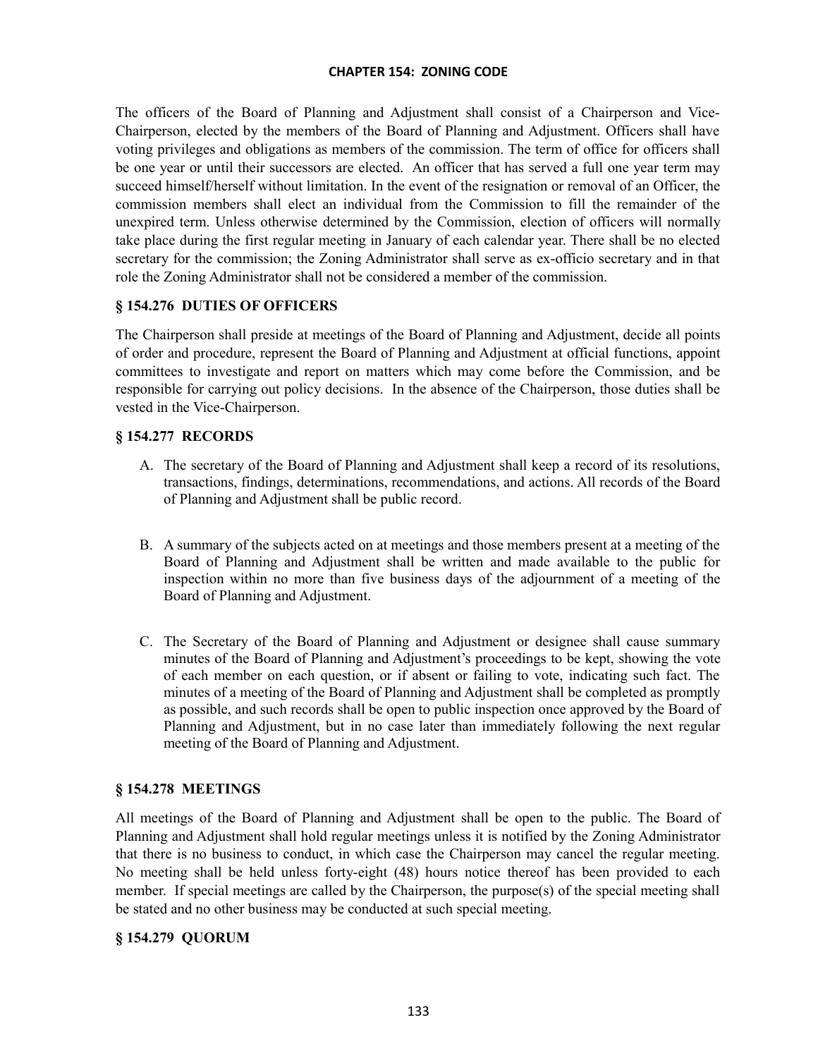The officers of the Board of Planning and Adjustment shall consist of a Chairperson and Vice-Chairperson, elected by the members of the Board of Planning and Adjustment. Officers shall have voting privileges and obligations as members of the commission. The term of office for officers shall be one year or until their successors are elected. An officer that has served a full one year term may succeed himself/herself without limitation. In the event of the resignation or removal of an Officer, the commission members shall elect an individual from the Commission to fill the remainder of the unexpired term. Unless otherwise determined by the Commission, election of officers will normally take place during the first regular meeting in January of each calendar year. There shall be no elected secretary for the commission; the Zoning Administrator shall serve as ex-officio secretary and in that role the Zoning Administrator shall not be considered a member of the commission.

### § 154.276 DUTIES OF OFFICERS

The Chairperson shall preside at meetings of the Board of Planning and Adjustment, decide all points of order and procedure, represent the Board of Planning and Adjustment at official functions, appoint committees to investigate and report on matters which may come before the Commission, and be responsible for carrying out policy decisions. In the absence of the Chairperson, those duties shall be vested in the Vice-Chairperson.

### § 154.277 RECORDS

A. The secretary of the Board of Planning and Adjustment shall keep a record of its resolutions, transactions, findings, determinations, recommendations, and actions. All records of the Board of Planning and Adjustment shall be public record.

B. A summary of the subjects acted on at meetings and those members present at a meeting of the Board of Planning and Adjustment shall be written and made available to the public for inspection within no more than five business days of the adjournment of a meeting of the Board of Planning and Adjustment.

C. The Secretary of the Board of Planning and Adjustment or designee shall cause summary minutes of the Board of Planning and Adjustment's proceedings to be kept, showing the vote of each member on each question, or if absent or failing to vote, indicating such fact. The minutes of a meeting of the Board of Planning and Adjustment shall be completed as promptly as possible, and such records shall be open to public inspection once approved by the Board of Planning and Adjustment, but in no case later than immediately following the next regular meeting of the Board of Planning and Adjustment.

### § 154.278 MEETINGS

All meetings of the Board of Planning and Adjustment shall be open to the public. The Board of Planning and Adjustment shall hold regular meetings unless it is notified by the Zoning Administrator that there is no business to conduct, in which case the Chairperson may cancel the regular meeting. No meeting shall be held unless forty-eight (48) hours notice thereof has been provided to each member. If special meetings are called by the Chairperson, the purpose(s) of the special meeting shall be stated and no other business may be conducted at such special meeting.

### § 154.279 QUORUM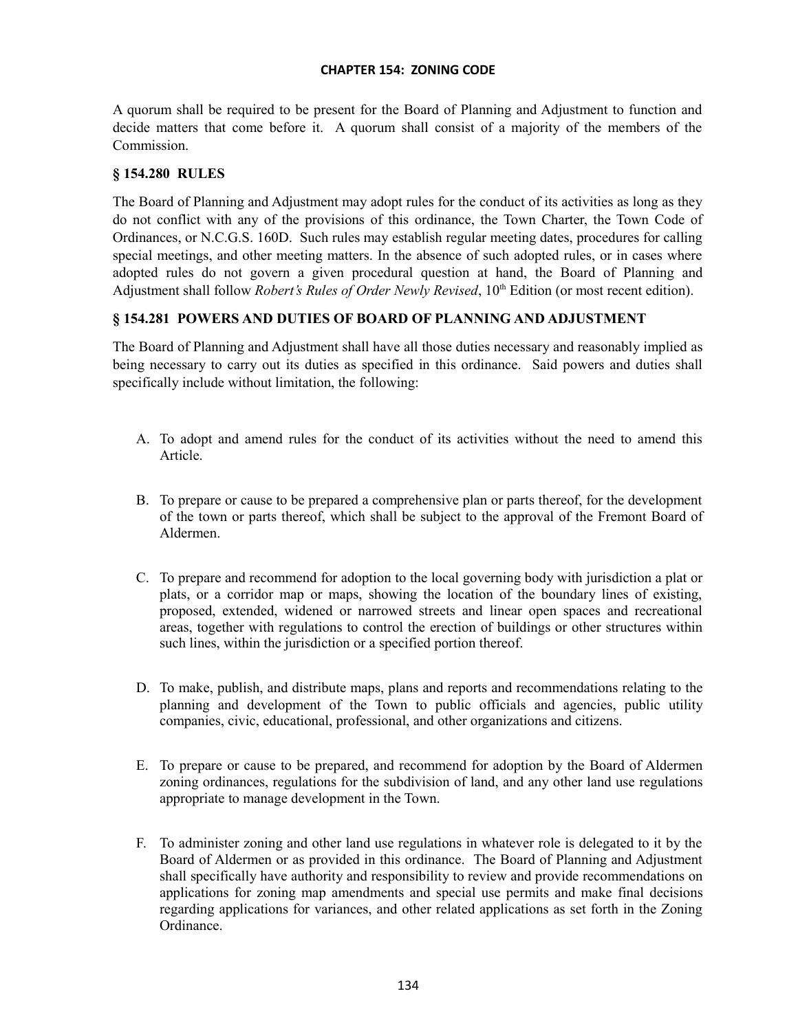A quorum shall be required to be present for the Board of Planning and Adjustment to function and decide matters that come before it. A quorum shall consist of a majority of the members of the Commission.

## § 154.280 RULES

The Board of Planning and Adjustment may adopt rules for the conduct of its activities as long as they do not conflict with any of the provisions of this ordinance, the Town Charter, the Town Code of Ordinances, or N.C.G.S. 160D. Such rules may establish regular meeting dates, procedures for calling special meetings, and other meeting matters. In the absence of such adopted rules, or in cases where adopted rules do not govern a given procedural question at hand, the Board of Planning and Adjustment shall follow *Robert's Rules of Order Newly Revised*, 10th Edition (or most recent edition).

## § 154.281 POWERS AND DUTIES OF BOARD OF PLANNING AND ADJUSTMENT

The Board of Planning and Adjustment shall have all those duties necessary and reasonably implied as being necessary to carry out its duties as specified in this ordinance. Said powers and duties shall specifically include without limitation, the following:

A. To adopt and amend rules for the conduct of its activities without the need to amend this Article.

B. To prepare or cause to be prepared a comprehensive plan or parts thereof, for the development of the town or parts thereof, which shall be subject to the approval of the Fremont Board of Aldermen.

C. To prepare and recommend for adoption to the local governing body with jurisdiction a plat or plats, or a corridor map or maps, showing the location of the boundary lines of existing, proposed, extended, widened or narrowed streets and linear open spaces and recreational areas, together with regulations to control the erection of buildings or other structures within such lines, within the jurisdiction or a specified portion thereof.

D. To make, publish, and distribute maps, plans and reports and recommendations relating to the planning and development of the Town to public officials and agencies, public utility companies, civic, educational, professional, and other organizations and citizens.

E. To prepare or cause to be prepared, and recommend for adoption by the Board of Aldermen zoning ordinances, regulations for the subdivision of land, and any other land use regulations appropriate to manage development in the Town.

F. To administer zoning and other land use regulations in whatever role is delegated to it by the Board of Aldermen or as provided in this ordinance. The Board of Planning and Adjustment shall specifically have authority and responsibility to review and provide recommendations on applications for zoning map amendments and special use permits and make final decisions regarding applications for variances, and other related applications as set forth in the Zoning Ordinance.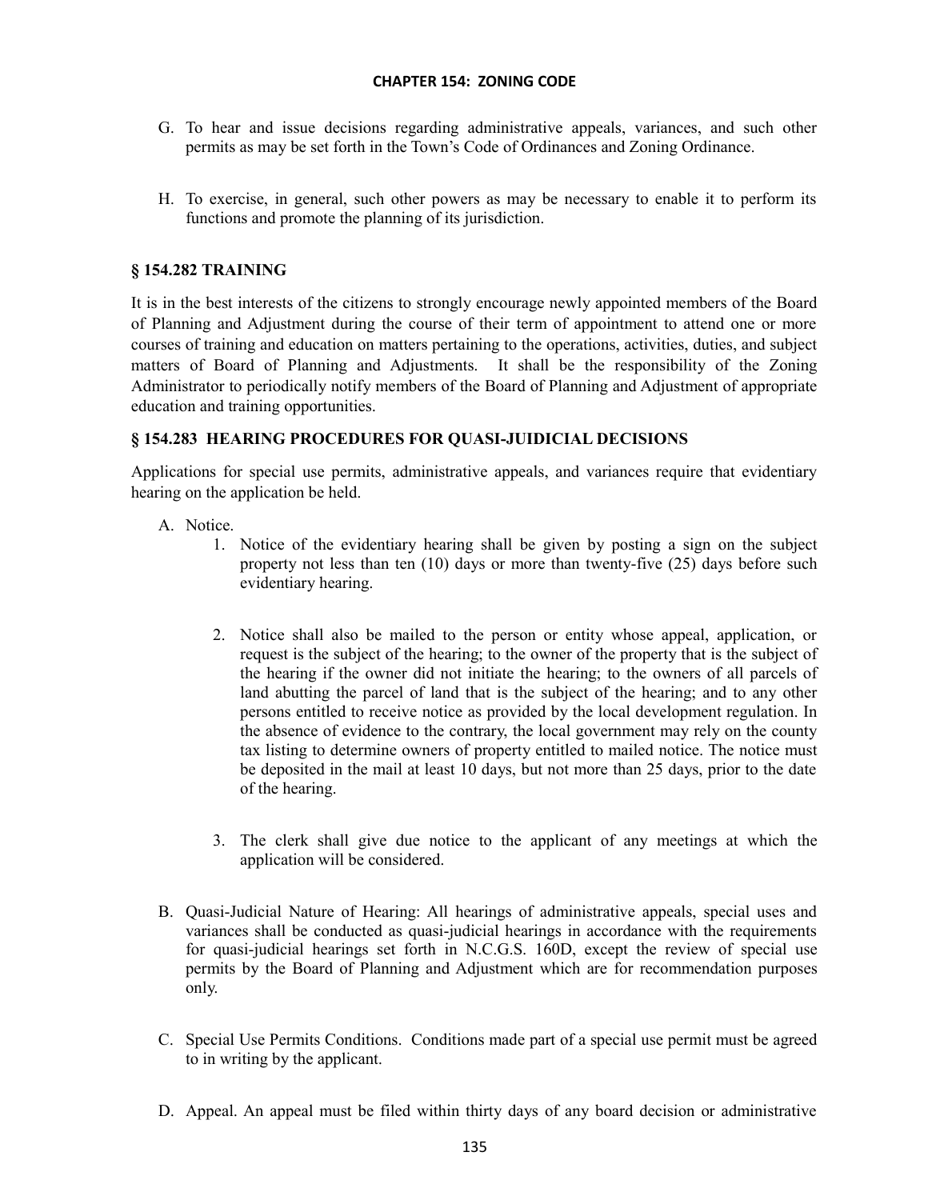G. To hear and issue decisions regarding administrative appeals, variances, and such other permits as may be set forth in the Town's Code of Ordinances and Zoning Ordinance.

H. To exercise, in general, such other powers as may be necessary to enable it to perform its functions and promote the planning of its jurisdiction.

## § 154.282 TRAINING

It is in the best interests of the citizens to strongly encourage newly appointed members of the Board of Planning and Adjustment during the course of their term of appointment to attend one or more courses of training and education on matters pertaining to the operations, activities, duties, and subject matters of Board of Planning and Adjustments. It shall be the responsibility of the Zoning Administrator to periodically notify members of the Board of Planning and Adjustment of appropriate education and training opportunities.

## § 154.283 HEARING PROCEDURES FOR QUASI-JUIDICIAL DECISIONS

Applications for special use permits, administrative appeals, and variances require that evidentiary hearing on the application be held.

A. Notice.

1. Notice of the evidentiary hearing shall be given by posting a sign on the subject property not less than ten (10) days or more than twenty-five (25) days before such evidentiary hearing.

2. Notice shall also be mailed to the person or entity whose appeal, application, or request is the subject of the hearing; to the owner of the property that is the subject of the hearing if the owner did not initiate the hearing; to the owners of all parcels of land abutting the parcel of land that is the subject of the hearing; and to any other persons entitled to receive notice as provided by the local development regulation. In the absence of evidence to the contrary, the local government may rely on the county tax listing to determine owners of property entitled to mailed notice. The notice must be deposited in the mail at least 10 days, but not more than 25 days, prior to the date of the hearing.

3. The clerk shall give due notice to the applicant of any meetings at which the application will be considered.

B. Quasi-Judicial Nature of Hearing: All hearings of administrative appeals, special uses and variances shall be conducted as quasi-judicial hearings in accordance with the requirements for quasi-judicial hearings set forth in N.C.G.S. 160D, except the review of special use permits by the Board of Planning and Adjustment which are for recommendation purposes only.

C. Special Use Permits Conditions. Conditions made part of a special use permit must be agreed to in writing by the applicant.

D. Appeal. An appeal must be filed within thirty days of any board decision or administrative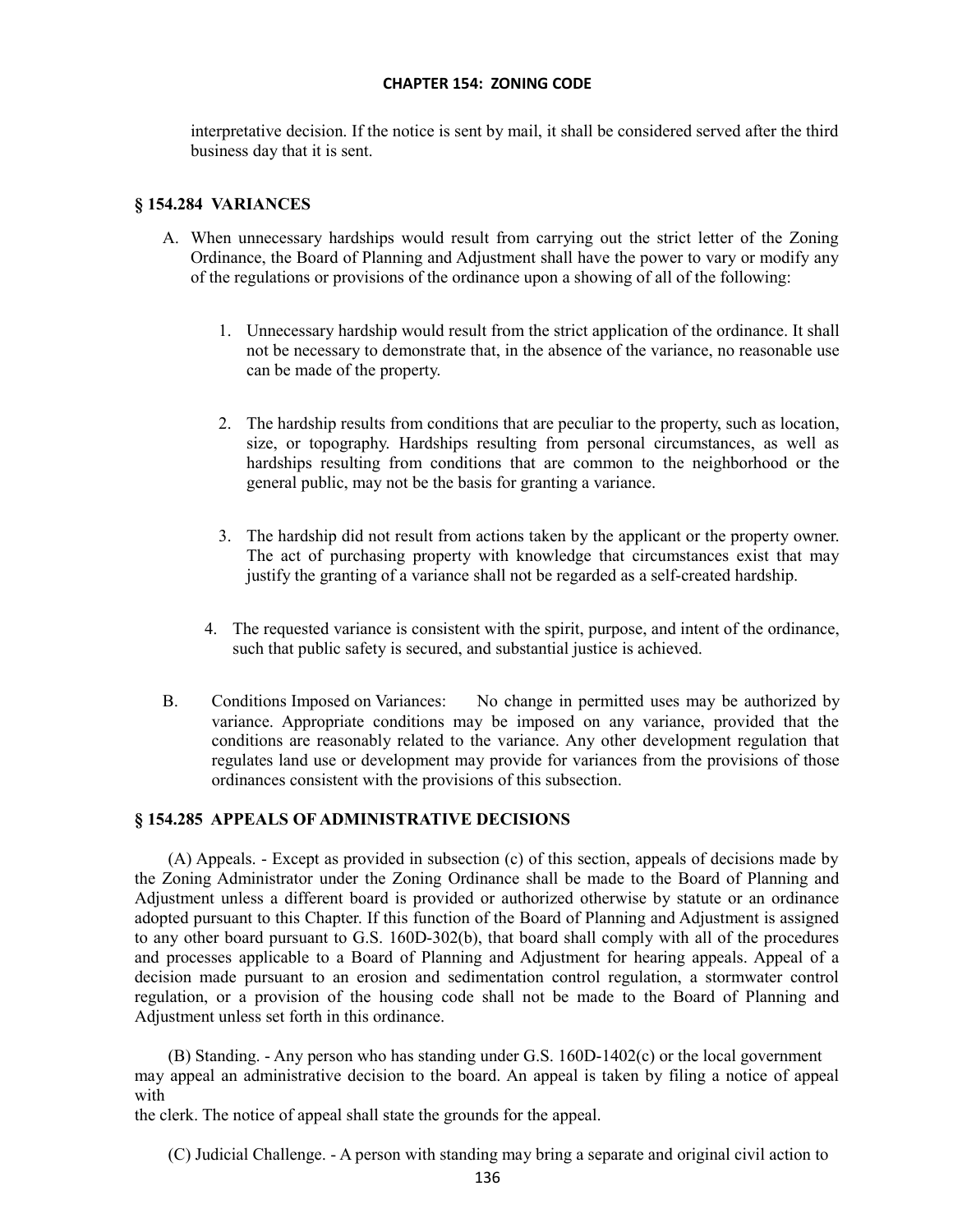interpretative decision. If the notice is sent by mail, it shall be considered served after the third business day that it is sent.

## § 154.284 VARIANCES

A. When unnecessary hardships would result from carrying out the strict letter of the Zoning Ordinance, the Board of Planning and Adjustment shall have the power to vary or modify any of the regulations or provisions of the ordinance upon a showing of all of the following:

   1. Unnecessary hardship would result from the strict application of the ordinance. It shall not be necessary to demonstrate that, in the absence of the variance, no reasonable use can be made of the property.

   2. The hardship results from conditions that are peculiar to the property, such as location, size, or topography. Hardships resulting from personal circumstances, as well as hardships resulting from conditions that are common to the neighborhood or the general public, may not be the basis for granting a variance.

   3. The hardship did not result from actions taken by the applicant or the property owner. The act of purchasing property with knowledge that circumstances exist that may justify the granting of a variance shall not be regarded as a self-created hardship.

   4. The requested variance is consistent with the spirit, purpose, and intent of the ordinance, such that public safety is secured, and substantial justice is achieved.

B. Conditions Imposed on Variances: No change in permitted uses may be authorized by variance. Appropriate conditions may be imposed on any variance, provided that the conditions are reasonably related to the variance. Any other development regulation that regulates land use or development may provide for variances from the provisions of those ordinances consistent with the provisions of this subsection.

## § 154.285 APPEALS OF ADMINISTRATIVE DECISIONS

(A) Appeals. - Except as provided in subsection (c) of this section, appeals of decisions made by the Zoning Administrator under the Zoning Ordinance shall be made to the Board of Planning and Adjustment unless a different board is provided or authorized otherwise by statute or an ordinance adopted pursuant to this Chapter. If this function of the Board of Planning and Adjustment is assigned to any other board pursuant to G.S. 160D-302(b), that board shall comply with all of the procedures and processes applicable to a Board of Planning and Adjustment for hearing appeals. Appeal of a decision made pursuant to an erosion and sedimentation control regulation, a stormwater control regulation, or a provision of the housing code shall not be made to the Board of Planning and Adjustment unless set forth in this ordinance.

(B) Standing. - Any person who has standing under G.S. 160D-1402(c) or the local government may appeal an administrative decision to the board. An appeal is taken by filing a notice of appeal with the clerk. The notice of appeal shall state the grounds for the appeal.

(C) Judicial Challenge. - A person with standing may bring a separate and original civil action to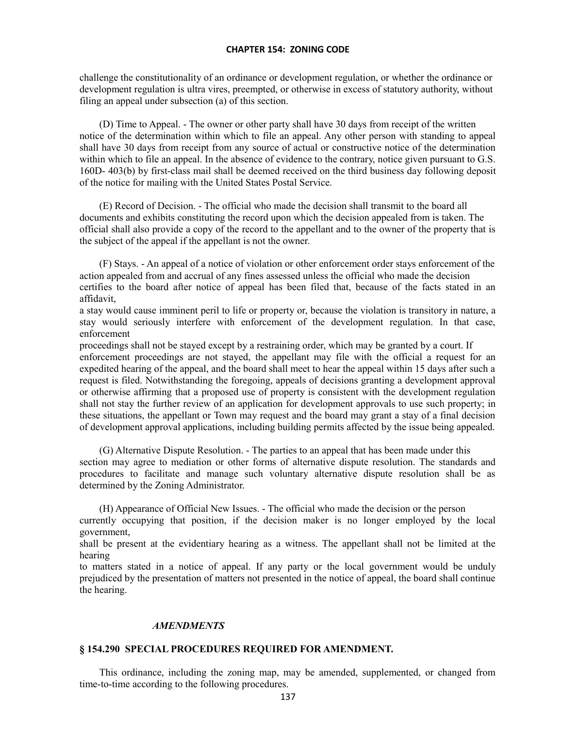challenge the constitutionality of an ordinance or development regulation, or whether the ordinance or development regulation is ultra vires, preempted, or otherwise in excess of statutory authority, without filing an appeal under subsection (a) of this section.

(D) Time to Appeal. - The owner or other party shall have 30 days from receipt of the written notice of the determination within which to file an appeal. Any other person with standing to appeal shall have 30 days from receipt from any source of actual or constructive notice of the determination within which to file an appeal. In the absence of evidence to the contrary, notice given pursuant to G.S. 160D- 403(b) by first-class mail shall be deemed received on the third business day following deposit of the notice for mailing with the United States Postal Service.

(E) Record of Decision. - The official who made the decision shall transmit to the board all documents and exhibits constituting the record upon which the decision appealed from is taken. The official shall also provide a copy of the record to the appellant and to the owner of the property that is the subject of the appeal if the appellant is not the owner.

(F) Stays. - An appeal of a notice of violation or other enforcement order stays enforcement of the action appealed from and accrual of any fines assessed unless the official who made the decision certifies to the board after notice of appeal has been filed that, because of the facts stated in an affidavit, a stay would cause imminent peril to life or property or, because the violation is transitory in nature, a stay would seriously interfere with enforcement of the development regulation. In that case, enforcement proceedings shall not be stayed except by a restraining order, which may be granted by a court. If enforcement proceedings are not stayed, the appellant may file with the official a request for an expedited hearing of the appeal, and the board shall meet to hear the appeal within 15 days after such a request is filed. Notwithstanding the foregoing, appeals of decisions granting a development approval or otherwise affirming that a proposed use of property is consistent with the development regulation shall not stay the further review of an application for development approvals to use such property; in these situations, the appellant or Town may request and the board may grant a stay of a final decision of development approval applications, including building permits affected by the issue being appealed.

(G) Alternative Dispute Resolution. - The parties to an appeal that has been made under this section may agree to mediation or other forms of alternative dispute resolution. The standards and procedures to facilitate and manage such voluntary alternative dispute resolution shall be as determined by the Zoning Administrator.

(H) Appearance of Official New Issues. - The official who made the decision or the person currently occupying that position, if the decision maker is no longer employed by the local government, shall be present at the evidentiary hearing as a witness. The appellant shall not be limited at the hearing to matters stated in a notice of appeal. If any party or the local government would be unduly prejudiced by the presentation of matters not presented in the notice of appeal, the board shall continue the hearing.

***AMENDMENTS***

**§ 154.290 SPECIAL PROCEDURES REQUIRED FOR AMENDMENT.**

This ordinance, including the zoning map, may be amended, supplemented, or changed from time-to-time according to the following procedures.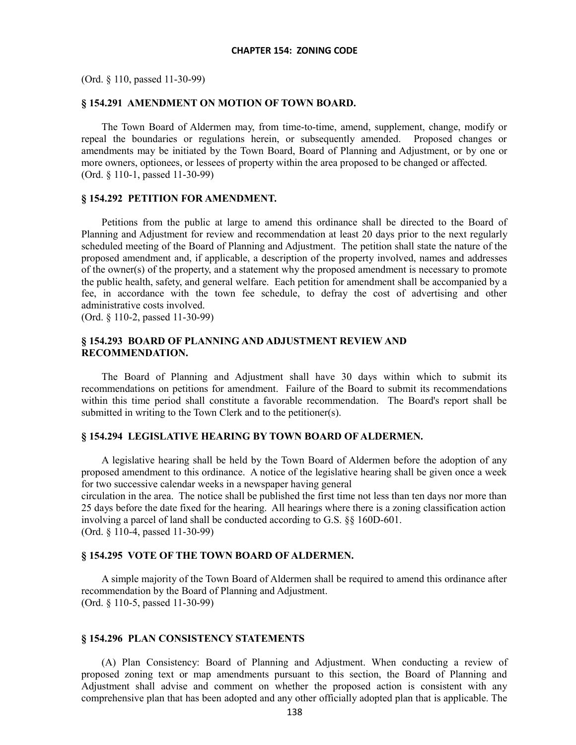(Ord. § 110, passed 11-30-99)

### § 154.291 AMENDMENT ON MOTION OF TOWN BOARD.

The Town Board of Aldermen may, from time-to-time, amend, supplement, change, modify or repeal the boundaries or regulations herein, or subsequently amended. Proposed changes or amendments may be initiated by the Town Board, Board of Planning and Adjustment, or by one or more owners, optionees, or lessees of property within the area proposed to be changed or affected.
(Ord. § 110-1, passed 11-30-99)

### § 154.292 PETITION FOR AMENDMENT.

Petitions from the public at large to amend this ordinance shall be directed to the Board of Planning and Adjustment for review and recommendation at least 20 days prior to the next regularly scheduled meeting of the Board of Planning and Adjustment. The petition shall state the nature of the proposed amendment and, if applicable, a description of the property involved, names and addresses of the owner(s) of the property, and a statement why the proposed amendment is necessary to promote the public health, safety, and general welfare. Each petition for amendment shall be accompanied by a fee, in accordance with the town fee schedule, to defray the cost of advertising and other administrative costs involved.
(Ord. § 110-2, passed 11-30-99)

### § 154.293 BOARD OF PLANNING AND ADJUSTMENT REVIEW AND RECOMMENDATION.

The Board of Planning and Adjustment shall have 30 days within which to submit its recommendations on petitions for amendment. Failure of the Board to submit its recommendations within this time period shall constitute a favorable recommendation. The Board's report shall be submitted in writing to the Town Clerk and to the petitioner(s).

### § 154.294 LEGISLATIVE HEARING BY TOWN BOARD OF ALDERMEN.

A legislative hearing shall be held by the Town Board of Aldermen before the adoption of any proposed amendment to this ordinance. A notice of the legislative hearing shall be given once a week for two successive calendar weeks in a newspaper having general circulation in the area. The notice shall be published the first time not less than ten days nor more than 25 days before the date fixed for the hearing. All hearings where there is a zoning classification action involving a parcel of land shall be conducted according to G.S. §§ 160D-601.
(Ord. § 110-4, passed 11-30-99)

### § 154.295 VOTE OF THE TOWN BOARD OF ALDERMEN.

A simple majority of the Town Board of Aldermen shall be required to amend this ordinance after recommendation by the Board of Planning and Adjustment.
(Ord. § 110-5, passed 11-30-99)

### § 154.296 PLAN CONSISTENCY STATEMENTS

(A) Plan Consistency: Board of Planning and Adjustment. When conducting a review of proposed zoning text or map amendments pursuant to this section, the Board of Planning and Adjustment shall advise and comment on whether the proposed action is consistent with any comprehensive plan that has been adopted and any other officially adopted plan that is applicable. The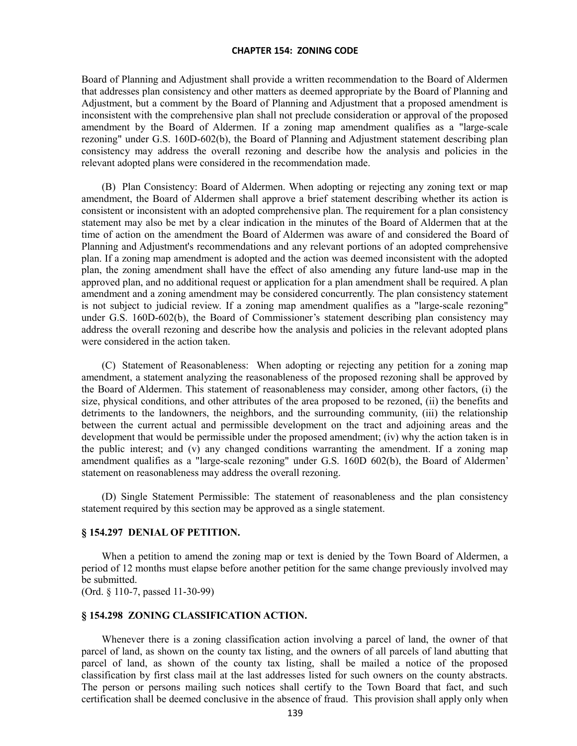Board of Planning and Adjustment shall provide a written recommendation to the Board of Aldermen that addresses plan consistency and other matters as deemed appropriate by the Board of Planning and Adjustment, but a comment by the Board of Planning and Adjustment that a proposed amendment is inconsistent with the comprehensive plan shall not preclude consideration or approval of the proposed amendment by the Board of Aldermen. If a zoning map amendment qualifies as a "large-scale rezoning" under G.S. 160D-602(b), the Board of Planning and Adjustment statement describing plan consistency may address the overall rezoning and describe how the analysis and policies in the relevant adopted plans were considered in the recommendation made.

(B) Plan Consistency: Board of Aldermen. When adopting or rejecting any zoning text or map amendment, the Board of Aldermen shall approve a brief statement describing whether its action is consistent or inconsistent with an adopted comprehensive plan. The requirement for a plan consistency statement may also be met by a clear indication in the minutes of the Board of Aldermen that at the time of action on the amendment the Board of Aldermen was aware of and considered the Board of Planning and Adjustment's recommendations and any relevant portions of an adopted comprehensive plan. If a zoning map amendment is adopted and the action was deemed inconsistent with the adopted plan, the zoning amendment shall have the effect of also amending any future land-use map in the approved plan, and no additional request or application for a plan amendment shall be required. A plan amendment and a zoning amendment may be considered concurrently. The plan consistency statement is not subject to judicial review. If a zoning map amendment qualifies as a "large-scale rezoning" under G.S. 160D-602(b), the Board of Commissioner's statement describing plan consistency may address the overall rezoning and describe how the analysis and policies in the relevant adopted plans were considered in the action taken.

(C) Statement of Reasonableness: When adopting or rejecting any petition for a zoning map amendment, a statement analyzing the reasonableness of the proposed rezoning shall be approved by the Board of Aldermen. This statement of reasonableness may consider, among other factors, (i) the size, physical conditions, and other attributes of the area proposed to be rezoned, (ii) the benefits and detriments to the landowners, the neighbors, and the surrounding community, (iii) the relationship between the current actual and permissible development on the tract and adjoining areas and the development that would be permissible under the proposed amendment; (iv) why the action taken is in the public interest; and (v) any changed conditions warranting the amendment. If a zoning map amendment qualifies as a "large-scale rezoning" under G.S. 160D 602(b), the Board of Aldermen' statement on reasonableness may address the overall rezoning.

(D) Single Statement Permissible: The statement of reasonableness and the plan consistency statement required by this section may be approved as a single statement.

### § 154.297 DENIAL OF PETITION.

When a petition to amend the zoning map or text is denied by the Town Board of Aldermen, a period of 12 months must elapse before another petition for the same change previously involved may be submitted.
(Ord. § 110-7, passed 11-30-99)

### § 154.298 ZONING CLASSIFICATION ACTION.

Whenever there is a zoning classification action involving a parcel of land, the owner of that parcel of land, as shown on the county tax listing, and the owners of all parcels of land abutting that parcel of land, as shown of the county tax listing, shall be mailed a notice of the proposed classification by first class mail at the last addresses listed for such owners on the county abstracts. The person or persons mailing such notices shall certify to the Town Board that fact, and such certification shall be deemed conclusive in the absence of fraud. This provision shall apply only when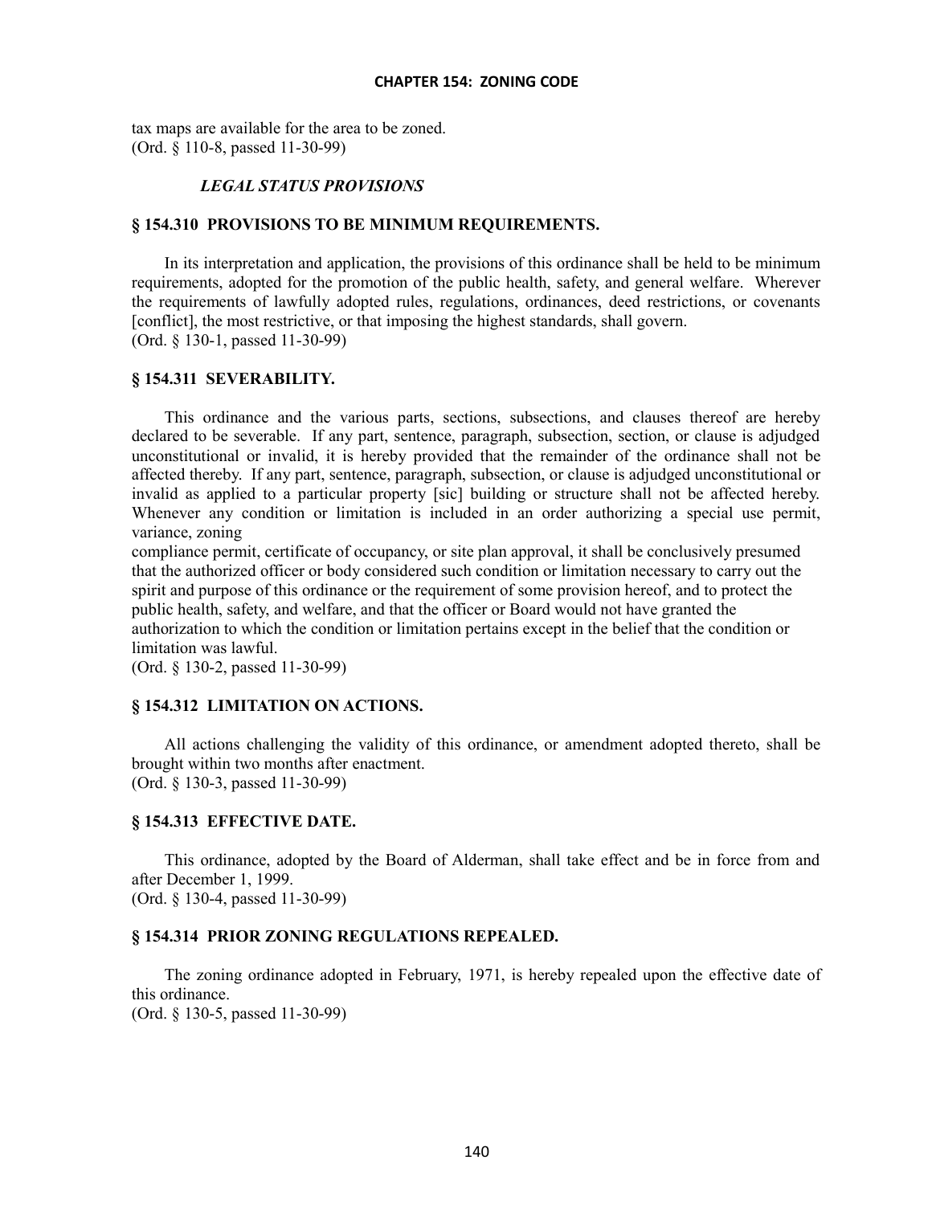tax maps are available for the area to be zoned.
(Ord. § 110-8, passed 11-30-99)

### *LEGAL STATUS PROVISIONS*

### § 154.310 PROVISIONS TO BE MINIMUM REQUIREMENTS.

In its interpretation and application, the provisions of this ordinance shall be held to be minimum requirements, adopted for the promotion of the public health, safety, and general welfare. Wherever the requirements of lawfully adopted rules, regulations, ordinances, deed restrictions, or covenants [conflict], the most restrictive, or that imposing the highest standards, shall govern.
(Ord. § 130-1, passed 11-30-99)

### § 154.311 SEVERABILITY.

This ordinance and the various parts, sections, subsections, and clauses thereof are hereby declared to be severable. If any part, sentence, paragraph, subsection, section, or clause is adjudged unconstitutional or invalid, it is hereby provided that the remainder of the ordinance shall not be affected thereby. If any part, sentence, paragraph, subsection, or clause is adjudged unconstitutional or invalid as applied to a particular property [sic] building or structure shall not be affected hereby. Whenever any condition or limitation is included in an order authorizing a special use permit, variance, zoning compliance permit, certificate of occupancy, or site plan approval, it shall be conclusively presumed that the authorized officer or body considered such condition or limitation necessary to carry out the spirit and purpose of this ordinance or the requirement of some provision hereof, and to protect the public health, safety, and welfare, and that the officer or Board would not have granted the authorization to which the condition or limitation pertains except in the belief that the condition or limitation was lawful.
(Ord. § 130-2, passed 11-30-99)

### § 154.312 LIMITATION ON ACTIONS.

All actions challenging the validity of this ordinance, or amendment adopted thereto, shall be brought within two months after enactment.
(Ord. § 130-3, passed 11-30-99)

### § 154.313 EFFECTIVE DATE.

This ordinance, adopted by the Board of Alderman, shall take effect and be in force from and after December 1, 1999.
(Ord. § 130-4, passed 11-30-99)

### § 154.314 PRIOR ZONING REGULATIONS REPEALED.

The zoning ordinance adopted in February, 1971, is hereby repealed upon the effective date of this ordinance.
(Ord. § 130-5, passed 11-30-99)